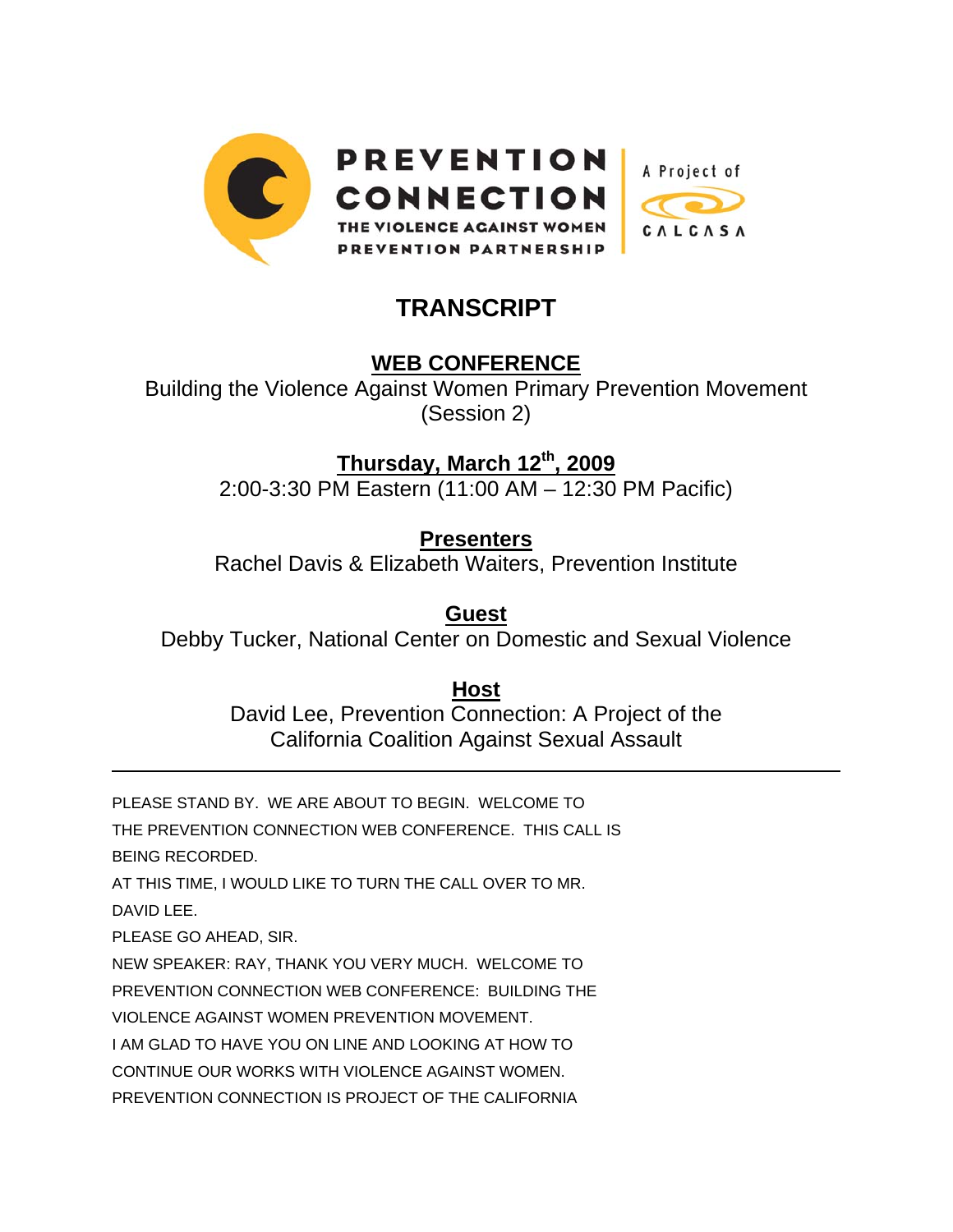PREVENTION CONNECTION
THE VIOLENCE AGAINST WOMEN PREVENTION PARTNERSHIP

A Project of CALCASA

# TRANSCRIPT

## WEB CONFERENCE

Building the Violence Against Women Primary Prevention Movement (Session 2)

**Thursday, March 12th, 2009**

2:00-3:30 PM Eastern (11:00 AM – 12:30 PM Pacific)

**Presenters**

Rachel Davis & Elizabeth Waiters, Prevention Institute

**Guest**

Debby Tucker, National Center on Domestic and Sexual Violence

**Host**

David Lee, Prevention Connection: A Project of the California Coalition Against Sexual Assault

---

PLEASE STAND BY. WE ARE ABOUT TO BEGIN. WELCOME TO THE PREVENTION CONNECTION WEB CONFERENCE. THIS CALL IS BEING RECORDED.

AT THIS TIME, I WOULD LIKE TO TURN THE CALL OVER TO MR. DAVID LEE.

PLEASE GO AHEAD, SIR.

NEW SPEAKER: RAY, THANK YOU VERY MUCH. WELCOME TO PREVENTION CONNECTION WEB CONFERENCE: BUILDING THE VIOLENCE AGAINST WOMEN PREVENTION MOVEMENT.

I AM GLAD TO HAVE YOU ON LINE AND LOOKING AT HOW TO CONTINUE OUR WORKS WITH VIOLENCE AGAINST WOMEN.

PREVENTION CONNECTION IS PROJECT OF THE CALIFORNIA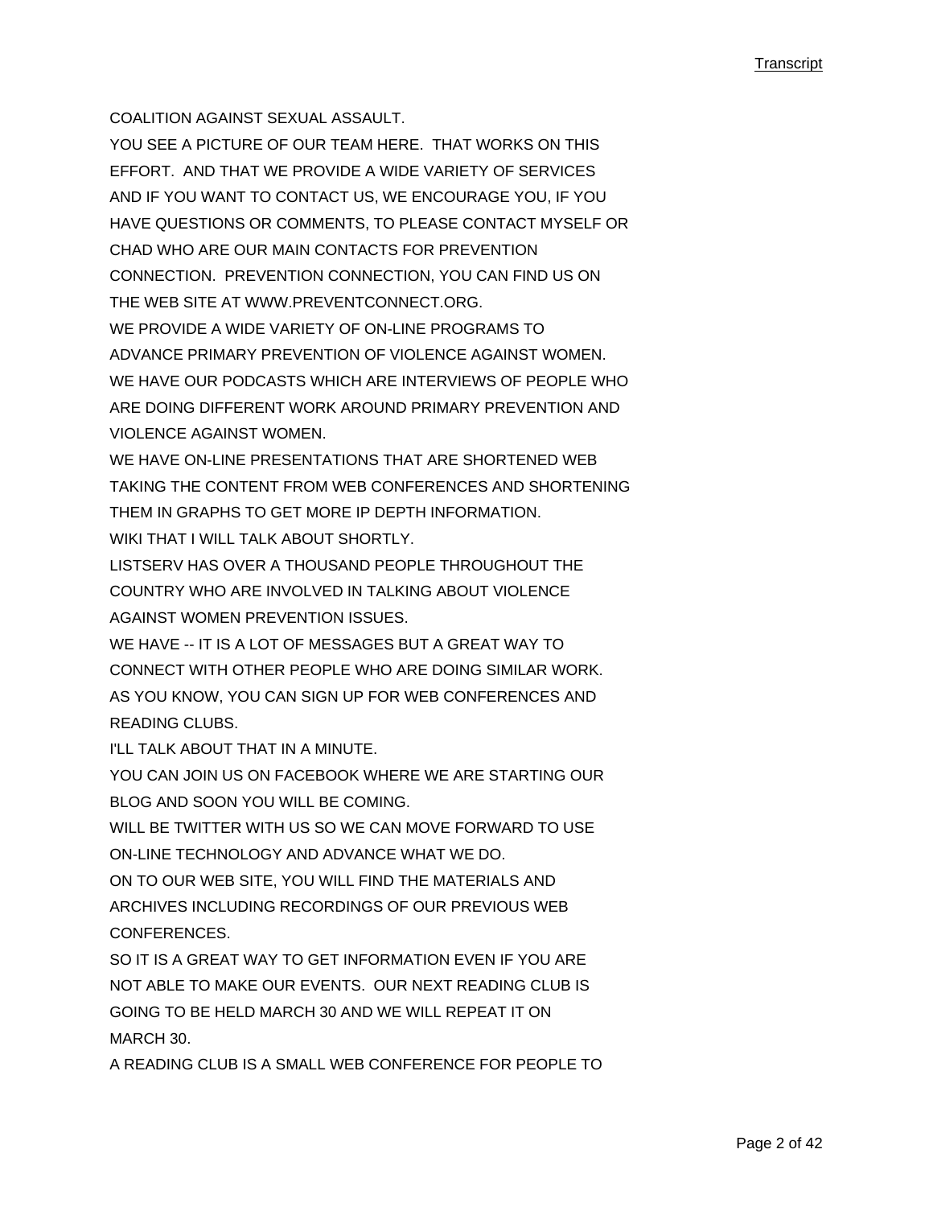COALITION AGAINST SEXUAL ASSAULT.

YOU SEE A PICTURE OF OUR TEAM HERE. THAT WORKS ON THIS EFFORT. AND THAT WE PROVIDE A WIDE VARIETY OF SERVICES AND IF YOU WANT TO CONTACT US, WE ENCOURAGE YOU, IF YOU HAVE QUESTIONS OR COMMENTS, TO PLEASE CONTACT MYSELF OR CHAD WHO ARE OUR MAIN CONTACTS FOR PREVENTION CONNECTION. PREVENTION CONNECTION, YOU CAN FIND US ON THE WEB SITE AT WWW.PREVENTCONNECT.ORG.

WE PROVIDE A WIDE VARIETY OF ON-LINE PROGRAMS TO ADVANCE PRIMARY PREVENTION OF VIOLENCE AGAINST WOMEN.

WE HAVE OUR PODCASTS WHICH ARE INTERVIEWS OF PEOPLE WHO ARE DOING DIFFERENT WORK AROUND PRIMARY PREVENTION AND VIOLENCE AGAINST WOMEN.

WE HAVE ON-LINE PRESENTATIONS THAT ARE SHORTENED WEB TAKING THE CONTENT FROM WEB CONFERENCES AND SHORTENING THEM IN GRAPHS TO GET MORE IP DEPTH INFORMATION.

WIKI THAT I WILL TALK ABOUT SHORTLY.

LISTSERV HAS OVER A THOUSAND PEOPLE THROUGHOUT THE COUNTRY WHO ARE INVOLVED IN TALKING ABOUT VIOLENCE AGAINST WOMEN PREVENTION ISSUES.

WE HAVE -- IT IS A LOT OF MESSAGES BUT A GREAT WAY TO CONNECT WITH OTHER PEOPLE WHO ARE DOING SIMILAR WORK.

AS YOU KNOW, YOU CAN SIGN UP FOR WEB CONFERENCES AND READING CLUBS.

I'LL TALK ABOUT THAT IN A MINUTE.

YOU CAN JOIN US ON FACEBOOK WHERE WE ARE STARTING OUR BLOG AND SOON YOU WILL BE COMING.

WILL BE TWITTER WITH US SO WE CAN MOVE FORWARD TO USE ON-LINE TECHNOLOGY AND ADVANCE WHAT WE DO.

ON TO OUR WEB SITE, YOU WILL FIND THE MATERIALS AND ARCHIVES INCLUDING RECORDINGS OF OUR PREVIOUS WEB CONFERENCES.

SO IT IS A GREAT WAY TO GET INFORMATION EVEN IF YOU ARE NOT ABLE TO MAKE OUR EVENTS. OUR NEXT READING CLUB IS GOING TO BE HELD MARCH 30 AND WE WILL REPEAT IT ON MARCH 30.

A READING CLUB IS A SMALL WEB CONFERENCE FOR PEOPLE TO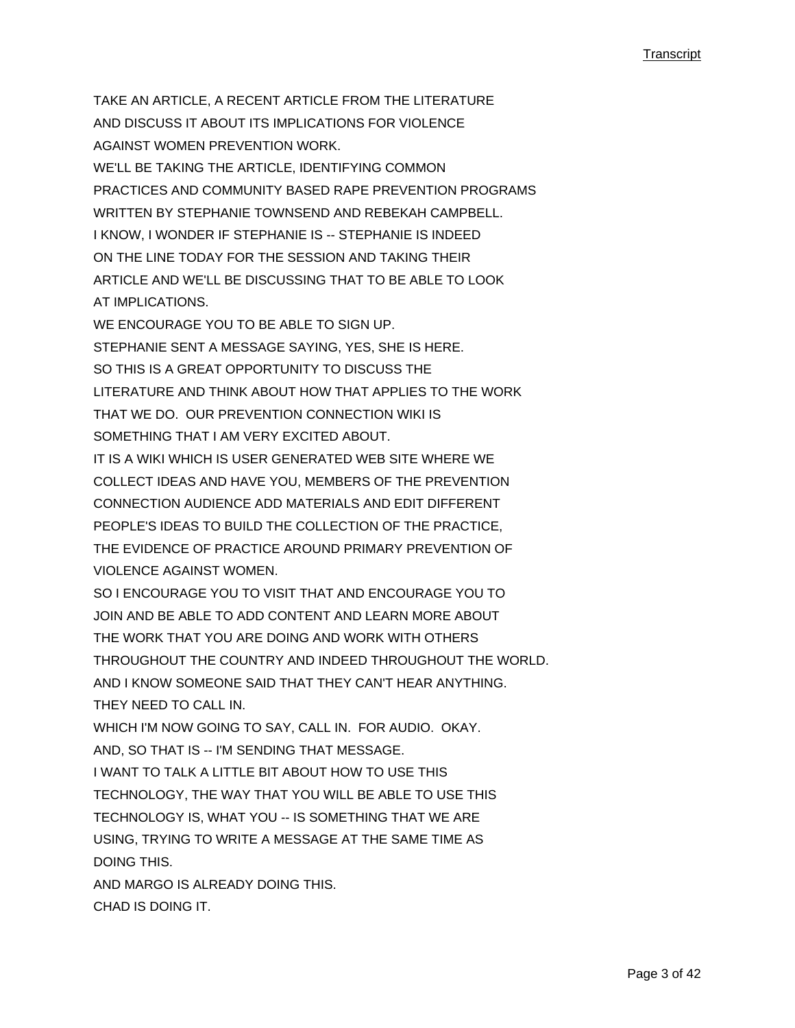TAKE AN ARTICLE, A RECENT ARTICLE FROM THE LITERATURE
AND DISCUSS IT ABOUT ITS IMPLICATIONS FOR VIOLENCE
AGAINST WOMEN PREVENTION WORK.
WE'LL BE TAKING THE ARTICLE, IDENTIFYING COMMON
PRACTICES AND COMMUNITY BASED RAPE PREVENTION PROGRAMS
WRITTEN BY STEPHANIE TOWNSEND AND REBEKAH CAMPBELL.
I KNOW, I WONDER IF STEPHANIE IS -- STEPHANIE IS INDEED
ON THE LINE TODAY FOR THE SESSION AND TAKING THEIR
ARTICLE AND WE'LL BE DISCUSSING THAT TO BE ABLE TO LOOK
AT IMPLICATIONS.
WE ENCOURAGE YOU TO BE ABLE TO SIGN UP.
STEPHANIE SENT A MESSAGE SAYING, YES, SHE IS HERE.
SO THIS IS A GREAT OPPORTUNITY TO DISCUSS THE
LITERATURE AND THINK ABOUT HOW THAT APPLIES TO THE WORK
THAT WE DO. OUR PREVENTION CONNECTION WIKI IS
SOMETHING THAT I AM VERY EXCITED ABOUT.
IT IS A WIKI WHICH IS USER GENERATED WEB SITE WHERE WE
COLLECT IDEAS AND HAVE YOU, MEMBERS OF THE PREVENTION
CONNECTION AUDIENCE ADD MATERIALS AND EDIT DIFFERENT
PEOPLE'S IDEAS TO BUILD THE COLLECTION OF THE PRACTICE,
THE EVIDENCE OF PRACTICE AROUND PRIMARY PREVENTION OF
VIOLENCE AGAINST WOMEN.
SO I ENCOURAGE YOU TO VISIT THAT AND ENCOURAGE YOU TO
JOIN AND BE ABLE TO ADD CONTENT AND LEARN MORE ABOUT
THE WORK THAT YOU ARE DOING AND WORK WITH OTHERS
THROUGHOUT THE COUNTRY AND INDEED THROUGHOUT THE WORLD.
AND I KNOW SOMEONE SAID THAT THEY CAN'T HEAR ANYTHING.
THEY NEED TO CALL IN.
WHICH I'M NOW GOING TO SAY, CALL IN. FOR AUDIO. OKAY.
AND, SO THAT IS -- I'M SENDING THAT MESSAGE.
I WANT TO TALK A LITTLE BIT ABOUT HOW TO USE THIS
TECHNOLOGY, THE WAY THAT YOU WILL BE ABLE TO USE THIS
TECHNOLOGY IS, WHAT YOU -- IS SOMETHING THAT WE ARE
USING, TRYING TO WRITE A MESSAGE AT THE SAME TIME AS
DOING THIS.
AND MARGO IS ALREADY DOING THIS.
CHAD IS DOING IT.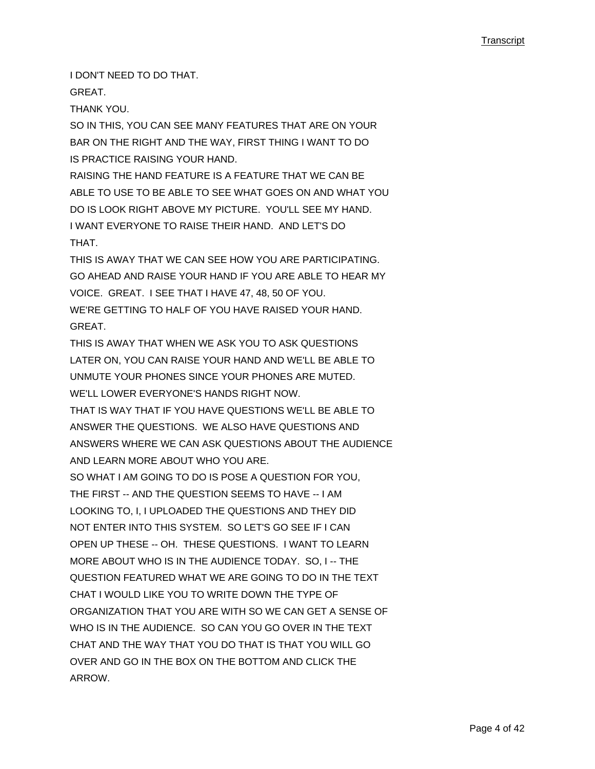I DON'T NEED TO DO THAT.

GREAT.

THANK YOU.

SO IN THIS, YOU CAN SEE MANY FEATURES THAT ARE ON YOUR BAR ON THE RIGHT AND THE WAY, FIRST THING I WANT TO DO IS PRACTICE RAISING YOUR HAND.

RAISING THE HAND FEATURE IS A FEATURE THAT WE CAN BE ABLE TO USE TO BE ABLE TO SEE WHAT GOES ON AND WHAT YOU DO IS LOOK RIGHT ABOVE MY PICTURE.  YOU'LL SEE MY HAND. I WANT EVERYONE TO RAISE THEIR HAND.  AND LET'S DO THAT.

THIS IS AWAY THAT WE CAN SEE HOW YOU ARE PARTICIPATING. GO AHEAD AND RAISE YOUR HAND IF YOU ARE ABLE TO HEAR MY VOICE.  GREAT.  I SEE THAT I HAVE 47, 48, 50 OF YOU.

WE'RE GETTING TO HALF OF YOU HAVE RAISED YOUR HAND.

GREAT.

THIS IS AWAY THAT WHEN WE ASK YOU TO ASK QUESTIONS LATER ON, YOU CAN RAISE YOUR HAND AND WE'LL BE ABLE TO UNMUTE YOUR PHONES SINCE YOUR PHONES ARE MUTED.

WE'LL LOWER EVERYONE'S HANDS RIGHT NOW.

THAT IS WAY THAT IF YOU HAVE QUESTIONS WE'LL BE ABLE TO ANSWER THE QUESTIONS.  WE ALSO HAVE QUESTIONS AND ANSWERS WHERE WE CAN ASK QUESTIONS ABOUT THE AUDIENCE AND LEARN MORE ABOUT WHO YOU ARE.

SO WHAT I AM GOING TO DO IS POSE A QUESTION FOR YOU, THE FIRST -- AND THE QUESTION SEEMS TO HAVE -- I AM LOOKING TO, I, I UPLOADED THE QUESTIONS AND THEY DID NOT ENTER INTO THIS SYSTEM.  SO LET'S GO SEE IF I CAN OPEN UP THESE -- OH.  THESE QUESTIONS.  I WANT TO LEARN MORE ABOUT WHO IS IN THE AUDIENCE TODAY.  SO, I -- THE QUESTION FEATURED WHAT WE ARE GOING TO DO IN THE TEXT CHAT I WOULD LIKE YOU TO WRITE DOWN THE TYPE OF ORGANIZATION THAT YOU ARE WITH SO WE CAN GET A SENSE OF WHO IS IN THE AUDIENCE.  SO CAN YOU GO OVER IN THE TEXT CHAT AND THE WAY THAT YOU DO THAT IS THAT YOU WILL GO OVER AND GO IN THE BOX ON THE BOTTOM AND CLICK THE ARROW.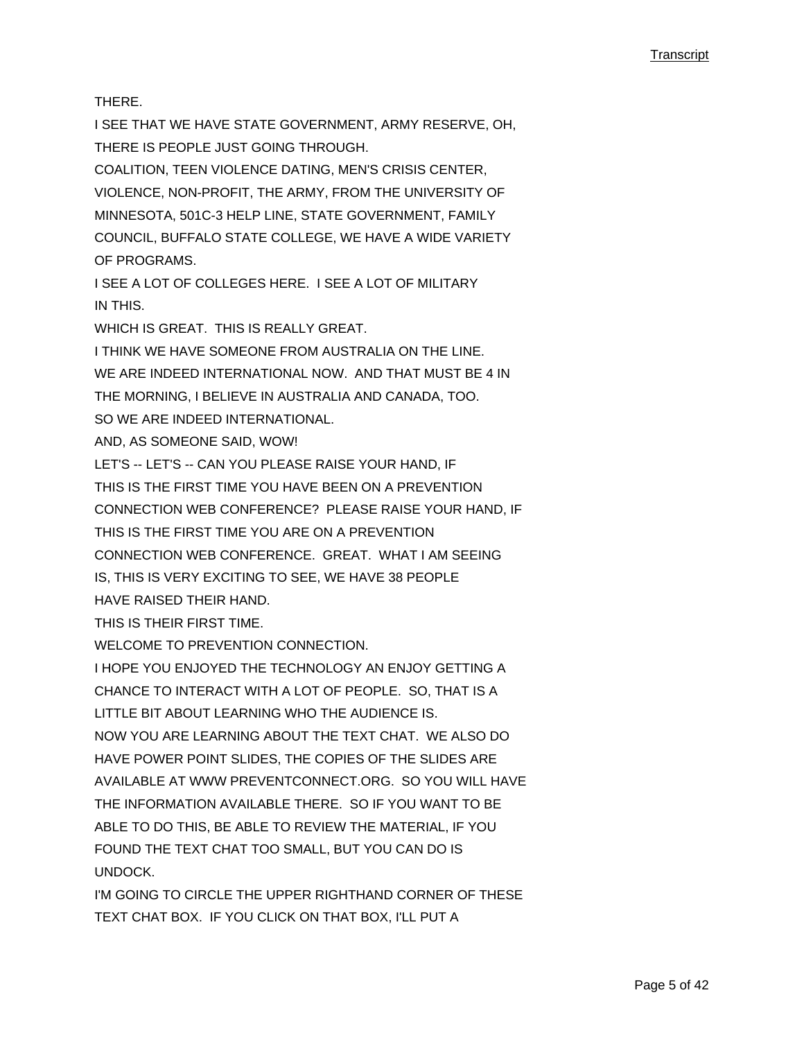THERE.

I SEE THAT WE HAVE STATE GOVERNMENT, ARMY RESERVE, OH, THERE IS PEOPLE JUST GOING THROUGH.

COALITION, TEEN VIOLENCE DATING, MEN'S CRISIS CENTER, VIOLENCE, NON-PROFIT, THE ARMY, FROM THE UNIVERSITY OF MINNESOTA, 501C-3 HELP LINE, STATE GOVERNMENT, FAMILY COUNCIL, BUFFALO STATE COLLEGE, WE HAVE A WIDE VARIETY OF PROGRAMS.

I SEE A LOT OF COLLEGES HERE. I SEE A LOT OF MILITARY IN THIS.

WHICH IS GREAT. THIS IS REALLY GREAT.

I THINK WE HAVE SOMEONE FROM AUSTRALIA ON THE LINE.

WE ARE INDEED INTERNATIONAL NOW. AND THAT MUST BE 4 IN THE MORNING, I BELIEVE IN AUSTRALIA AND CANADA, TOO.

SO WE ARE INDEED INTERNATIONAL.

AND, AS SOMEONE SAID, WOW!

LET'S -- LET'S -- CAN YOU PLEASE RAISE YOUR HAND, IF THIS IS THE FIRST TIME YOU HAVE BEEN ON A PREVENTION CONNECTION WEB CONFERENCE? PLEASE RAISE YOUR HAND, IF THIS IS THE FIRST TIME YOU ARE ON A PREVENTION CONNECTION WEB CONFERENCE. GREAT. WHAT I AM SEEING IS, THIS IS VERY EXCITING TO SEE, WE HAVE 38 PEOPLE HAVE RAISED THEIR HAND.

THIS IS THEIR FIRST TIME.

WELCOME TO PREVENTION CONNECTION.

I HOPE YOU ENJOYED THE TECHNOLOGY AN ENJOY GETTING A CHANCE TO INTERACT WITH A LOT OF PEOPLE. SO, THAT IS A LITTLE BIT ABOUT LEARNING WHO THE AUDIENCE IS.

NOW YOU ARE LEARNING ABOUT THE TEXT CHAT. WE ALSO DO HAVE POWER POINT SLIDES, THE COPIES OF THE SLIDES ARE AVAILABLE AT WWW PREVENTCONNECT.ORG. SO YOU WILL HAVE THE INFORMATION AVAILABLE THERE. SO IF YOU WANT TO BE ABLE TO DO THIS, BE ABLE TO REVIEW THE MATERIAL, IF YOU FOUND THE TEXT CHAT TOO SMALL, BUT YOU CAN DO IS UNDOCK.

I'M GOING TO CIRCLE THE UPPER RIGHTHAND CORNER OF THESE TEXT CHAT BOX. IF YOU CLICK ON THAT BOX, I'LL PUT A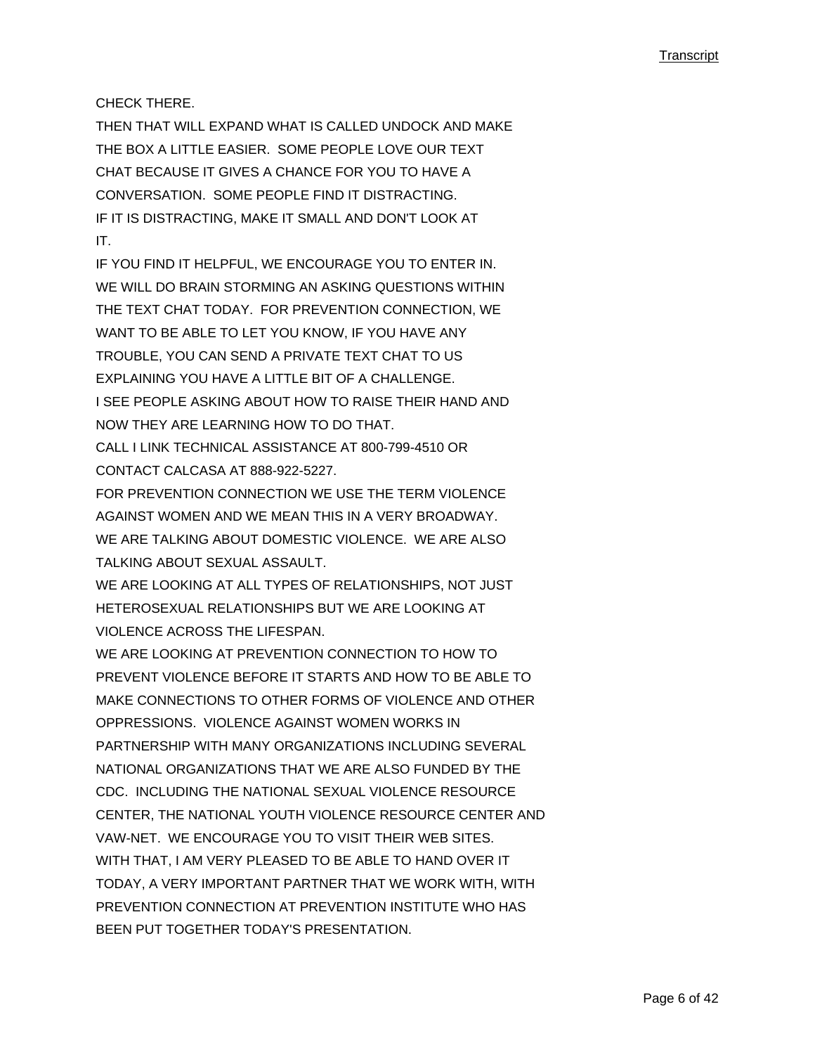CHECK THERE.

THEN THAT WILL EXPAND WHAT IS CALLED UNDOCK AND MAKE THE BOX A LITTLE EASIER. SOME PEOPLE LOVE OUR TEXT CHAT BECAUSE IT GIVES A CHANCE FOR YOU TO HAVE A CONVERSATION. SOME PEOPLE FIND IT DISTRACTING.

IF IT IS DISTRACTING, MAKE IT SMALL AND DON'T LOOK AT IT.

IF YOU FIND IT HELPFUL, WE ENCOURAGE YOU TO ENTER IN.

WE WILL DO BRAIN STORMING AN ASKING QUESTIONS WITHIN THE TEXT CHAT TODAY. FOR PREVENTION CONNECTION, WE WANT TO BE ABLE TO LET YOU KNOW, IF YOU HAVE ANY TROUBLE, YOU CAN SEND A PRIVATE TEXT CHAT TO US EXPLAINING YOU HAVE A LITTLE BIT OF A CHALLENGE.

I SEE PEOPLE ASKING ABOUT HOW TO RAISE THEIR HAND AND NOW THEY ARE LEARNING HOW TO DO THAT.

CALL I LINK TECHNICAL ASSISTANCE AT 800-799-4510 OR CONTACT CALCASA AT 888-922-5227.

FOR PREVENTION CONNECTION WE USE THE TERM VIOLENCE AGAINST WOMEN AND WE MEAN THIS IN A VERY BROADWAY.

WE ARE TALKING ABOUT DOMESTIC VIOLENCE. WE ARE ALSO TALKING ABOUT SEXUAL ASSAULT.

WE ARE LOOKING AT ALL TYPES OF RELATIONSHIPS, NOT JUST HETEROSEXUAL RELATIONSHIPS BUT WE ARE LOOKING AT VIOLENCE ACROSS THE LIFESPAN.

WE ARE LOOKING AT PREVENTION CONNECTION TO HOW TO PREVENT VIOLENCE BEFORE IT STARTS AND HOW TO BE ABLE TO MAKE CONNECTIONS TO OTHER FORMS OF VIOLENCE AND OTHER OPPRESSIONS. VIOLENCE AGAINST WOMEN WORKS IN PARTNERSHIP WITH MANY ORGANIZATIONS INCLUDING SEVERAL NATIONAL ORGANIZATIONS THAT WE ARE ALSO FUNDED BY THE CDC. INCLUDING THE NATIONAL SEXUAL VIOLENCE RESOURCE CENTER, THE NATIONAL YOUTH VIOLENCE RESOURCE CENTER AND VAW-NET. WE ENCOURAGE YOU TO VISIT THEIR WEB SITES.

WITH THAT, I AM VERY PLEASED TO BE ABLE TO HAND OVER IT TODAY, A VERY IMPORTANT PARTNER THAT WE WORK WITH, WITH PREVENTION CONNECTION AT PREVENTION INSTITUTE WHO HAS BEEN PUT TOGETHER TODAY'S PRESENTATION.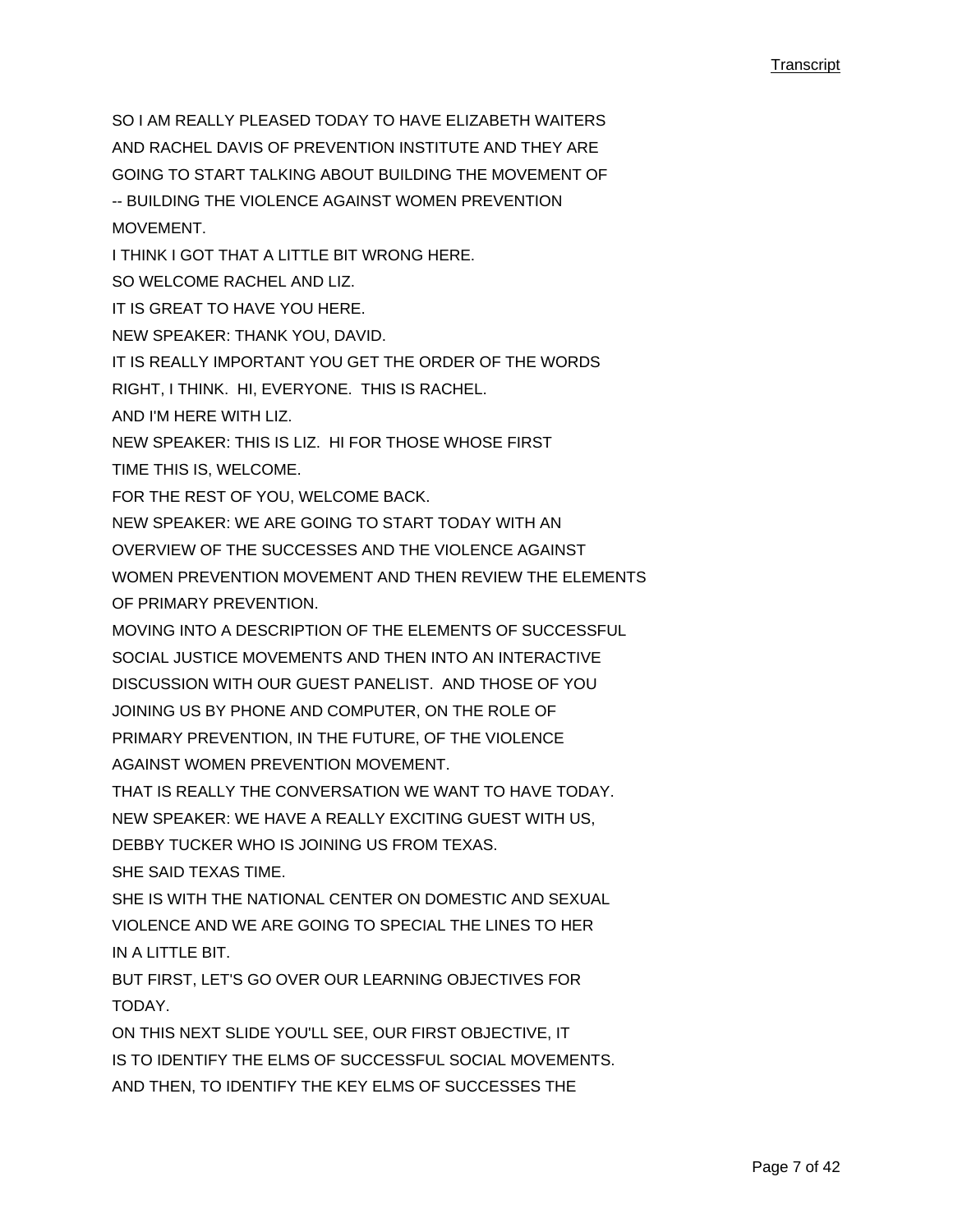SO I AM REALLY PLEASED TODAY TO HAVE ELIZABETH WAITERS
AND RACHEL DAVIS OF PREVENTION INSTITUTE AND THEY ARE
GOING TO START TALKING ABOUT BUILDING THE MOVEMENT OF
-- BUILDING THE VIOLENCE AGAINST WOMEN PREVENTION
MOVEMENT.

I THINK I GOT THAT A LITTLE BIT WRONG HERE.

SO WELCOME RACHEL AND LIZ.

IT IS GREAT TO HAVE YOU HERE.

NEW SPEAKER: THANK YOU, DAVID.

IT IS REALLY IMPORTANT YOU GET THE ORDER OF THE WORDS
RIGHT, I THINK. HI, EVERYONE. THIS IS RACHEL.

AND I'M HERE WITH LIZ.

NEW SPEAKER: THIS IS LIZ. HI FOR THOSE WHOSE FIRST
TIME THIS IS, WELCOME.

FOR THE REST OF YOU, WELCOME BACK.

NEW SPEAKER: WE ARE GOING TO START TODAY WITH AN
OVERVIEW OF THE SUCCESSES AND THE VIOLENCE AGAINST
WOMEN PREVENTION MOVEMENT AND THEN REVIEW THE ELEMENTS
OF PRIMARY PREVENTION.

MOVING INTO A DESCRIPTION OF THE ELEMENTS OF SUCCESSFUL
SOCIAL JUSTICE MOVEMENTS AND THEN INTO AN INTERACTIVE
DISCUSSION WITH OUR GUEST PANELIST. AND THOSE OF YOU
JOINING US BY PHONE AND COMPUTER, ON THE ROLE OF
PRIMARY PREVENTION, IN THE FUTURE, OF THE VIOLENCE
AGAINST WOMEN PREVENTION MOVEMENT.

THAT IS REALLY THE CONVERSATION WE WANT TO HAVE TODAY.

NEW SPEAKER: WE HAVE A REALLY EXCITING GUEST WITH US,
DEBBY TUCKER WHO IS JOINING US FROM TEXAS.

SHE SAID TEXAS TIME.

SHE IS WITH THE NATIONAL CENTER ON DOMESTIC AND SEXUAL
VIOLENCE AND WE ARE GOING TO SPECIAL THE LINES TO HER
IN A LITTLE BIT.

BUT FIRST, LET'S GO OVER OUR LEARNING OBJECTIVES FOR
TODAY.

ON THIS NEXT SLIDE YOU'LL SEE, OUR FIRST OBJECTIVE, IT
IS TO IDENTIFY THE ELMS OF SUCCESSFUL SOCIAL MOVEMENTS.

AND THEN, TO IDENTIFY THE KEY ELMS OF SUCCESSES THE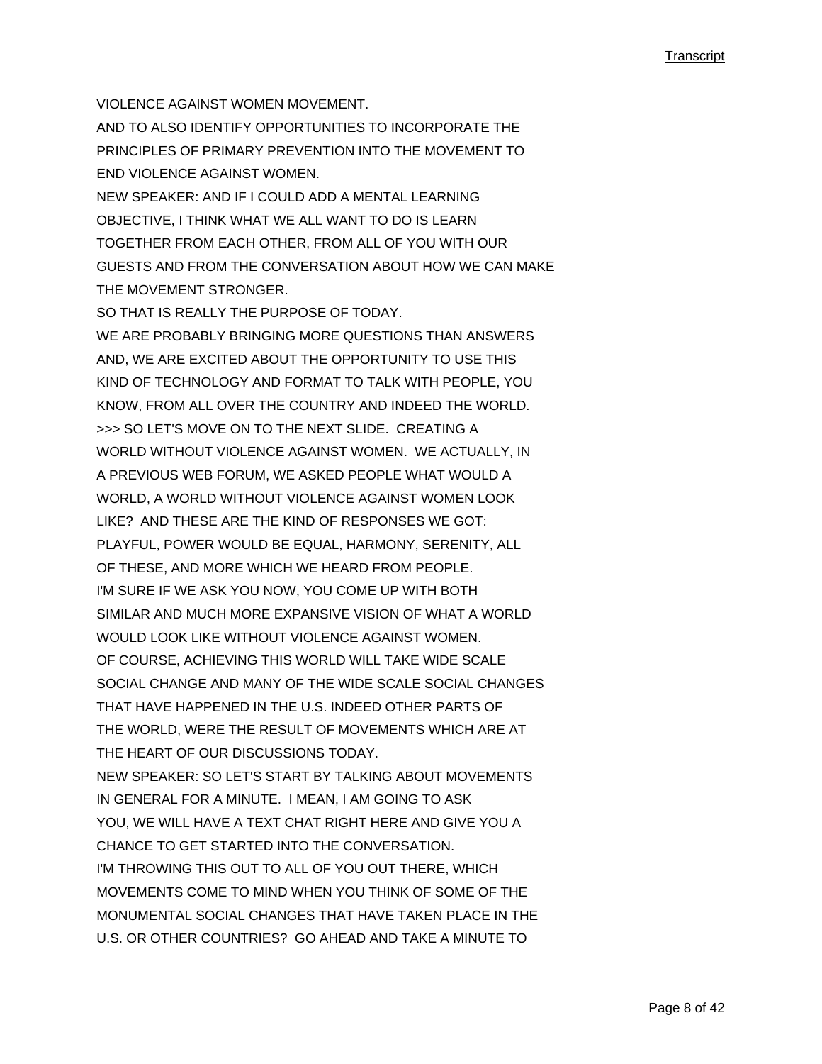VIOLENCE AGAINST WOMEN MOVEMENT.
AND TO ALSO IDENTIFY OPPORTUNITIES TO INCORPORATE THE PRINCIPLES OF PRIMARY PREVENTION INTO THE MOVEMENT TO END VIOLENCE AGAINST WOMEN.
NEW SPEAKER: AND IF I COULD ADD A MENTAL LEARNING OBJECTIVE, I THINK WHAT WE ALL WANT TO DO IS LEARN TOGETHER FROM EACH OTHER, FROM ALL OF YOU WITH OUR GUESTS AND FROM THE CONVERSATION ABOUT HOW WE CAN MAKE THE MOVEMENT STRONGER.
SO THAT IS REALLY THE PURPOSE OF TODAY.
WE ARE PROBABLY BRINGING MORE QUESTIONS THAN ANSWERS AND, WE ARE EXCITED ABOUT THE OPPORTUNITY TO USE THIS KIND OF TECHNOLOGY AND FORMAT TO TALK WITH PEOPLE, YOU KNOW, FROM ALL OVER THE COUNTRY AND INDEED THE WORLD.
>>> SO LET'S MOVE ON TO THE NEXT SLIDE. CREATING A WORLD WITHOUT VIOLENCE AGAINST WOMEN. WE ACTUALLY, IN A PREVIOUS WEB FORUM, WE ASKED PEOPLE WHAT WOULD A WORLD, A WORLD WITHOUT VIOLENCE AGAINST WOMEN LOOK LIKE? AND THESE ARE THE KIND OF RESPONSES WE GOT: PLAYFUL, POWER WOULD BE EQUAL, HARMONY, SERENITY, ALL OF THESE, AND MORE WHICH WE HEARD FROM PEOPLE.
I'M SURE IF WE ASK YOU NOW, YOU COME UP WITH BOTH SIMILAR AND MUCH MORE EXPANSIVE VISION OF WHAT A WORLD WOULD LOOK LIKE WITHOUT VIOLENCE AGAINST WOMEN.
OF COURSE, ACHIEVING THIS WORLD WILL TAKE WIDE SCALE SOCIAL CHANGE AND MANY OF THE WIDE SCALE SOCIAL CHANGES THAT HAVE HAPPENED IN THE U.S. INDEED OTHER PARTS OF THE WORLD, WERE THE RESULT OF MOVEMENTS WHICH ARE AT THE HEART OF OUR DISCUSSIONS TODAY.
NEW SPEAKER: SO LET'S START BY TALKING ABOUT MOVEMENTS IN GENERAL FOR A MINUTE. I MEAN, I AM GOING TO ASK YOU, WE WILL HAVE A TEXT CHAT RIGHT HERE AND GIVE YOU A CHANCE TO GET STARTED INTO THE CONVERSATION.
I'M THROWING THIS OUT TO ALL OF YOU OUT THERE, WHICH MOVEMENTS COME TO MIND WHEN YOU THINK OF SOME OF THE MONUMENTAL SOCIAL CHANGES THAT HAVE TAKEN PLACE IN THE U.S. OR OTHER COUNTRIES? GO AHEAD AND TAKE A MINUTE TO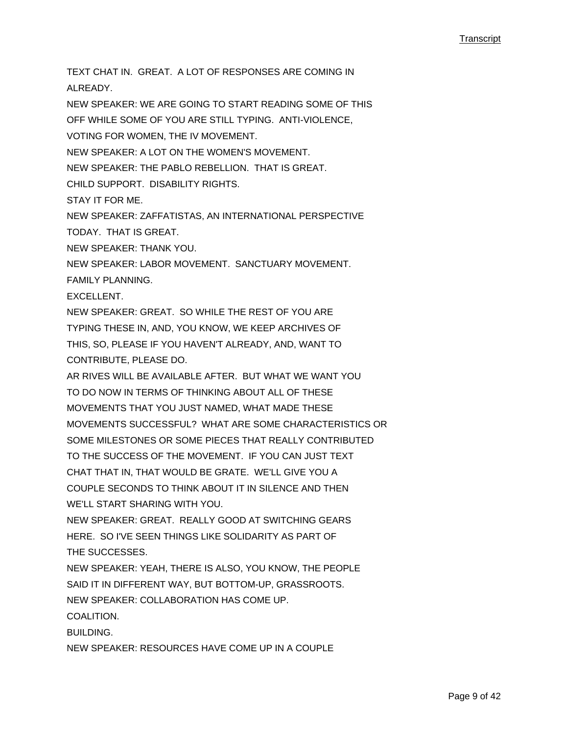TEXT CHAT IN. GREAT. A LOT OF RESPONSES ARE COMING IN ALREADY.

NEW SPEAKER: WE ARE GOING TO START READING SOME OF THIS OFF WHILE SOME OF YOU ARE STILL TYPING. ANTI-VIOLENCE, VOTING FOR WOMEN, THE IV MOVEMENT.

NEW SPEAKER: A LOT ON THE WOMEN'S MOVEMENT.

NEW SPEAKER: THE PABLO REBELLION. THAT IS GREAT.

CHILD SUPPORT. DISABILITY RIGHTS.

STAY IT FOR ME.

NEW SPEAKER: ZAFFATISTAS, AN INTERNATIONAL PERSPECTIVE TODAY. THAT IS GREAT.

NEW SPEAKER: THANK YOU.

NEW SPEAKER: LABOR MOVEMENT. SANCTUARY MOVEMENT.

FAMILY PLANNING.

EXCELLENT.

NEW SPEAKER: GREAT. SO WHILE THE REST OF YOU ARE TYPING THESE IN, AND, YOU KNOW, WE KEEP ARCHIVES OF THIS, SO, PLEASE IF YOU HAVEN'T ALREADY, AND, WANT TO CONTRIBUTE, PLEASE DO.

AR RIVES WILL BE AVAILABLE AFTER. BUT WHAT WE WANT YOU TO DO NOW IN TERMS OF THINKING ABOUT ALL OF THESE MOVEMENTS THAT YOU JUST NAMED, WHAT MADE THESE MOVEMENTS SUCCESSFUL? WHAT ARE SOME CHARACTERISTICS OR SOME MILESTONES OR SOME PIECES THAT REALLY CONTRIBUTED TO THE SUCCESS OF THE MOVEMENT. IF YOU CAN JUST TEXT CHAT THAT IN, THAT WOULD BE GRATE. WE'LL GIVE YOU A COUPLE SECONDS TO THINK ABOUT IT IN SILENCE AND THEN WE'LL START SHARING WITH YOU.

NEW SPEAKER: GREAT. REALLY GOOD AT SWITCHING GEARS HERE. SO I'VE SEEN THINGS LIKE SOLIDARITY AS PART OF THE SUCCESSES.

NEW SPEAKER: YEAH, THERE IS ALSO, YOU KNOW, THE PEOPLE SAID IT IN DIFFERENT WAY, BUT BOTTOM-UP, GRASSROOTS.

NEW SPEAKER: COLLABORATION HAS COME UP.

COALITION.

BUILDING.

NEW SPEAKER: RESOURCES HAVE COME UP IN A COUPLE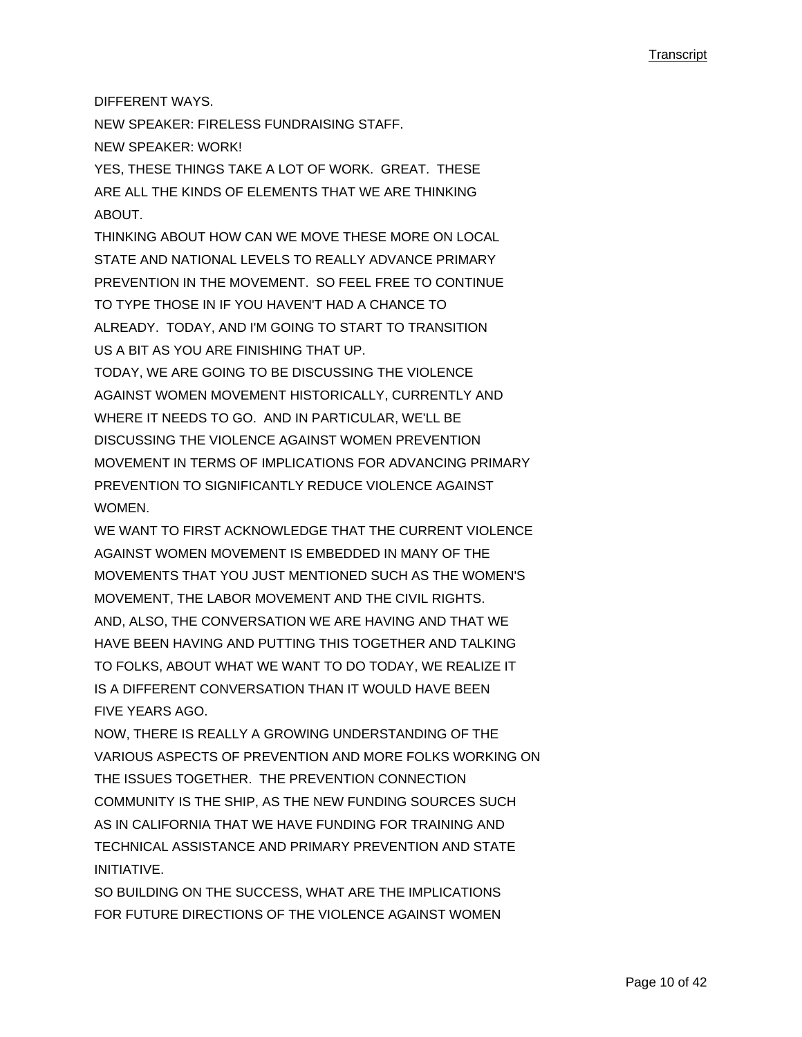DIFFERENT WAYS.

NEW SPEAKER: FIRELESS FUNDRAISING STAFF.

NEW SPEAKER: WORK!

YES, THESE THINGS TAKE A LOT OF WORK. GREAT. THESE ARE ALL THE KINDS OF ELEMENTS THAT WE ARE THINKING ABOUT.

THINKING ABOUT HOW CAN WE MOVE THESE MORE ON LOCAL STATE AND NATIONAL LEVELS TO REALLY ADVANCE PRIMARY PREVENTION IN THE MOVEMENT. SO FEEL FREE TO CONTINUE TO TYPE THOSE IN IF YOU HAVEN'T HAD A CHANCE TO ALREADY. TODAY, AND I'M GOING TO START TO TRANSITION US A BIT AS YOU ARE FINISHING THAT UP.

TODAY, WE ARE GOING TO BE DISCUSSING THE VIOLENCE AGAINST WOMEN MOVEMENT HISTORICALLY, CURRENTLY AND WHERE IT NEEDS TO GO. AND IN PARTICULAR, WE'LL BE DISCUSSING THE VIOLENCE AGAINST WOMEN PREVENTION MOVEMENT IN TERMS OF IMPLICATIONS FOR ADVANCING PRIMARY PREVENTION TO SIGNIFICANTLY REDUCE VIOLENCE AGAINST WOMEN.

WE WANT TO FIRST ACKNOWLEDGE THAT THE CURRENT VIOLENCE AGAINST WOMEN MOVEMENT IS EMBEDDED IN MANY OF THE MOVEMENTS THAT YOU JUST MENTIONED SUCH AS THE WOMEN'S MOVEMENT, THE LABOR MOVEMENT AND THE CIVIL RIGHTS.

AND, ALSO, THE CONVERSATION WE ARE HAVING AND THAT WE HAVE BEEN HAVING AND PUTTING THIS TOGETHER AND TALKING TO FOLKS, ABOUT WHAT WE WANT TO DO TODAY, WE REALIZE IT IS A DIFFERENT CONVERSATION THAN IT WOULD HAVE BEEN FIVE YEARS AGO.

NOW, THERE IS REALLY A GROWING UNDERSTANDING OF THE VARIOUS ASPECTS OF PREVENTION AND MORE FOLKS WORKING ON THE ISSUES TOGETHER. THE PREVENTION CONNECTION COMMUNITY IS THE SHIP, AS THE NEW FUNDING SOURCES SUCH AS IN CALIFORNIA THAT WE HAVE FUNDING FOR TRAINING AND TECHNICAL ASSISTANCE AND PRIMARY PREVENTION AND STATE INITIATIVE.

SO BUILDING ON THE SUCCESS, WHAT ARE THE IMPLICATIONS FOR FUTURE DIRECTIONS OF THE VIOLENCE AGAINST WOMEN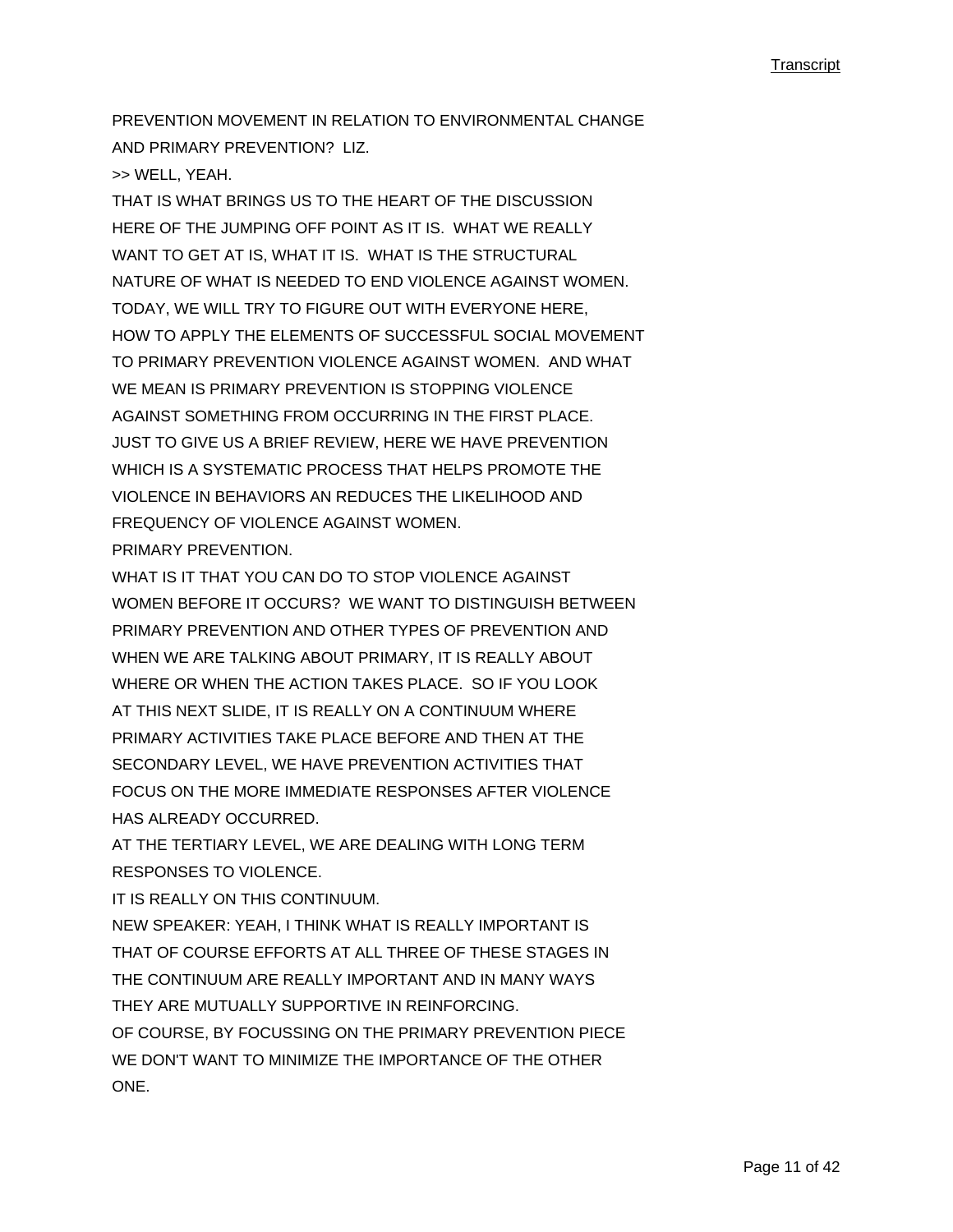PREVENTION MOVEMENT IN RELATION TO ENVIRONMENTAL CHANGE AND PRIMARY PREVENTION? LIZ.

>> WELL, YEAH.

THAT IS WHAT BRINGS US TO THE HEART OF THE DISCUSSION HERE OF THE JUMPING OFF POINT AS IT IS. WHAT WE REALLY WANT TO GET AT IS, WHAT IT IS. WHAT IS THE STRUCTURAL NATURE OF WHAT IS NEEDED TO END VIOLENCE AGAINST WOMEN. TODAY, WE WILL TRY TO FIGURE OUT WITH EVERYONE HERE, HOW TO APPLY THE ELEMENTS OF SUCCESSFUL SOCIAL MOVEMENT TO PRIMARY PREVENTION VIOLENCE AGAINST WOMEN. AND WHAT WE MEAN IS PRIMARY PREVENTION IS STOPPING VIOLENCE AGAINST SOMETHING FROM OCCURRING IN THE FIRST PLACE.

JUST TO GIVE US A BRIEF REVIEW, HERE WE HAVE PREVENTION WHICH IS A SYSTEMATIC PROCESS THAT HELPS PROMOTE THE VIOLENCE IN BEHAVIORS AN REDUCES THE LIKELIHOOD AND FREQUENCY OF VIOLENCE AGAINST WOMEN.

PRIMARY PREVENTION.

WHAT IS IT THAT YOU CAN DO TO STOP VIOLENCE AGAINST WOMEN BEFORE IT OCCURS? WE WANT TO DISTINGUISH BETWEEN PRIMARY PREVENTION AND OTHER TYPES OF PREVENTION AND WHEN WE ARE TALKING ABOUT PRIMARY, IT IS REALLY ABOUT WHERE OR WHEN THE ACTION TAKES PLACE. SO IF YOU LOOK AT THIS NEXT SLIDE, IT IS REALLY ON A CONTINUUM WHERE PRIMARY ACTIVITIES TAKE PLACE BEFORE AND THEN AT THE SECONDARY LEVEL, WE HAVE PREVENTION ACTIVITIES THAT FOCUS ON THE MORE IMMEDIATE RESPONSES AFTER VIOLENCE HAS ALREADY OCCURRED.

AT THE TERTIARY LEVEL, WE ARE DEALING WITH LONG TERM RESPONSES TO VIOLENCE.

IT IS REALLY ON THIS CONTINUUM.

NEW SPEAKER: YEAH, I THINK WHAT IS REALLY IMPORTANT IS THAT OF COURSE EFFORTS AT ALL THREE OF THESE STAGES IN THE CONTINUUM ARE REALLY IMPORTANT AND IN MANY WAYS THEY ARE MUTUALLY SUPPORTIVE IN REINFORCING.

OF COURSE, BY FOCUSSING ON THE PRIMARY PREVENTION PIECE WE DON'T WANT TO MINIMIZE THE IMPORTANCE OF THE OTHER ONE.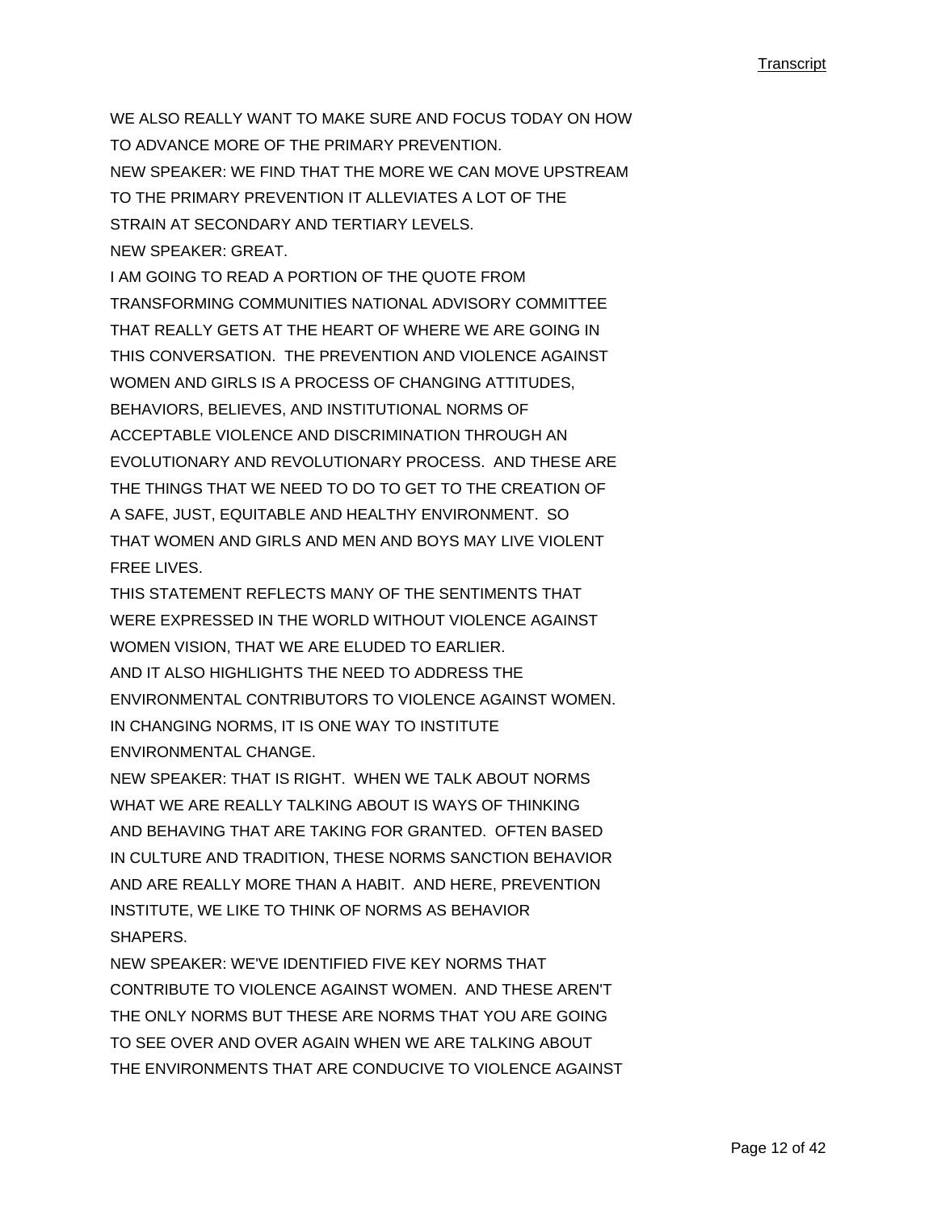WE ALSO REALLY WANT TO MAKE SURE AND FOCUS TODAY ON HOW TO ADVANCE MORE OF THE PRIMARY PREVENTION.

NEW SPEAKER: WE FIND THAT THE MORE WE CAN MOVE UPSTREAM TO THE PRIMARY PREVENTION IT ALLEVIATES A LOT OF THE STRAIN AT SECONDARY AND TERTIARY LEVELS.

NEW SPEAKER: GREAT.

I AM GOING TO READ A PORTION OF THE QUOTE FROM TRANSFORMING COMMUNITIES NATIONAL ADVISORY COMMITTEE THAT REALLY GETS AT THE HEART OF WHERE WE ARE GOING IN THIS CONVERSATION. THE PREVENTION AND VIOLENCE AGAINST WOMEN AND GIRLS IS A PROCESS OF CHANGING ATTITUDES, BEHAVIORS, BELIEVES, AND INSTITUTIONAL NORMS OF ACCEPTABLE VIOLENCE AND DISCRIMINATION THROUGH AN EVOLUTIONARY AND REVOLUTIONARY PROCESS. AND THESE ARE THE THINGS THAT WE NEED TO DO TO GET TO THE CREATION OF A SAFE, JUST, EQUITABLE AND HEALTHY ENVIRONMENT. SO THAT WOMEN AND GIRLS AND MEN AND BOYS MAY LIVE VIOLENT FREE LIVES.

THIS STATEMENT REFLECTS MANY OF THE SENTIMENTS THAT WERE EXPRESSED IN THE WORLD WITHOUT VIOLENCE AGAINST WOMEN VISION, THAT WE ARE ELUDED TO EARLIER.

AND IT ALSO HIGHLIGHTS THE NEED TO ADDRESS THE ENVIRONMENTAL CONTRIBUTORS TO VIOLENCE AGAINST WOMEN. IN CHANGING NORMS, IT IS ONE WAY TO INSTITUTE ENVIRONMENTAL CHANGE.

NEW SPEAKER: THAT IS RIGHT. WHEN WE TALK ABOUT NORMS WHAT WE ARE REALLY TALKING ABOUT IS WAYS OF THINKING AND BEHAVING THAT ARE TAKING FOR GRANTED. OFTEN BASED IN CULTURE AND TRADITION, THESE NORMS SANCTION BEHAVIOR AND ARE REALLY MORE THAN A HABIT. AND HERE, PREVENTION INSTITUTE, WE LIKE TO THINK OF NORMS AS BEHAVIOR SHAPERS.

NEW SPEAKER: WE'VE IDENTIFIED FIVE KEY NORMS THAT CONTRIBUTE TO VIOLENCE AGAINST WOMEN. AND THESE AREN'T THE ONLY NORMS BUT THESE ARE NORMS THAT YOU ARE GOING TO SEE OVER AND OVER AGAIN WHEN WE ARE TALKING ABOUT THE ENVIRONMENTS THAT ARE CONDUCIVE TO VIOLENCE AGAINST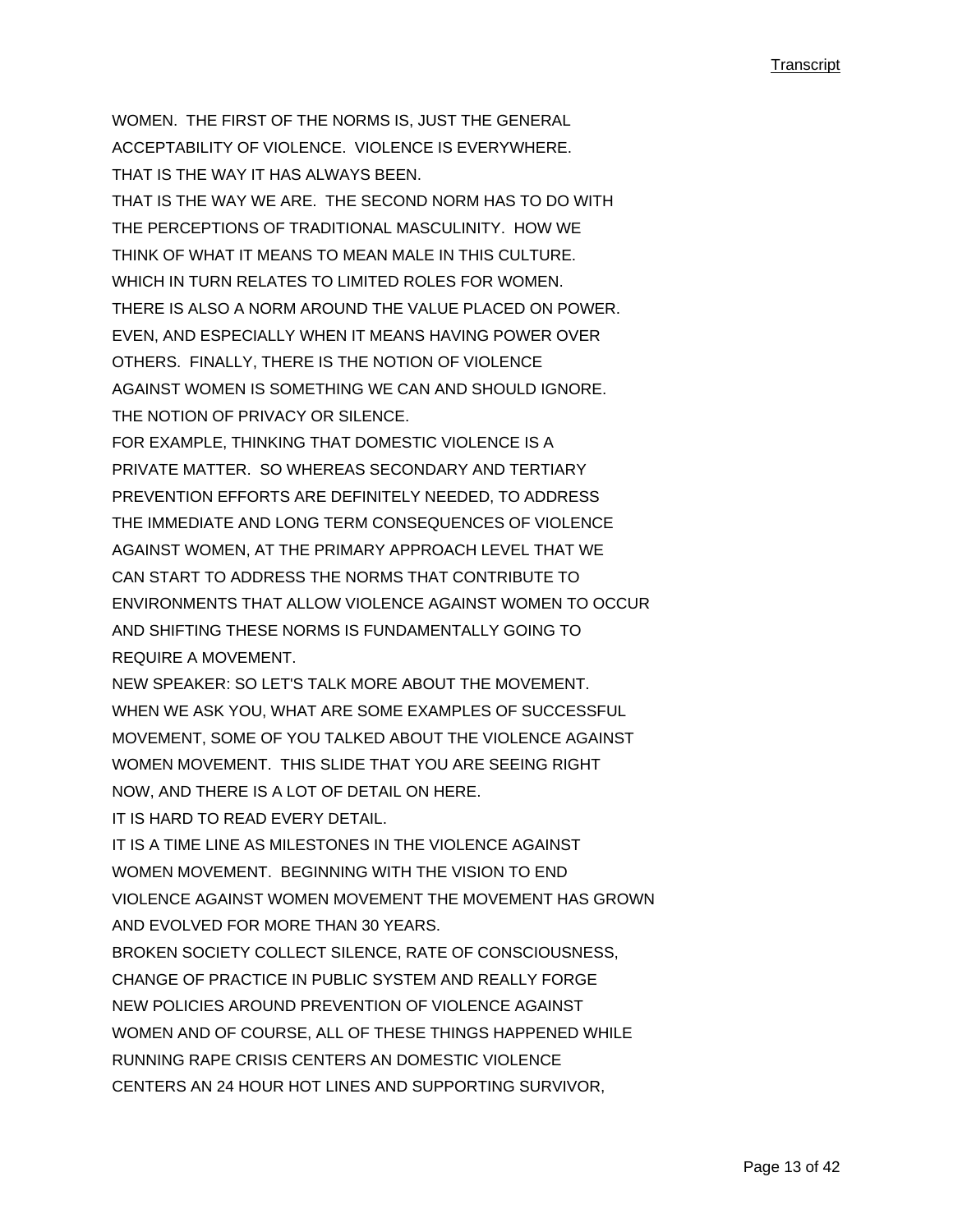WOMEN. THE FIRST OF THE NORMS IS, JUST THE GENERAL ACCEPTABILITY OF VIOLENCE. VIOLENCE IS EVERYWHERE. THAT IS THE WAY IT HAS ALWAYS BEEN.
THAT IS THE WAY WE ARE. THE SECOND NORM HAS TO DO WITH THE PERCEPTIONS OF TRADITIONAL MASCULINITY. HOW WE THINK OF WHAT IT MEANS TO MEAN MALE IN THIS CULTURE. WHICH IN TURN RELATES TO LIMITED ROLES FOR WOMEN. THERE IS ALSO A NORM AROUND THE VALUE PLACED ON POWER. EVEN, AND ESPECIALLY WHEN IT MEANS HAVING POWER OVER OTHERS. FINALLY, THERE IS THE NOTION OF VIOLENCE AGAINST WOMEN IS SOMETHING WE CAN AND SHOULD IGNORE. THE NOTION OF PRIVACY OR SILENCE.
FOR EXAMPLE, THINKING THAT DOMESTIC VIOLENCE IS A PRIVATE MATTER. SO WHEREAS SECONDARY AND TERTIARY PREVENTION EFFORTS ARE DEFINITELY NEEDED, TO ADDRESS THE IMMEDIATE AND LONG TERM CONSEQUENCES OF VIOLENCE AGAINST WOMEN, AT THE PRIMARY APPROACH LEVEL THAT WE CAN START TO ADDRESS THE NORMS THAT CONTRIBUTE TO ENVIRONMENTS THAT ALLOW VIOLENCE AGAINST WOMEN TO OCCUR AND SHIFTING THESE NORMS IS FUNDAMENTALLY GOING TO REQUIRE A MOVEMENT.

NEW SPEAKER: SO LET'S TALK MORE ABOUT THE MOVEMENT. WHEN WE ASK YOU, WHAT ARE SOME EXAMPLES OF SUCCESSFUL MOVEMENT, SOME OF YOU TALKED ABOUT THE VIOLENCE AGAINST WOMEN MOVEMENT. THIS SLIDE THAT YOU ARE SEEING RIGHT NOW, AND THERE IS A LOT OF DETAIL ON HERE.
IT IS HARD TO READ EVERY DETAIL.
IT IS A TIME LINE AS MILESTONES IN THE VIOLENCE AGAINST WOMEN MOVEMENT. BEGINNING WITH THE VISION TO END VIOLENCE AGAINST WOMEN MOVEMENT THE MOVEMENT HAS GROWN AND EVOLVED FOR MORE THAN 30 YEARS.
BROKEN SOCIETY COLLECT SILENCE, RATE OF CONSCIOUSNESS, CHANGE OF PRACTICE IN PUBLIC SYSTEM AND REALLY FORGE NEW POLICIES AROUND PREVENTION OF VIOLENCE AGAINST WOMEN AND OF COURSE, ALL OF THESE THINGS HAPPENED WHILE RUNNING RAPE CRISIS CENTERS AN DOMESTIC VIOLENCE CENTERS AN 24 HOUR HOT LINES AND SUPPORTING SURVIVOR,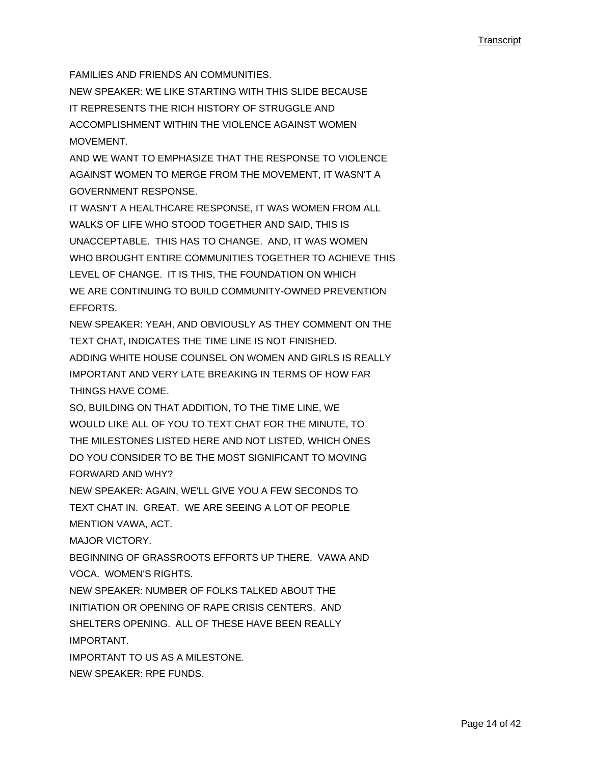FAMILIES AND FRIENDS AN COMMUNITIES.

NEW SPEAKER: WE LIKE STARTING WITH THIS SLIDE BECAUSE IT REPRESENTS THE RICH HISTORY OF STRUGGLE AND ACCOMPLISHMENT WITHIN THE VIOLENCE AGAINST WOMEN MOVEMENT.

AND WE WANT TO EMPHASIZE THAT THE RESPONSE TO VIOLENCE AGAINST WOMEN TO MERGE FROM THE MOVEMENT, IT WASN'T A GOVERNMENT RESPONSE.

IT WASN'T A HEALTHCARE RESPONSE, IT WAS WOMEN FROM ALL WALKS OF LIFE WHO STOOD TOGETHER AND SAID, THIS IS UNACCEPTABLE. THIS HAS TO CHANGE. AND, IT WAS WOMEN WHO BROUGHT ENTIRE COMMUNITIES TOGETHER TO ACHIEVE THIS LEVEL OF CHANGE. IT IS THIS, THE FOUNDATION ON WHICH WE ARE CONTINUING TO BUILD COMMUNITY-OWNED PREVENTION EFFORTS.

NEW SPEAKER: YEAH, AND OBVIOUSLY AS THEY COMMENT ON THE TEXT CHAT, INDICATES THE TIME LINE IS NOT FINISHED.

ADDING WHITE HOUSE COUNSEL ON WOMEN AND GIRLS IS REALLY IMPORTANT AND VERY LATE BREAKING IN TERMS OF HOW FAR THINGS HAVE COME.

SO, BUILDING ON THAT ADDITION, TO THE TIME LINE, WE WOULD LIKE ALL OF YOU TO TEXT CHAT FOR THE MINUTE, TO THE MILESTONES LISTED HERE AND NOT LISTED, WHICH ONES DO YOU CONSIDER TO BE THE MOST SIGNIFICANT TO MOVING FORWARD AND WHY?

NEW SPEAKER: AGAIN, WE'LL GIVE YOU A FEW SECONDS TO TEXT CHAT IN. GREAT. WE ARE SEEING A LOT OF PEOPLE MENTION VAWA, ACT.

MAJOR VICTORY.

BEGINNING OF GRASSROOTS EFFORTS UP THERE. VAWA AND VOCA. WOMEN'S RIGHTS.

NEW SPEAKER: NUMBER OF FOLKS TALKED ABOUT THE INITIATION OR OPENING OF RAPE CRISIS CENTERS. AND SHELTERS OPENING. ALL OF THESE HAVE BEEN REALLY IMPORTANT.

IMPORTANT TO US AS A MILESTONE.

NEW SPEAKER: RPE FUNDS.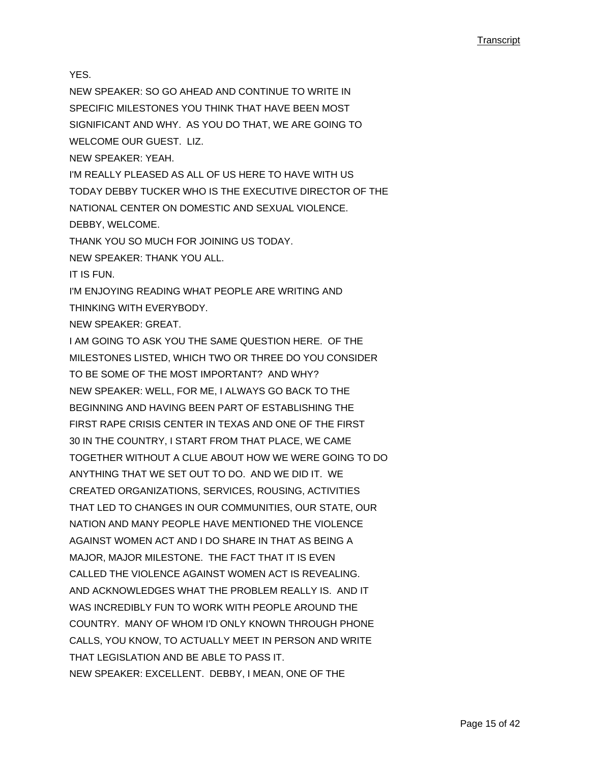YES.

NEW SPEAKER: SO GO AHEAD AND CONTINUE TO WRITE IN SPECIFIC MILESTONES YOU THINK THAT HAVE BEEN MOST SIGNIFICANT AND WHY. AS YOU DO THAT, WE ARE GOING TO WELCOME OUR GUEST. LIZ.

NEW SPEAKER: YEAH.

I'M REALLY PLEASED AS ALL OF US HERE TO HAVE WITH US TODAY DEBBY TUCKER WHO IS THE EXECUTIVE DIRECTOR OF THE NATIONAL CENTER ON DOMESTIC AND SEXUAL VIOLENCE.

DEBBY, WELCOME.

THANK YOU SO MUCH FOR JOINING US TODAY.

NEW SPEAKER: THANK YOU ALL.

IT IS FUN.

I'M ENJOYING READING WHAT PEOPLE ARE WRITING AND THINKING WITH EVERYBODY.

NEW SPEAKER: GREAT.

I AM GOING TO ASK YOU THE SAME QUESTION HERE. OF THE MILESTONES LISTED, WHICH TWO OR THREE DO YOU CONSIDER TO BE SOME OF THE MOST IMPORTANT? AND WHY?

NEW SPEAKER: WELL, FOR ME, I ALWAYS GO BACK TO THE BEGINNING AND HAVING BEEN PART OF ESTABLISHING THE FIRST RAPE CRISIS CENTER IN TEXAS AND ONE OF THE FIRST 30 IN THE COUNTRY, I START FROM THAT PLACE, WE CAME TOGETHER WITHOUT A CLUE ABOUT HOW WE WERE GOING TO DO ANYTHING THAT WE SET OUT TO DO. AND WE DID IT. WE CREATED ORGANIZATIONS, SERVICES, ROUSING, ACTIVITIES THAT LED TO CHANGES IN OUR COMMUNITIES, OUR STATE, OUR NATION AND MANY PEOPLE HAVE MENTIONED THE VIOLENCE AGAINST WOMEN ACT AND I DO SHARE IN THAT AS BEING A MAJOR, MAJOR MILESTONE. THE FACT THAT IT IS EVEN CALLED THE VIOLENCE AGAINST WOMEN ACT IS REVEALING. AND ACKNOWLEDGES WHAT THE PROBLEM REALLY IS. AND IT WAS INCREDIBLY FUN TO WORK WITH PEOPLE AROUND THE COUNTRY. MANY OF WHOM I'D ONLY KNOWN THROUGH PHONE CALLS, YOU KNOW, TO ACTUALLY MEET IN PERSON AND WRITE THAT LEGISLATION AND BE ABLE TO PASS IT.

NEW SPEAKER: EXCELLENT. DEBBY, I MEAN, ONE OF THE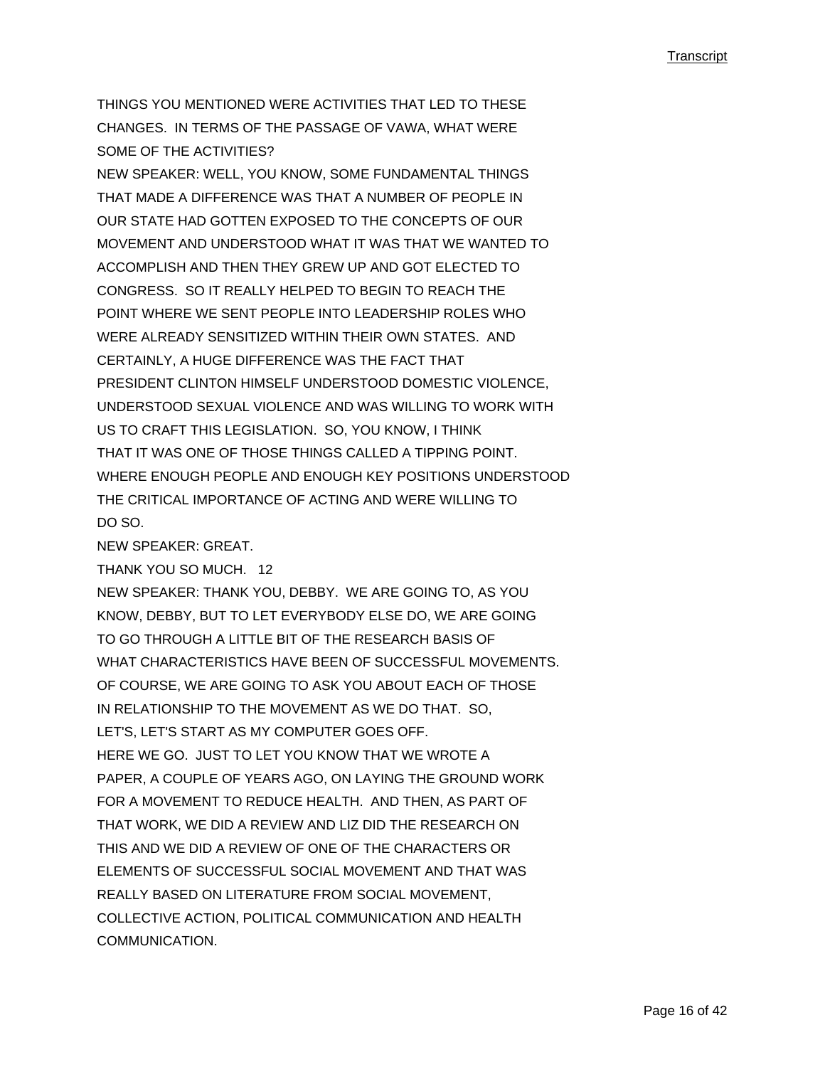THINGS YOU MENTIONED WERE ACTIVITIES THAT LED TO THESE CHANGES. IN TERMS OF THE PASSAGE OF VAWA, WHAT WERE SOME OF THE ACTIVITIES?

NEW SPEAKER: WELL, YOU KNOW, SOME FUNDAMENTAL THINGS THAT MADE A DIFFERENCE WAS THAT A NUMBER OF PEOPLE IN OUR STATE HAD GOTTEN EXPOSED TO THE CONCEPTS OF OUR MOVEMENT AND UNDERSTOOD WHAT IT WAS THAT WE WANTED TO ACCOMPLISH AND THEN THEY GREW UP AND GOT ELECTED TO CONGRESS. SO IT REALLY HELPED TO BEGIN TO REACH THE POINT WHERE WE SENT PEOPLE INTO LEADERSHIP ROLES WHO WERE ALREADY SENSITIZED WITHIN THEIR OWN STATES. AND CERTAINLY, A HUGE DIFFERENCE WAS THE FACT THAT PRESIDENT CLINTON HIMSELF UNDERSTOOD DOMESTIC VIOLENCE, UNDERSTOOD SEXUAL VIOLENCE AND WAS WILLING TO WORK WITH US TO CRAFT THIS LEGISLATION. SO, YOU KNOW, I THINK THAT IT WAS ONE OF THOSE THINGS CALLED A TIPPING POINT. WHERE ENOUGH PEOPLE AND ENOUGH KEY POSITIONS UNDERSTOOD THE CRITICAL IMPORTANCE OF ACTING AND WERE WILLING TO DO SO.

NEW SPEAKER: GREAT.

THANK YOU SO MUCH. 12

NEW SPEAKER: THANK YOU, DEBBY. WE ARE GOING TO, AS YOU KNOW, DEBBY, BUT TO LET EVERYBODY ELSE DO, WE ARE GOING TO GO THROUGH A LITTLE BIT OF THE RESEARCH BASIS OF WHAT CHARACTERISTICS HAVE BEEN OF SUCCESSFUL MOVEMENTS. OF COURSE, WE ARE GOING TO ASK YOU ABOUT EACH OF THOSE IN RELATIONSHIP TO THE MOVEMENT AS WE DO THAT. SO, LET'S, LET'S START AS MY COMPUTER GOES OFF.

HERE WE GO. JUST TO LET YOU KNOW THAT WE WROTE A PAPER, A COUPLE OF YEARS AGO, ON LAYING THE GROUND WORK FOR A MOVEMENT TO REDUCE HEALTH. AND THEN, AS PART OF THAT WORK, WE DID A REVIEW AND LIZ DID THE RESEARCH ON THIS AND WE DID A REVIEW OF ONE OF THE CHARACTERS OR ELEMENTS OF SUCCESSFUL SOCIAL MOVEMENT AND THAT WAS REALLY BASED ON LITERATURE FROM SOCIAL MOVEMENT, COLLECTIVE ACTION, POLITICAL COMMUNICATION AND HEALTH COMMUNICATION.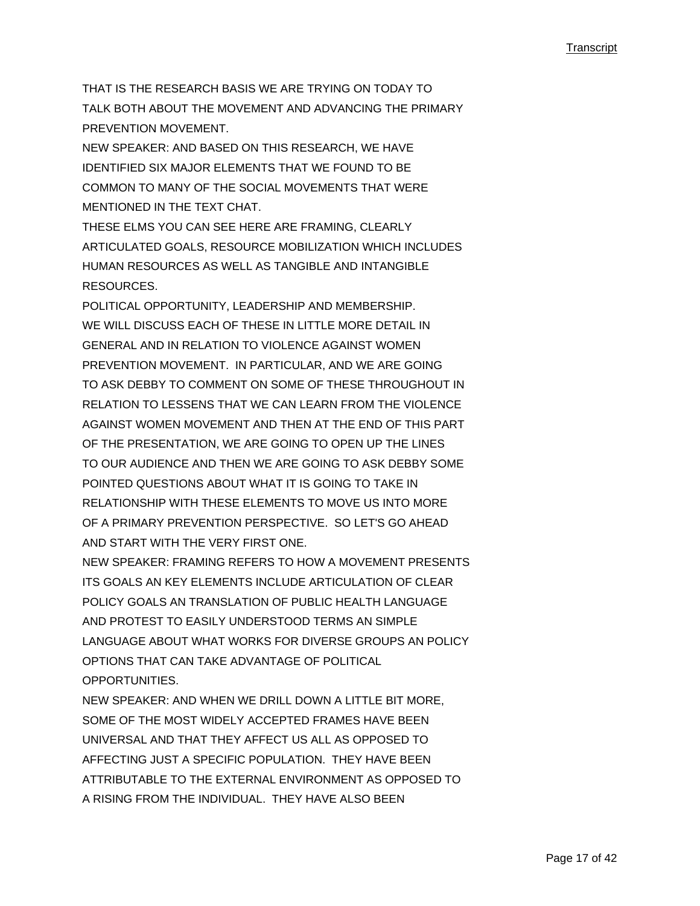THAT IS THE RESEARCH BASIS WE ARE TRYING ON TODAY TO TALK BOTH ABOUT THE MOVEMENT AND ADVANCING THE PRIMARY PREVENTION MOVEMENT.

NEW SPEAKER: AND BASED ON THIS RESEARCH, WE HAVE IDENTIFIED SIX MAJOR ELEMENTS THAT WE FOUND TO BE COMMON TO MANY OF THE SOCIAL MOVEMENTS THAT WERE MENTIONED IN THE TEXT CHAT.

THESE ELMS YOU CAN SEE HERE ARE FRAMING, CLEARLY ARTICULATED GOALS, RESOURCE MOBILIZATION WHICH INCLUDES HUMAN RESOURCES AS WELL AS TANGIBLE AND INTANGIBLE RESOURCES.

POLITICAL OPPORTUNITY, LEADERSHIP AND MEMBERSHIP.

WE WILL DISCUSS EACH OF THESE IN LITTLE MORE DETAIL IN GENERAL AND IN RELATION TO VIOLENCE AGAINST WOMEN PREVENTION MOVEMENT. IN PARTICULAR, AND WE ARE GOING TO ASK DEBBY TO COMMENT ON SOME OF THESE THROUGHOUT IN RELATION TO LESSENS THAT WE CAN LEARN FROM THE VIOLENCE AGAINST WOMEN MOVEMENT AND THEN AT THE END OF THIS PART OF THE PRESENTATION, WE ARE GOING TO OPEN UP THE LINES TO OUR AUDIENCE AND THEN WE ARE GOING TO ASK DEBBY SOME POINTED QUESTIONS ABOUT WHAT IT IS GOING TO TAKE IN RELATIONSHIP WITH THESE ELEMENTS TO MOVE US INTO MORE OF A PRIMARY PREVENTION PERSPECTIVE. SO LET'S GO AHEAD AND START WITH THE VERY FIRST ONE.

NEW SPEAKER: FRAMING REFERS TO HOW A MOVEMENT PRESENTS ITS GOALS AN KEY ELEMENTS INCLUDE ARTICULATION OF CLEAR POLICY GOALS AN TRANSLATION OF PUBLIC HEALTH LANGUAGE AND PROTEST TO EASILY UNDERSTOOD TERMS AN SIMPLE LANGUAGE ABOUT WHAT WORKS FOR DIVERSE GROUPS AN POLICY OPTIONS THAT CAN TAKE ADVANTAGE OF POLITICAL OPPORTUNITIES.

NEW SPEAKER: AND WHEN WE DRILL DOWN A LITTLE BIT MORE, SOME OF THE MOST WIDELY ACCEPTED FRAMES HAVE BEEN UNIVERSAL AND THAT THEY AFFECT US ALL AS OPPOSED TO AFFECTING JUST A SPECIFIC POPULATION. THEY HAVE BEEN ATTRIBUTABLE TO THE EXTERNAL ENVIRONMENT AS OPPOSED TO A RISING FROM THE INDIVIDUAL. THEY HAVE ALSO BEEN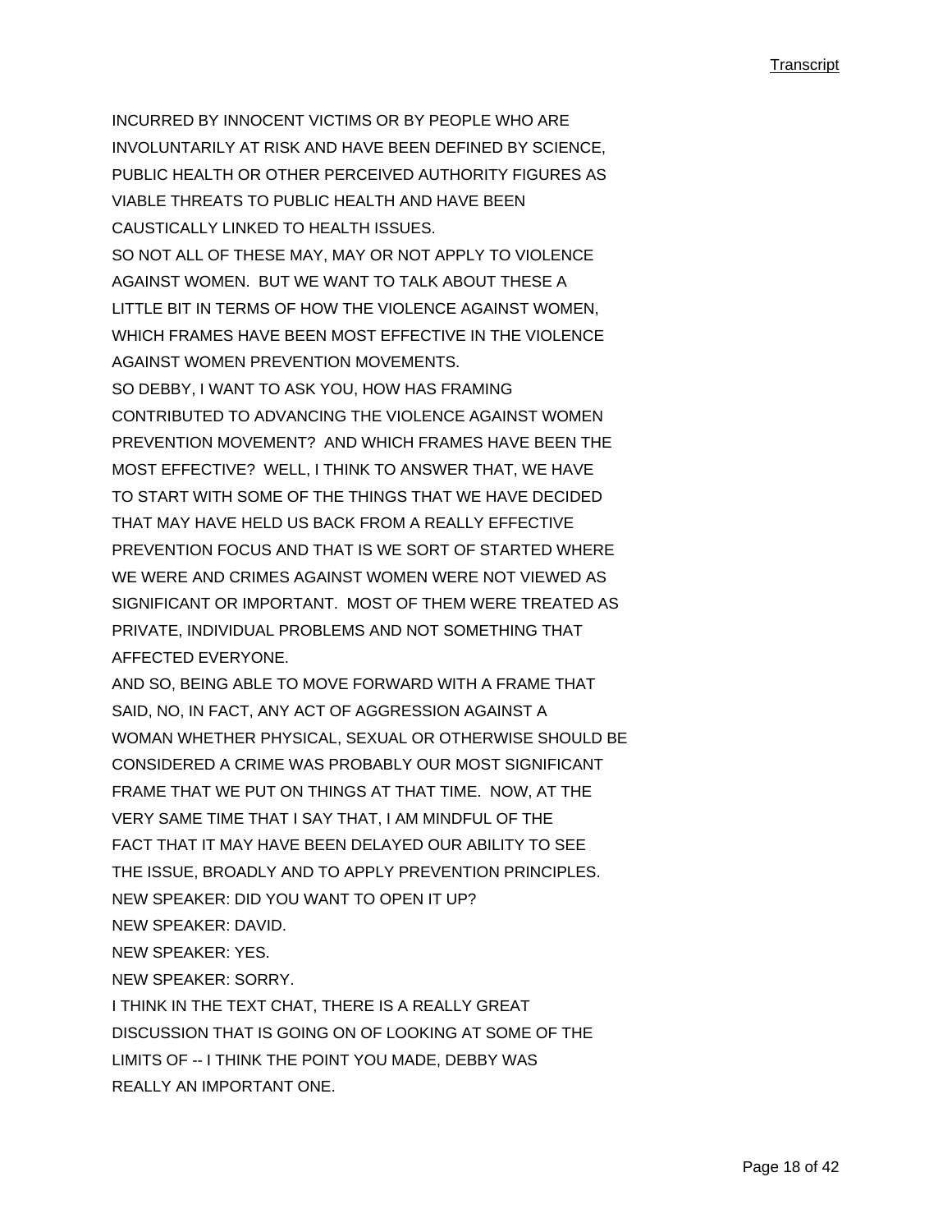INCURRED BY INNOCENT VICTIMS OR BY PEOPLE WHO ARE INVOLUNTARILY AT RISK AND HAVE BEEN DEFINED BY SCIENCE, PUBLIC HEALTH OR OTHER PERCEIVED AUTHORITY FIGURES AS VIABLE THREATS TO PUBLIC HEALTH AND HAVE BEEN CAUSTICALLY LINKED TO HEALTH ISSUES.

SO NOT ALL OF THESE MAY, MAY OR NOT APPLY TO VIOLENCE AGAINST WOMEN. BUT WE WANT TO TALK ABOUT THESE A LITTLE BIT IN TERMS OF HOW THE VIOLENCE AGAINST WOMEN, WHICH FRAMES HAVE BEEN MOST EFFECTIVE IN THE VIOLENCE AGAINST WOMEN PREVENTION MOVEMENTS.

SO DEBBY, I WANT TO ASK YOU, HOW HAS FRAMING CONTRIBUTED TO ADVANCING THE VIOLENCE AGAINST WOMEN PREVENTION MOVEMENT? AND WHICH FRAMES HAVE BEEN THE MOST EFFECTIVE? WELL, I THINK TO ANSWER THAT, WE HAVE TO START WITH SOME OF THE THINGS THAT WE HAVE DECIDED THAT MAY HAVE HELD US BACK FROM A REALLY EFFECTIVE PREVENTION FOCUS AND THAT IS WE SORT OF STARTED WHERE WE WERE AND CRIMES AGAINST WOMEN WERE NOT VIEWED AS SIGNIFICANT OR IMPORTANT. MOST OF THEM WERE TREATED AS PRIVATE, INDIVIDUAL PROBLEMS AND NOT SOMETHING THAT AFFECTED EVERYONE.

AND SO, BEING ABLE TO MOVE FORWARD WITH A FRAME THAT SAID, NO, IN FACT, ANY ACT OF AGGRESSION AGAINST A WOMAN WHETHER PHYSICAL, SEXUAL OR OTHERWISE SHOULD BE CONSIDERED A CRIME WAS PROBABLY OUR MOST SIGNIFICANT FRAME THAT WE PUT ON THINGS AT THAT TIME. NOW, AT THE VERY SAME TIME THAT I SAY THAT, I AM MINDFUL OF THE FACT THAT IT MAY HAVE BEEN DELAYED OUR ABILITY TO SEE THE ISSUE, BROADLY AND TO APPLY PREVENTION PRINCIPLES.

NEW SPEAKER: DID YOU WANT TO OPEN IT UP?

NEW SPEAKER: DAVID.

NEW SPEAKER: YES.

NEW SPEAKER: SORRY.

I THINK IN THE TEXT CHAT, THERE IS A REALLY GREAT DISCUSSION THAT IS GOING ON OF LOOKING AT SOME OF THE LIMITS OF -- I THINK THE POINT YOU MADE, DEBBY WAS REALLY AN IMPORTANT ONE.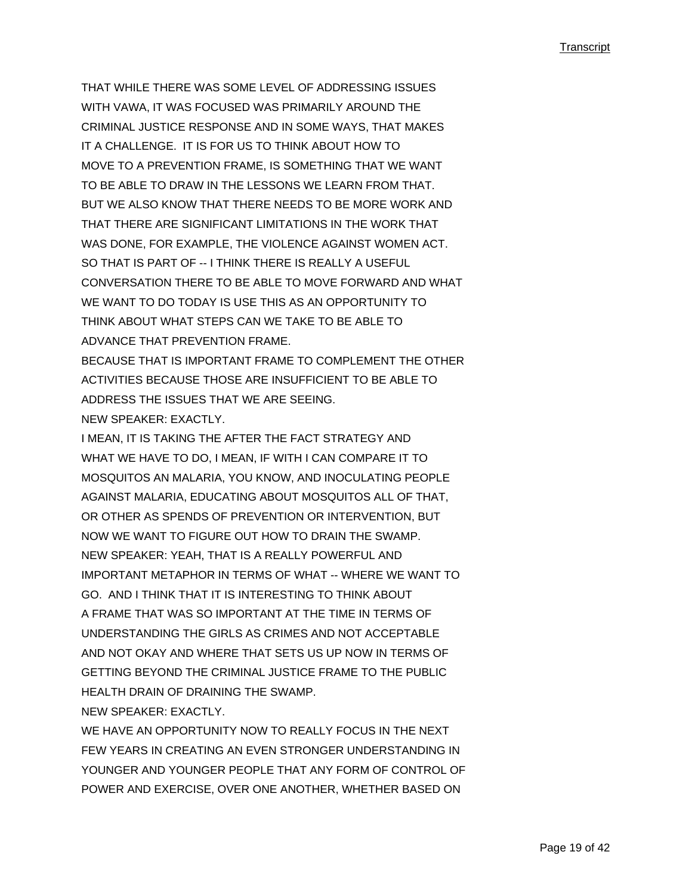THAT WHILE THERE WAS SOME LEVEL OF ADDRESSING ISSUES WITH VAWA, IT WAS FOCUSED WAS PRIMARILY AROUND THE CRIMINAL JUSTICE RESPONSE AND IN SOME WAYS, THAT MAKES IT A CHALLENGE. IT IS FOR US TO THINK ABOUT HOW TO MOVE TO A PREVENTION FRAME, IS SOMETHING THAT WE WANT TO BE ABLE TO DRAW IN THE LESSONS WE LEARN FROM THAT. BUT WE ALSO KNOW THAT THERE NEEDS TO BE MORE WORK AND THAT THERE ARE SIGNIFICANT LIMITATIONS IN THE WORK THAT WAS DONE, FOR EXAMPLE, THE VIOLENCE AGAINST WOMEN ACT. SO THAT IS PART OF -- I THINK THERE IS REALLY A USEFUL CONVERSATION THERE TO BE ABLE TO MOVE FORWARD AND WHAT WE WANT TO DO TODAY IS USE THIS AS AN OPPORTUNITY TO THINK ABOUT WHAT STEPS CAN WE TAKE TO BE ABLE TO ADVANCE THAT PREVENTION FRAME.

BECAUSE THAT IS IMPORTANT FRAME TO COMPLEMENT THE OTHER ACTIVITIES BECAUSE THOSE ARE INSUFFICIENT TO BE ABLE TO ADDRESS THE ISSUES THAT WE ARE SEEING.

NEW SPEAKER: EXACTLY.

I MEAN, IT IS TAKING THE AFTER THE FACT STRATEGY AND WHAT WE HAVE TO DO, I MEAN, IF WITH I CAN COMPARE IT TO MOSQUITOS AN MALARIA, YOU KNOW, AND INOCULATING PEOPLE AGAINST MALARIA, EDUCATING ABOUT MOSQUITOS ALL OF THAT, OR OTHER AS SPENDS OF PREVENTION OR INTERVENTION, BUT NOW WE WANT TO FIGURE OUT HOW TO DRAIN THE SWAMP.

NEW SPEAKER: YEAH, THAT IS A REALLY POWERFUL AND IMPORTANT METAPHOR IN TERMS OF WHAT -- WHERE WE WANT TO GO. AND I THINK THAT IT IS INTERESTING TO THINK ABOUT A FRAME THAT WAS SO IMPORTANT AT THE TIME IN TERMS OF UNDERSTANDING THE GIRLS AS CRIMES AND NOT ACCEPTABLE AND NOT OKAY AND WHERE THAT SETS US UP NOW IN TERMS OF GETTING BEYOND THE CRIMINAL JUSTICE FRAME TO THE PUBLIC HEALTH DRAIN OF DRAINING THE SWAMP.

NEW SPEAKER: EXACTLY.

WE HAVE AN OPPORTUNITY NOW TO REALLY FOCUS IN THE NEXT FEW YEARS IN CREATING AN EVEN STRONGER UNDERSTANDING IN YOUNGER AND YOUNGER PEOPLE THAT ANY FORM OF CONTROL OF POWER AND EXERCISE, OVER ONE ANOTHER, WHETHER BASED ON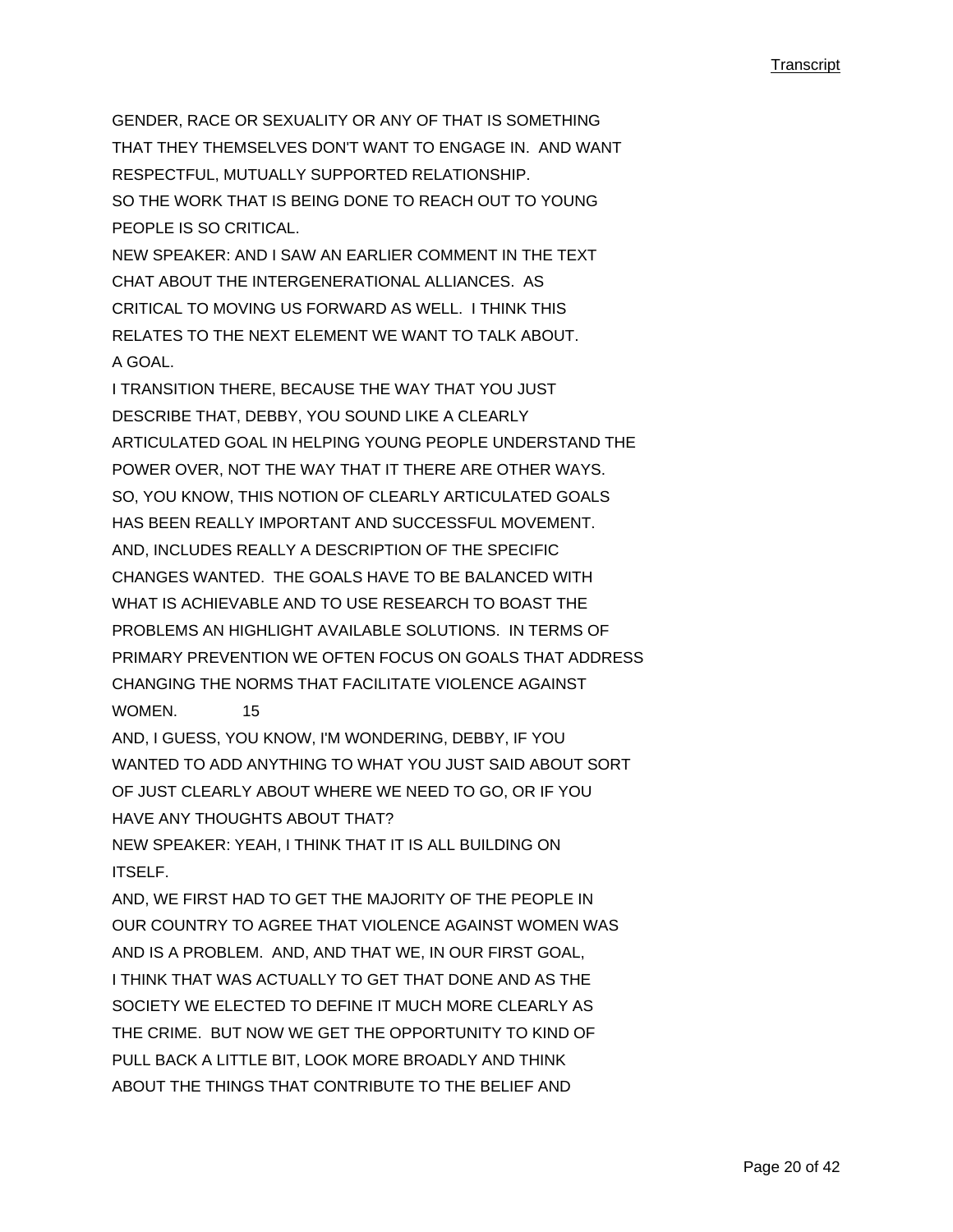GENDER, RACE OR SEXUALITY OR ANY OF THAT IS SOMETHING THAT THEY THEMSELVES DON'T WANT TO ENGAGE IN. AND WANT RESPECTFUL, MUTUALLY SUPPORTED RELATIONSHIP.

SO THE WORK THAT IS BEING DONE TO REACH OUT TO YOUNG PEOPLE IS SO CRITICAL.

NEW SPEAKER: AND I SAW AN EARLIER COMMENT IN THE TEXT CHAT ABOUT THE INTERGENERATIONAL ALLIANCES. AS CRITICAL TO MOVING US FORWARD AS WELL. I THINK THIS RELATES TO THE NEXT ELEMENT WE WANT TO TALK ABOUT. A GOAL.

I TRANSITION THERE, BECAUSE THE WAY THAT YOU JUST DESCRIBE THAT, DEBBY, YOU SOUND LIKE A CLEARLY ARTICULATED GOAL IN HELPING YOUNG PEOPLE UNDERSTAND THE POWER OVER, NOT THE WAY THAT IT THERE ARE OTHER WAYS. SO, YOU KNOW, THIS NOTION OF CLEARLY ARTICULATED GOALS HAS BEEN REALLY IMPORTANT AND SUCCESSFUL MOVEMENT. AND, INCLUDES REALLY A DESCRIPTION OF THE SPECIFIC CHANGES WANTED. THE GOALS HAVE TO BE BALANCED WITH WHAT IS ACHIEVABLE AND TO USE RESEARCH TO BOAST THE PROBLEMS AN HIGHLIGHT AVAILABLE SOLUTIONS. IN TERMS OF PRIMARY PREVENTION WE OFTEN FOCUS ON GOALS THAT ADDRESS CHANGING THE NORMS THAT FACILITATE VIOLENCE AGAINST WOMEN. 15

AND, I GUESS, YOU KNOW, I'M WONDERING, DEBBY, IF YOU WANTED TO ADD ANYTHING TO WHAT YOU JUST SAID ABOUT SORT OF JUST CLEARLY ABOUT WHERE WE NEED TO GO, OR IF YOU HAVE ANY THOUGHTS ABOUT THAT?

NEW SPEAKER: YEAH, I THINK THAT IT IS ALL BUILDING ON ITSELF.

AND, WE FIRST HAD TO GET THE MAJORITY OF THE PEOPLE IN OUR COUNTRY TO AGREE THAT VIOLENCE AGAINST WOMEN WAS AND IS A PROBLEM. AND, AND THAT WE, IN OUR FIRST GOAL, I THINK THAT WAS ACTUALLY TO GET THAT DONE AND AS THE SOCIETY WE ELECTED TO DEFINE IT MUCH MORE CLEARLY AS THE CRIME. BUT NOW WE GET THE OPPORTUNITY TO KIND OF PULL BACK A LITTLE BIT, LOOK MORE BROADLY AND THINK ABOUT THE THINGS THAT CONTRIBUTE TO THE BELIEF AND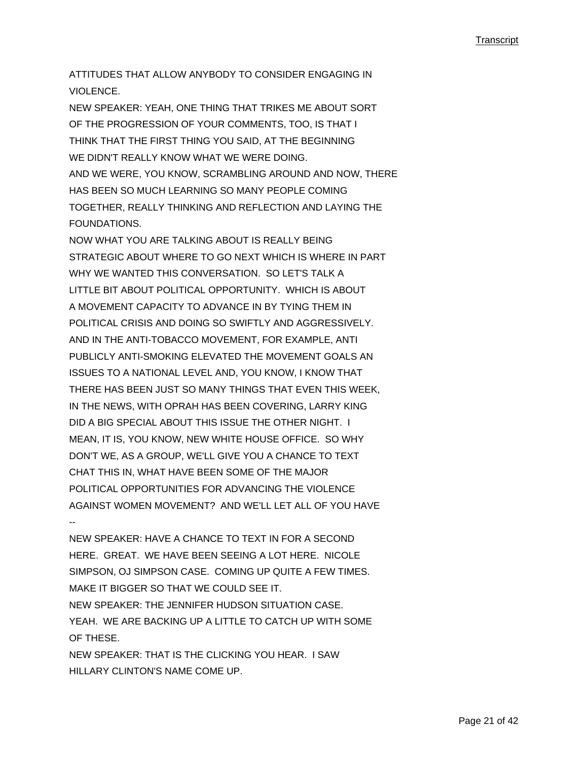ATTITUDES THAT ALLOW ANYBODY TO CONSIDER ENGAGING IN VIOLENCE.

NEW SPEAKER: YEAH, ONE THING THAT TRIKES ME ABOUT SORT OF THE PROGRESSION OF YOUR COMMENTS, TOO, IS THAT I THINK THAT THE FIRST THING YOU SAID, AT THE BEGINNING WE DIDN'T REALLY KNOW WHAT WE WERE DOING.

AND WE WERE, YOU KNOW, SCRAMBLING AROUND AND NOW, THERE HAS BEEN SO MUCH LEARNING SO MANY PEOPLE COMING TOGETHER, REALLY THINKING AND REFLECTION AND LAYING THE FOUNDATIONS.

NOW WHAT YOU ARE TALKING ABOUT IS REALLY BEING STRATEGIC ABOUT WHERE TO GO NEXT WHICH IS WHERE IN PART WHY WE WANTED THIS CONVERSATION. SO LET'S TALK A LITTLE BIT ABOUT POLITICAL OPPORTUNITY. WHICH IS ABOUT A MOVEMENT CAPACITY TO ADVANCE IN BY TYING THEM IN POLITICAL CRISIS AND DOING SO SWIFTLY AND AGGRESSIVELY. AND IN THE ANTI-TOBACCO MOVEMENT, FOR EXAMPLE, ANTI PUBLICLY ANTI-SMOKING ELEVATED THE MOVEMENT GOALS AN ISSUES TO A NATIONAL LEVEL AND, YOU KNOW, I KNOW THAT THERE HAS BEEN JUST SO MANY THINGS THAT EVEN THIS WEEK, IN THE NEWS, WITH OPRAH HAS BEEN COVERING, LARRY KING DID A BIG SPECIAL ABOUT THIS ISSUE THE OTHER NIGHT. I MEAN, IT IS, YOU KNOW, NEW WHITE HOUSE OFFICE. SO WHY DON'T WE, AS A GROUP, WE'LL GIVE YOU A CHANCE TO TEXT CHAT THIS IN, WHAT HAVE BEEN SOME OF THE MAJOR POLITICAL OPPORTUNITIES FOR ADVANCING THE VIOLENCE AGAINST WOMEN MOVEMENT? AND WE'LL LET ALL OF YOU HAVE --

NEW SPEAKER: HAVE A CHANCE TO TEXT IN FOR A SECOND HERE. GREAT. WE HAVE BEEN SEEING A LOT HERE. NICOLE SIMPSON, OJ SIMPSON CASE. COMING UP QUITE A FEW TIMES. MAKE IT BIGGER SO THAT WE COULD SEE IT.

NEW SPEAKER: THE JENNIFER HUDSON SITUATION CASE. YEAH. WE ARE BACKING UP A LITTLE TO CATCH UP WITH SOME OF THESE.

NEW SPEAKER: THAT IS THE CLICKING YOU HEAR. I SAW HILLARY CLINTON'S NAME COME UP.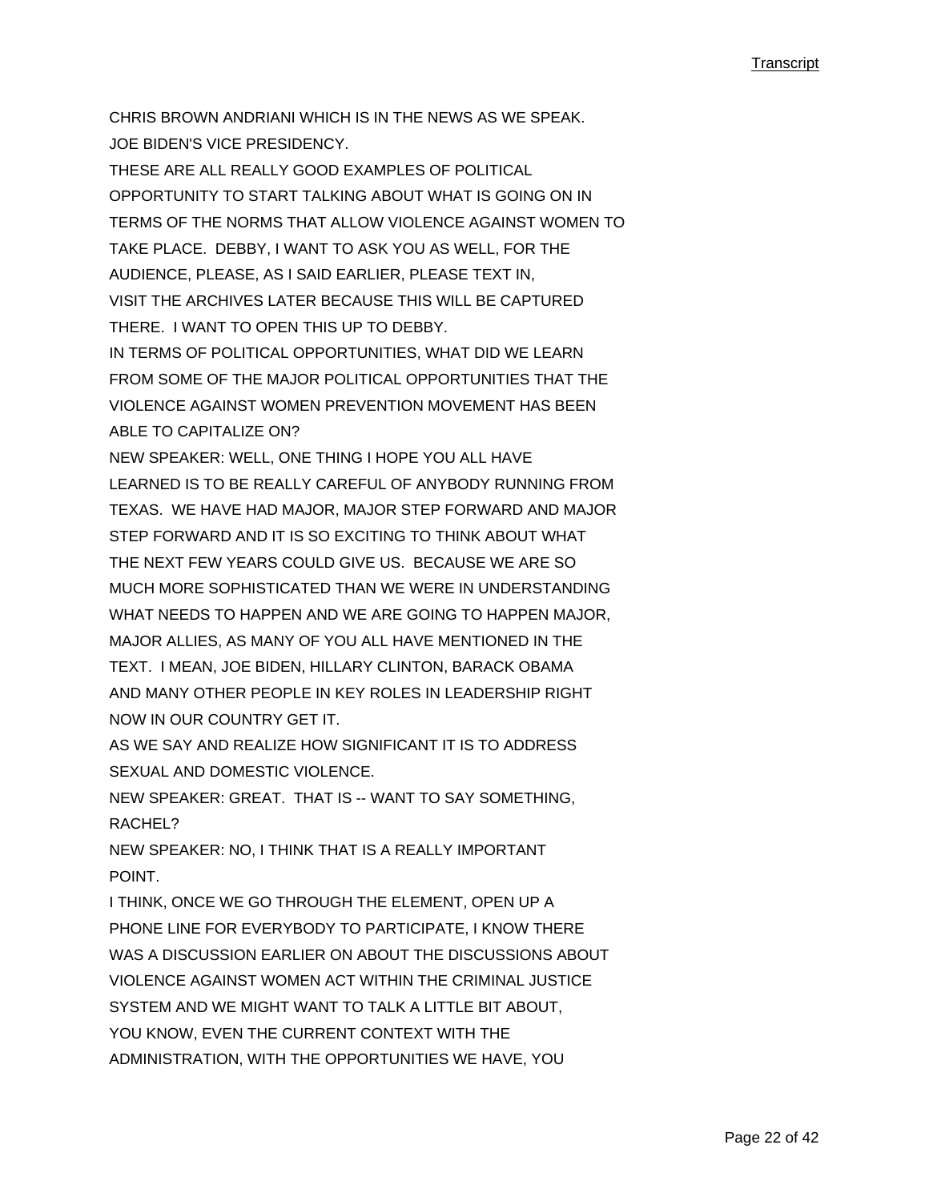CHRIS BROWN ANDRIANI WHICH IS IN THE NEWS AS WE SPEAK.
JOE BIDEN'S VICE PRESIDENCY.
THESE ARE ALL REALLY GOOD EXAMPLES OF POLITICAL OPPORTUNITY TO START TALKING ABOUT WHAT IS GOING ON IN TERMS OF THE NORMS THAT ALLOW VIOLENCE AGAINST WOMEN TO TAKE PLACE. DEBBY, I WANT TO ASK YOU AS WELL, FOR THE AUDIENCE, PLEASE, AS I SAID EARLIER, PLEASE TEXT IN, VISIT THE ARCHIVES LATER BECAUSE THIS WILL BE CAPTURED THERE. I WANT TO OPEN THIS UP TO DEBBY.
IN TERMS OF POLITICAL OPPORTUNITIES, WHAT DID WE LEARN FROM SOME OF THE MAJOR POLITICAL OPPORTUNITIES THAT THE VIOLENCE AGAINST WOMEN PREVENTION MOVEMENT HAS BEEN ABLE TO CAPITALIZE ON?
NEW SPEAKER: WELL, ONE THING I HOPE YOU ALL HAVE LEARNED IS TO BE REALLY CAREFUL OF ANYBODY RUNNING FROM TEXAS. WE HAVE HAD MAJOR, MAJOR STEP FORWARD AND MAJOR STEP FORWARD AND IT IS SO EXCITING TO THINK ABOUT WHAT THE NEXT FEW YEARS COULD GIVE US. BECAUSE WE ARE SO MUCH MORE SOPHISTICATED THAN WE WERE IN UNDERSTANDING WHAT NEEDS TO HAPPEN AND WE ARE GOING TO HAPPEN MAJOR, MAJOR ALLIES, AS MANY OF YOU ALL HAVE MENTIONED IN THE TEXT. I MEAN, JOE BIDEN, HILLARY CLINTON, BARACK OBAMA AND MANY OTHER PEOPLE IN KEY ROLES IN LEADERSHIP RIGHT NOW IN OUR COUNTRY GET IT.
AS WE SAY AND REALIZE HOW SIGNIFICANT IT IS TO ADDRESS SEXUAL AND DOMESTIC VIOLENCE.
NEW SPEAKER: GREAT. THAT IS -- WANT TO SAY SOMETHING, RACHEL?
NEW SPEAKER: NO, I THINK THAT IS A REALLY IMPORTANT POINT.
I THINK, ONCE WE GO THROUGH THE ELEMENT, OPEN UP A PHONE LINE FOR EVERYBODY TO PARTICIPATE, I KNOW THERE WAS A DISCUSSION EARLIER ON ABOUT THE DISCUSSIONS ABOUT VIOLENCE AGAINST WOMEN ACT WITHIN THE CRIMINAL JUSTICE SYSTEM AND WE MIGHT WANT TO TALK A LITTLE BIT ABOUT, YOU KNOW, EVEN THE CURRENT CONTEXT WITH THE ADMINISTRATION, WITH THE OPPORTUNITIES WE HAVE, YOU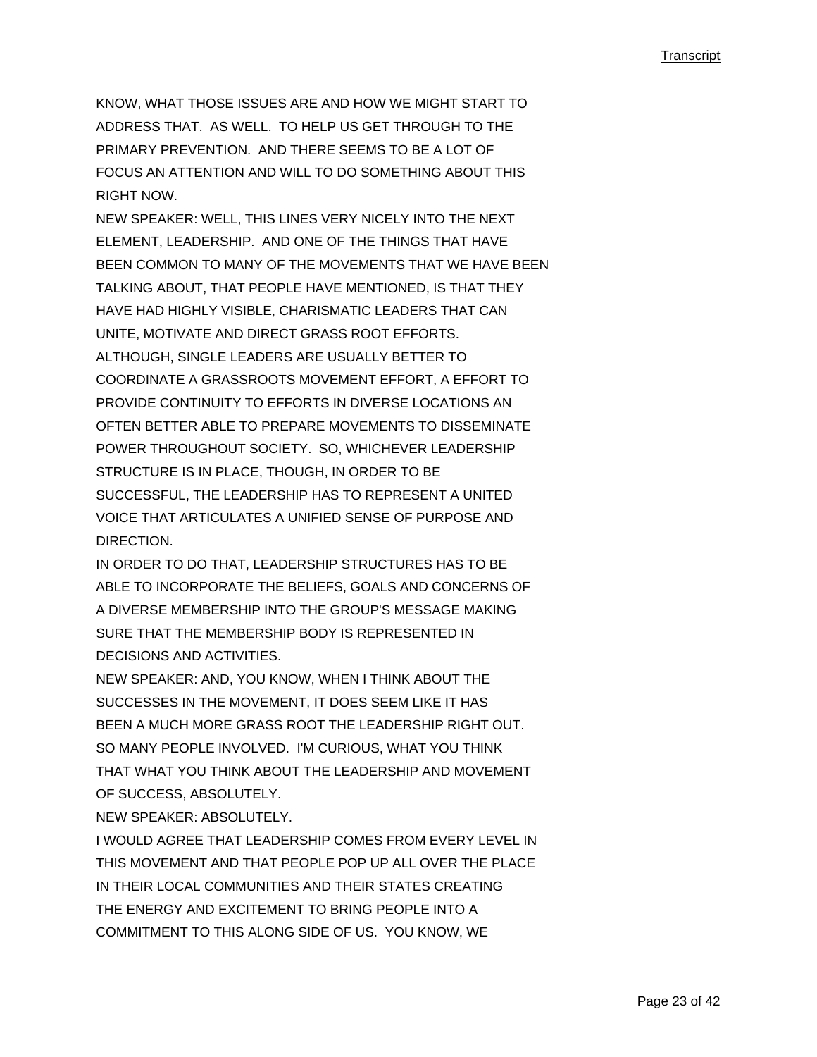KNOW, WHAT THOSE ISSUES ARE AND HOW WE MIGHT START TO ADDRESS THAT. AS WELL. TO HELP US GET THROUGH TO THE PRIMARY PREVENTION. AND THERE SEEMS TO BE A LOT OF FOCUS AN ATTENTION AND WILL TO DO SOMETHING ABOUT THIS RIGHT NOW.

NEW SPEAKER: WELL, THIS LINES VERY NICELY INTO THE NEXT ELEMENT, LEADERSHIP. AND ONE OF THE THINGS THAT HAVE BEEN COMMON TO MANY OF THE MOVEMENTS THAT WE HAVE BEEN TALKING ABOUT, THAT PEOPLE HAVE MENTIONED, IS THAT THEY HAVE HAD HIGHLY VISIBLE, CHARISMATIC LEADERS THAT CAN UNITE, MOTIVATE AND DIRECT GRASS ROOT EFFORTS. ALTHOUGH, SINGLE LEADERS ARE USUALLY BETTER TO COORDINATE A GRASSROOTS MOVEMENT EFFORT, A EFFORT TO PROVIDE CONTINUITY TO EFFORTS IN DIVERSE LOCATIONS AN OFTEN BETTER ABLE TO PREPARE MOVEMENTS TO DISSEMINATE POWER THROUGHOUT SOCIETY. SO, WHICHEVER LEADERSHIP STRUCTURE IS IN PLACE, THOUGH, IN ORDER TO BE SUCCESSFUL, THE LEADERSHIP HAS TO REPRESENT A UNITED VOICE THAT ARTICULATES A UNIFIED SENSE OF PURPOSE AND DIRECTION.

IN ORDER TO DO THAT, LEADERSHIP STRUCTURES HAS TO BE ABLE TO INCORPORATE THE BELIEFS, GOALS AND CONCERNS OF A DIVERSE MEMBERSHIP INTO THE GROUP'S MESSAGE MAKING SURE THAT THE MEMBERSHIP BODY IS REPRESENTED IN DECISIONS AND ACTIVITIES.

NEW SPEAKER: AND, YOU KNOW, WHEN I THINK ABOUT THE SUCCESSES IN THE MOVEMENT, IT DOES SEEM LIKE IT HAS BEEN A MUCH MORE GRASS ROOT THE LEADERSHIP RIGHT OUT. SO MANY PEOPLE INVOLVED. I'M CURIOUS, WHAT YOU THINK THAT WHAT YOU THINK ABOUT THE LEADERSHIP AND MOVEMENT OF SUCCESS, ABSOLUTELY.

NEW SPEAKER: ABSOLUTELY.

I WOULD AGREE THAT LEADERSHIP COMES FROM EVERY LEVEL IN THIS MOVEMENT AND THAT PEOPLE POP UP ALL OVER THE PLACE IN THEIR LOCAL COMMUNITIES AND THEIR STATES CREATING THE ENERGY AND EXCITEMENT TO BRING PEOPLE INTO A COMMITMENT TO THIS ALONG SIDE OF US. YOU KNOW, WE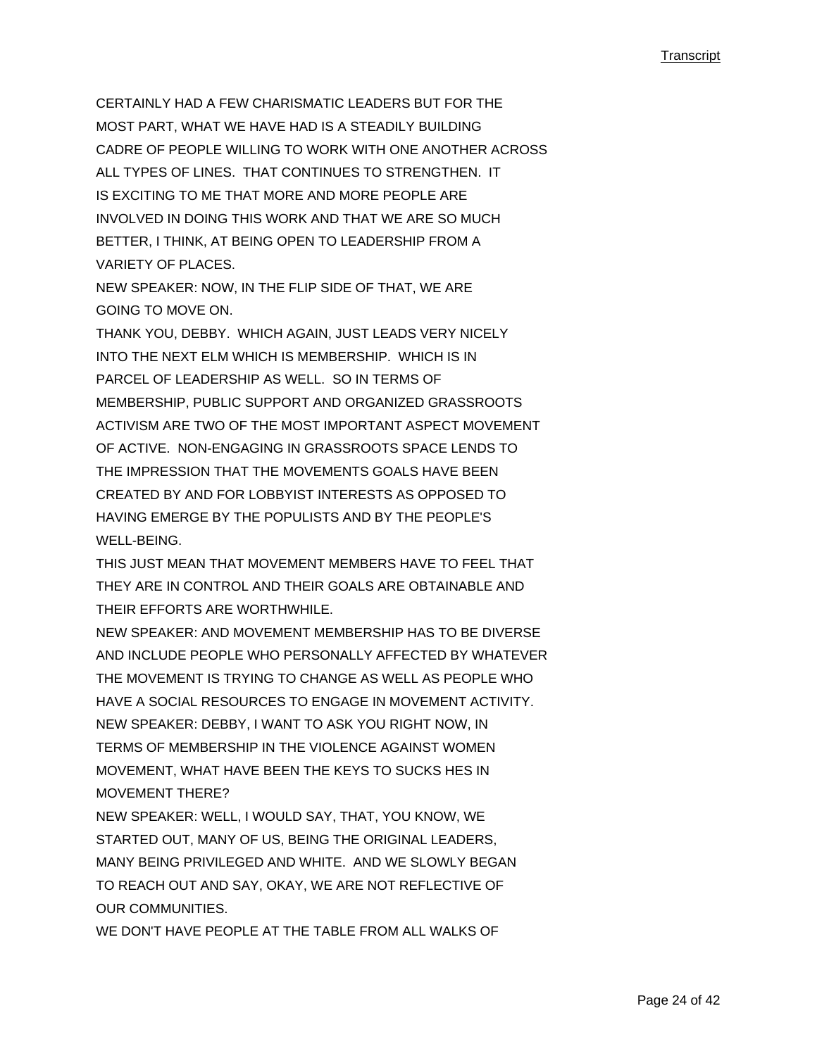CERTAINLY HAD A FEW CHARISMATIC LEADERS BUT FOR THE MOST PART, WHAT WE HAVE HAD IS A STEADILY BUILDING CADRE OF PEOPLE WILLING TO WORK WITH ONE ANOTHER ACROSS ALL TYPES OF LINES. THAT CONTINUES TO STRENGTHEN. IT IS EXCITING TO ME THAT MORE AND MORE PEOPLE ARE INVOLVED IN DOING THIS WORK AND THAT WE ARE SO MUCH BETTER, I THINK, AT BEING OPEN TO LEADERSHIP FROM A VARIETY OF PLACES.

NEW SPEAKER: NOW, IN THE FLIP SIDE OF THAT, WE ARE GOING TO MOVE ON.

THANK YOU, DEBBY. WHICH AGAIN, JUST LEADS VERY NICELY INTO THE NEXT ELM WHICH IS MEMBERSHIP. WHICH IS IN PARCEL OF LEADERSHIP AS WELL. SO IN TERMS OF MEMBERSHIP, PUBLIC SUPPORT AND ORGANIZED GRASSROOTS ACTIVISM ARE TWO OF THE MOST IMPORTANT ASPECT MOVEMENT OF ACTIVE. NON-ENGAGING IN GRASSROOTS SPACE LENDS TO THE IMPRESSION THAT THE MOVEMENTS GOALS HAVE BEEN CREATED BY AND FOR LOBBYIST INTERESTS AS OPPOSED TO HAVING EMERGE BY THE POPULISTS AND BY THE PEOPLE'S WELL-BEING.

THIS JUST MEAN THAT MOVEMENT MEMBERS HAVE TO FEEL THAT THEY ARE IN CONTROL AND THEIR GOALS ARE OBTAINABLE AND THEIR EFFORTS ARE WORTHWHILE.

NEW SPEAKER: AND MOVEMENT MEMBERSHIP HAS TO BE DIVERSE AND INCLUDE PEOPLE WHO PERSONALLY AFFECTED BY WHATEVER THE MOVEMENT IS TRYING TO CHANGE AS WELL AS PEOPLE WHO HAVE A SOCIAL RESOURCES TO ENGAGE IN MOVEMENT ACTIVITY.

NEW SPEAKER: DEBBY, I WANT TO ASK YOU RIGHT NOW, IN TERMS OF MEMBERSHIP IN THE VIOLENCE AGAINST WOMEN MOVEMENT, WHAT HAVE BEEN THE KEYS TO SUCKS HES IN MOVEMENT THERE?

NEW SPEAKER: WELL, I WOULD SAY, THAT, YOU KNOW, WE STARTED OUT, MANY OF US, BEING THE ORIGINAL LEADERS, MANY BEING PRIVILEGED AND WHITE. AND WE SLOWLY BEGAN TO REACH OUT AND SAY, OKAY, WE ARE NOT REFLECTIVE OF OUR COMMUNITIES.

WE DON'T HAVE PEOPLE AT THE TABLE FROM ALL WALKS OF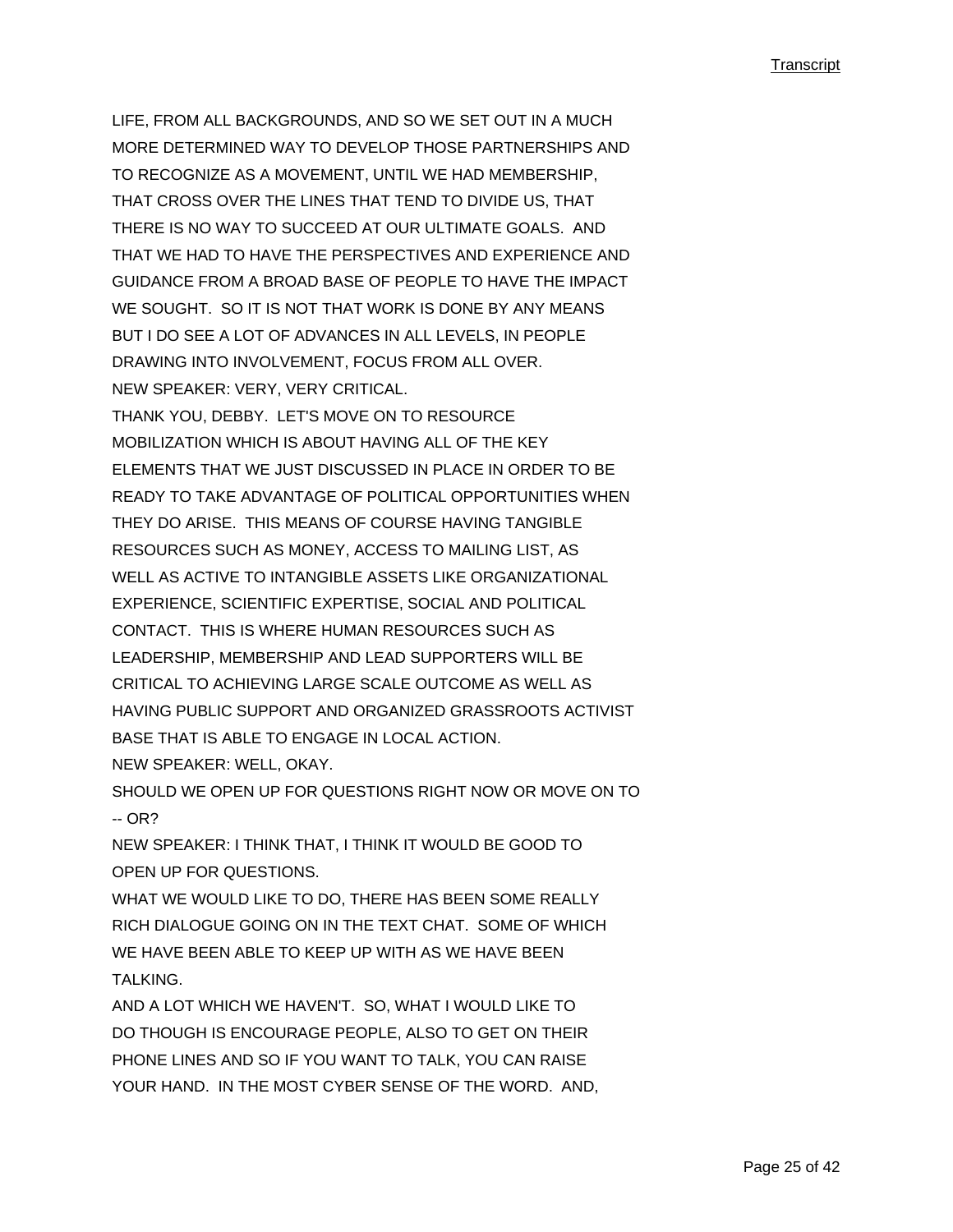LIFE, FROM ALL BACKGROUNDS, AND SO WE SET OUT IN A MUCH MORE DETERMINED WAY TO DEVELOP THOSE PARTNERSHIPS AND TO RECOGNIZE AS A MOVEMENT, UNTIL WE HAD MEMBERSHIP, THAT CROSS OVER THE LINES THAT TEND TO DIVIDE US, THAT THERE IS NO WAY TO SUCCEED AT OUR ULTIMATE GOALS. AND THAT WE HAD TO HAVE THE PERSPECTIVES AND EXPERIENCE AND GUIDANCE FROM A BROAD BASE OF PEOPLE TO HAVE THE IMPACT WE SOUGHT. SO IT IS NOT THAT WORK IS DONE BY ANY MEANS BUT I DO SEE A LOT OF ADVANCES IN ALL LEVELS, IN PEOPLE DRAWING INTO INVOLVEMENT, FOCUS FROM ALL OVER.

NEW SPEAKER: VERY, VERY CRITICAL.

THANK YOU, DEBBY. LET'S MOVE ON TO RESOURCE MOBILIZATION WHICH IS ABOUT HAVING ALL OF THE KEY ELEMENTS THAT WE JUST DISCUSSED IN PLACE IN ORDER TO BE READY TO TAKE ADVANTAGE OF POLITICAL OPPORTUNITIES WHEN THEY DO ARISE. THIS MEANS OF COURSE HAVING TANGIBLE RESOURCES SUCH AS MONEY, ACCESS TO MAILING LIST, AS WELL AS ACTIVE TO INTANGIBLE ASSETS LIKE ORGANIZATIONAL EXPERIENCE, SCIENTIFIC EXPERTISE, SOCIAL AND POLITICAL CONTACT. THIS IS WHERE HUMAN RESOURCES SUCH AS LEADERSHIP, MEMBERSHIP AND LEAD SUPPORTERS WILL BE CRITICAL TO ACHIEVING LARGE SCALE OUTCOME AS WELL AS HAVING PUBLIC SUPPORT AND ORGANIZED GRASSROOTS ACTIVIST BASE THAT IS ABLE TO ENGAGE IN LOCAL ACTION.

NEW SPEAKER: WELL, OKAY.

SHOULD WE OPEN UP FOR QUESTIONS RIGHT NOW OR MOVE ON TO -- OR?

NEW SPEAKER: I THINK THAT, I THINK IT WOULD BE GOOD TO OPEN UP FOR QUESTIONS.

WHAT WE WOULD LIKE TO DO, THERE HAS BEEN SOME REALLY RICH DIALOGUE GOING ON IN THE TEXT CHAT. SOME OF WHICH WE HAVE BEEN ABLE TO KEEP UP WITH AS WE HAVE BEEN TALKING.

AND A LOT WHICH WE HAVEN'T. SO, WHAT I WOULD LIKE TO DO THOUGH IS ENCOURAGE PEOPLE, ALSO TO GET ON THEIR PHONE LINES AND SO IF YOU WANT TO TALK, YOU CAN RAISE YOUR HAND. IN THE MOST CYBER SENSE OF THE WORD. AND,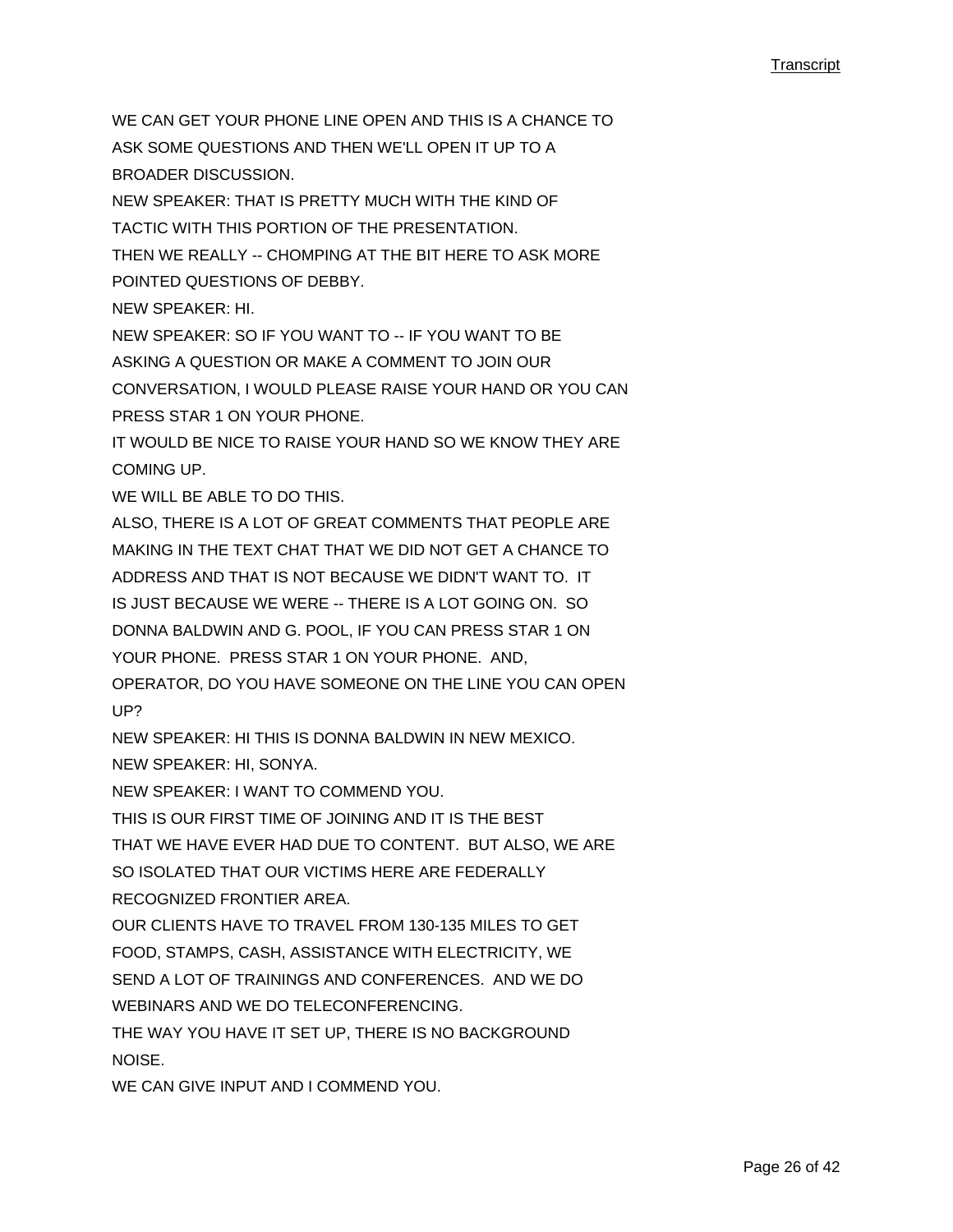WE CAN GET YOUR PHONE LINE OPEN AND THIS IS A CHANCE TO ASK SOME QUESTIONS AND THEN WE'LL OPEN IT UP TO A BROADER DISCUSSION.

NEW SPEAKER: THAT IS PRETTY MUCH WITH THE KIND OF TACTIC WITH THIS PORTION OF THE PRESENTATION.

THEN WE REALLY -- CHOMPING AT THE BIT HERE TO ASK MORE POINTED QUESTIONS OF DEBBY.

NEW SPEAKER: HI.

NEW SPEAKER: SO IF YOU WANT TO -- IF YOU WANT TO BE ASKING A QUESTION OR MAKE A COMMENT TO JOIN OUR CONVERSATION, I WOULD PLEASE RAISE YOUR HAND OR YOU CAN PRESS STAR 1 ON YOUR PHONE.

IT WOULD BE NICE TO RAISE YOUR HAND SO WE KNOW THEY ARE COMING UP.

WE WILL BE ABLE TO DO THIS.

ALSO, THERE IS A LOT OF GREAT COMMENTS THAT PEOPLE ARE MAKING IN THE TEXT CHAT THAT WE DID NOT GET A CHANCE TO ADDRESS AND THAT IS NOT BECAUSE WE DIDN'T WANT TO. IT IS JUST BECAUSE WE WERE -- THERE IS A LOT GOING ON. SO DONNA BALDWIN AND G. POOL, IF YOU CAN PRESS STAR 1 ON YOUR PHONE. PRESS STAR 1 ON YOUR PHONE. AND, OPERATOR, DO YOU HAVE SOMEONE ON THE LINE YOU CAN OPEN UP?

NEW SPEAKER: HI THIS IS DONNA BALDWIN IN NEW MEXICO.

NEW SPEAKER: HI, SONYA.

NEW SPEAKER: I WANT TO COMMEND YOU.

THIS IS OUR FIRST TIME OF JOINING AND IT IS THE BEST THAT WE HAVE EVER HAD DUE TO CONTENT. BUT ALSO, WE ARE SO ISOLATED THAT OUR VICTIMS HERE ARE FEDERALLY RECOGNIZED FRONTIER AREA.

OUR CLIENTS HAVE TO TRAVEL FROM 130-135 MILES TO GET FOOD, STAMPS, CASH, ASSISTANCE WITH ELECTRICITY, WE SEND A LOT OF TRAININGS AND CONFERENCES. AND WE DO WEBINARS AND WE DO TELECONFERENCING.

THE WAY YOU HAVE IT SET UP, THERE IS NO BACKGROUND NOISE.

WE CAN GIVE INPUT AND I COMMEND YOU.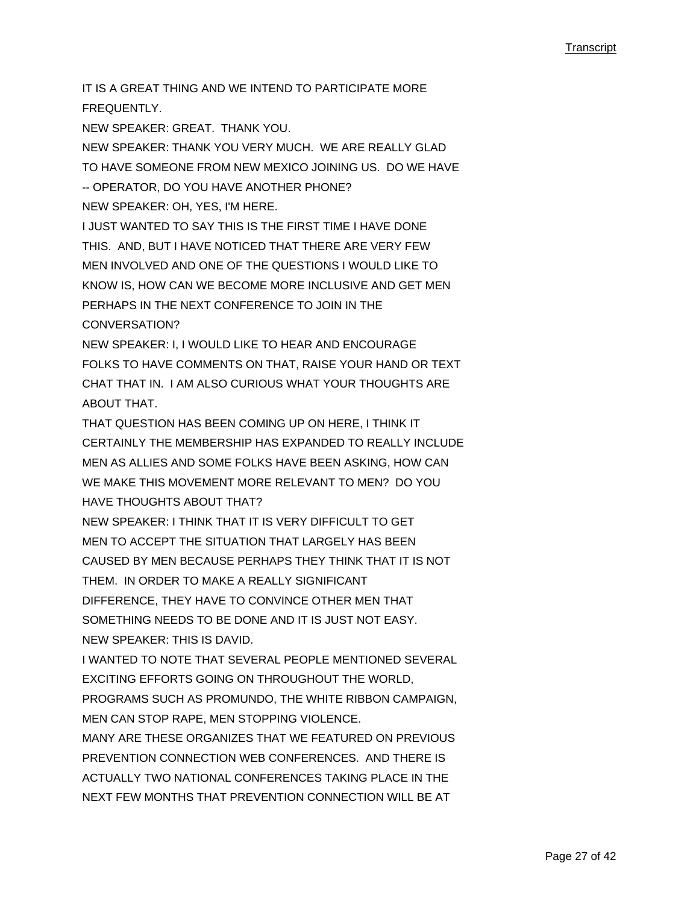IT IS A GREAT THING AND WE INTEND TO PARTICIPATE MORE FREQUENTLY.

NEW SPEAKER: GREAT. THANK YOU.

NEW SPEAKER: THANK YOU VERY MUCH. WE ARE REALLY GLAD TO HAVE SOMEONE FROM NEW MEXICO JOINING US. DO WE HAVE -- OPERATOR, DO YOU HAVE ANOTHER PHONE?

NEW SPEAKER: OH, YES, I'M HERE.

I JUST WANTED TO SAY THIS IS THE FIRST TIME I HAVE DONE THIS. AND, BUT I HAVE NOTICED THAT THERE ARE VERY FEW MEN INVOLVED AND ONE OF THE QUESTIONS I WOULD LIKE TO KNOW IS, HOW CAN WE BECOME MORE INCLUSIVE AND GET MEN PERHAPS IN THE NEXT CONFERENCE TO JOIN IN THE CONVERSATION?

NEW SPEAKER: I, I WOULD LIKE TO HEAR AND ENCOURAGE FOLKS TO HAVE COMMENTS ON THAT, RAISE YOUR HAND OR TEXT CHAT THAT IN. I AM ALSO CURIOUS WHAT YOUR THOUGHTS ARE ABOUT THAT.

THAT QUESTION HAS BEEN COMING UP ON HERE, I THINK IT CERTAINLY THE MEMBERSHIP HAS EXPANDED TO REALLY INCLUDE MEN AS ALLIES AND SOME FOLKS HAVE BEEN ASKING, HOW CAN WE MAKE THIS MOVEMENT MORE RELEVANT TO MEN? DO YOU HAVE THOUGHTS ABOUT THAT?

NEW SPEAKER: I THINK THAT IT IS VERY DIFFICULT TO GET MEN TO ACCEPT THE SITUATION THAT LARGELY HAS BEEN CAUSED BY MEN BECAUSE PERHAPS THEY THINK THAT IT IS NOT THEM. IN ORDER TO MAKE A REALLY SIGNIFICANT DIFFERENCE, THEY HAVE TO CONVINCE OTHER MEN THAT SOMETHING NEEDS TO BE DONE AND IT IS JUST NOT EASY.

NEW SPEAKER: THIS IS DAVID.

I WANTED TO NOTE THAT SEVERAL PEOPLE MENTIONED SEVERAL EXCITING EFFORTS GOING ON THROUGHOUT THE WORLD, PROGRAMS SUCH AS PROMUNDO, THE WHITE RIBBON CAMPAIGN, MEN CAN STOP RAPE, MEN STOPPING VIOLENCE.

MANY ARE THESE ORGANIZES THAT WE FEATURED ON PREVIOUS PREVENTION CONNECTION WEB CONFERENCES. AND THERE IS ACTUALLY TWO NATIONAL CONFERENCES TAKING PLACE IN THE NEXT FEW MONTHS THAT PREVENTION CONNECTION WILL BE AT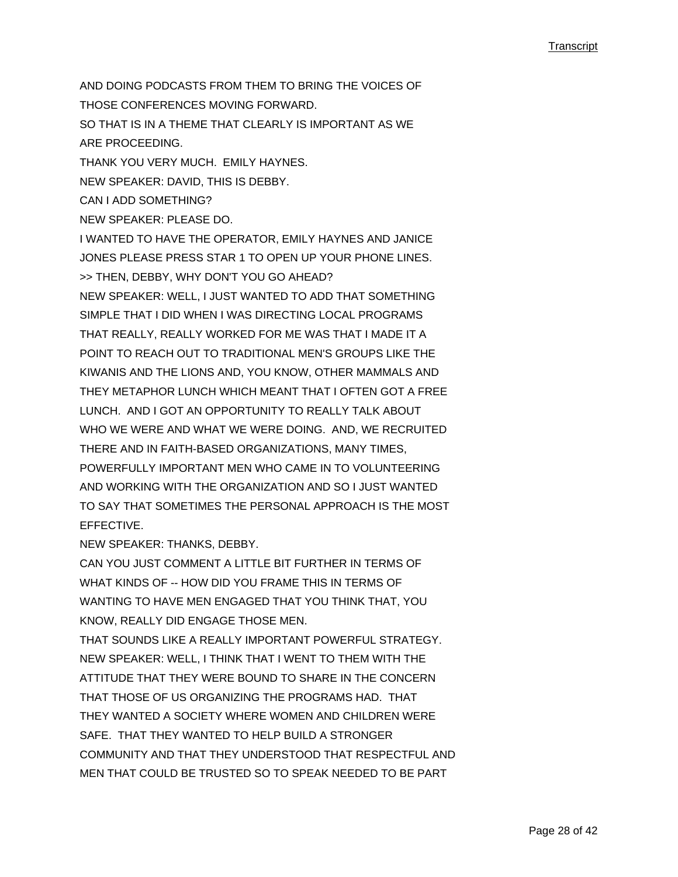AND DOING PODCASTS FROM THEM TO BRING THE VOICES OF
THOSE CONFERENCES MOVING FORWARD.
SO THAT IS IN A THEME THAT CLEARLY IS IMPORTANT AS WE
ARE PROCEEDING.
THANK YOU VERY MUCH. EMILY HAYNES.
NEW SPEAKER: DAVID, THIS IS DEBBY.
CAN I ADD SOMETHING?
NEW SPEAKER: PLEASE DO.
I WANTED TO HAVE THE OPERATOR, EMILY HAYNES AND JANICE
JONES PLEASE PRESS STAR 1 TO OPEN UP YOUR PHONE LINES.
>> THEN, DEBBY, WHY DON'T YOU GO AHEAD?
NEW SPEAKER: WELL, I JUST WANTED TO ADD THAT SOMETHING
SIMPLE THAT I DID WHEN I WAS DIRECTING LOCAL PROGRAMS
THAT REALLY, REALLY WORKED FOR ME WAS THAT I MADE IT A
POINT TO REACH OUT TO TRADITIONAL MEN'S GROUPS LIKE THE
KIWANIS AND THE LIONS AND, YOU KNOW, OTHER MAMMALS AND
THEY METAPHOR LUNCH WHICH MEANT THAT I OFTEN GOT A FREE
LUNCH. AND I GOT AN OPPORTUNITY TO REALLY TALK ABOUT
WHO WE WERE AND WHAT WE WERE DOING. AND, WE RECRUITED
THERE AND IN FAITH-BASED ORGANIZATIONS, MANY TIMES,
POWERFULLY IMPORTANT MEN WHO CAME IN TO VOLUNTEERING
AND WORKING WITH THE ORGANIZATION AND SO I JUST WANTED
TO SAY THAT SOMETIMES THE PERSONAL APPROACH IS THE MOST
EFFECTIVE.
NEW SPEAKER: THANKS, DEBBY.
CAN YOU JUST COMMENT A LITTLE BIT FURTHER IN TERMS OF
WHAT KINDS OF -- HOW DID YOU FRAME THIS IN TERMS OF
WANTING TO HAVE MEN ENGAGED THAT YOU THINK THAT, YOU
KNOW, REALLY DID ENGAGE THOSE MEN.
THAT SOUNDS LIKE A REALLY IMPORTANT POWERFUL STRATEGY.
NEW SPEAKER: WELL, I THINK THAT I WENT TO THEM WITH THE
ATTITUDE THAT THEY WERE BOUND TO SHARE IN THE CONCERN
THAT THOSE OF US ORGANIZING THE PROGRAMS HAD. THAT
THEY WANTED A SOCIETY WHERE WOMEN AND CHILDREN WERE
SAFE. THAT THEY WANTED TO HELP BUILD A STRONGER
COMMUNITY AND THAT THEY UNDERSTOOD THAT RESPECTFUL AND
MEN THAT COULD BE TRUSTED SO TO SPEAK NEEDED TO BE PART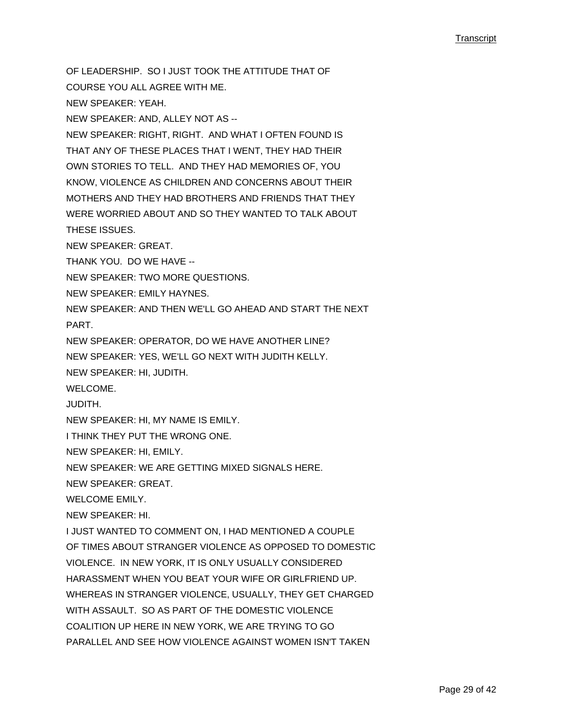OF LEADERSHIP. SO I JUST TOOK THE ATTITUDE THAT OF COURSE YOU ALL AGREE WITH ME.

NEW SPEAKER: YEAH.

NEW SPEAKER: AND, ALLEY NOT AS --

NEW SPEAKER: RIGHT, RIGHT. AND WHAT I OFTEN FOUND IS THAT ANY OF THESE PLACES THAT I WENT, THEY HAD THEIR OWN STORIES TO TELL. AND THEY HAD MEMORIES OF, YOU KNOW, VIOLENCE AS CHILDREN AND CONCERNS ABOUT THEIR MOTHERS AND THEY HAD BROTHERS AND FRIENDS THAT THEY WERE WORRIED ABOUT AND SO THEY WANTED TO TALK ABOUT THESE ISSUES.

NEW SPEAKER: GREAT.

THANK YOU. DO WE HAVE --

NEW SPEAKER: TWO MORE QUESTIONS.

NEW SPEAKER: EMILY HAYNES.

NEW SPEAKER: AND THEN WE'LL GO AHEAD AND START THE NEXT PART.

NEW SPEAKER: OPERATOR, DO WE HAVE ANOTHER LINE?

NEW SPEAKER: YES, WE'LL GO NEXT WITH JUDITH KELLY.

NEW SPEAKER: HI, JUDITH.

WELCOME.

JUDITH.

NEW SPEAKER: HI, MY NAME IS EMILY.

I THINK THEY PUT THE WRONG ONE.

NEW SPEAKER: HI, EMILY.

NEW SPEAKER: WE ARE GETTING MIXED SIGNALS HERE.

NEW SPEAKER: GREAT.

WELCOME EMILY.

NEW SPEAKER: HI.

I JUST WANTED TO COMMENT ON, I HAD MENTIONED A COUPLE OF TIMES ABOUT STRANGER VIOLENCE AS OPPOSED TO DOMESTIC VIOLENCE. IN NEW YORK, IT IS ONLY USUALLY CONSIDERED HARASSMENT WHEN YOU BEAT YOUR WIFE OR GIRLFRIEND UP. WHEREAS IN STRANGER VIOLENCE, USUALLY, THEY GET CHARGED WITH ASSAULT. SO AS PART OF THE DOMESTIC VIOLENCE COALITION UP HERE IN NEW YORK, WE ARE TRYING TO GO PARALLEL AND SEE HOW VIOLENCE AGAINST WOMEN ISN'T TAKEN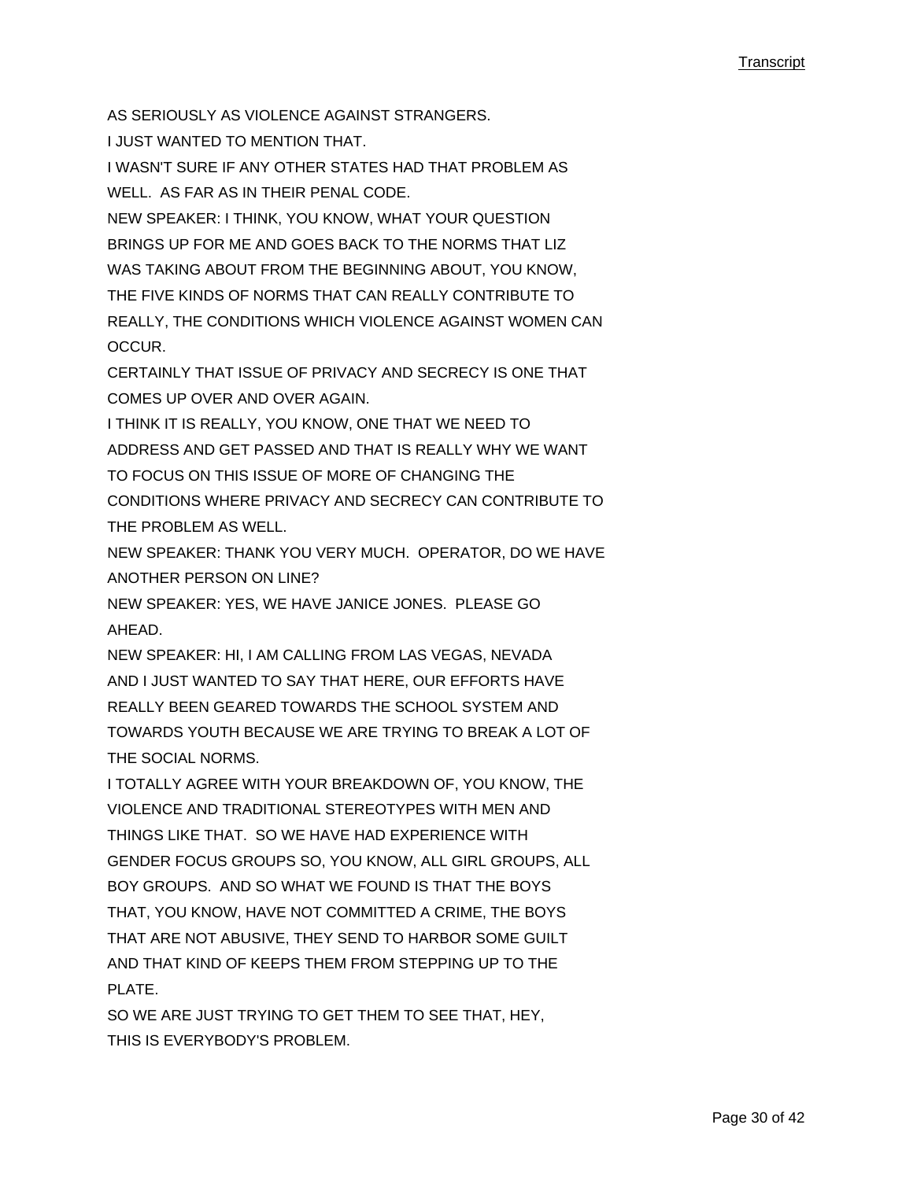AS SERIOUSLY AS VIOLENCE AGAINST STRANGERS.

I JUST WANTED TO MENTION THAT.

I WASN'T SURE IF ANY OTHER STATES HAD THAT PROBLEM AS WELL. AS FAR AS IN THEIR PENAL CODE.

NEW SPEAKER: I THINK, YOU KNOW, WHAT YOUR QUESTION BRINGS UP FOR ME AND GOES BACK TO THE NORMS THAT LIZ WAS TAKING ABOUT FROM THE BEGINNING ABOUT, YOU KNOW, THE FIVE KINDS OF NORMS THAT CAN REALLY CONTRIBUTE TO REALLY, THE CONDITIONS WHICH VIOLENCE AGAINST WOMEN CAN OCCUR.

CERTAINLY THAT ISSUE OF PRIVACY AND SECRECY IS ONE THAT COMES UP OVER AND OVER AGAIN.

I THINK IT IS REALLY, YOU KNOW, ONE THAT WE NEED TO ADDRESS AND GET PASSED AND THAT IS REALLY WHY WE WANT TO FOCUS ON THIS ISSUE OF MORE OF CHANGING THE CONDITIONS WHERE PRIVACY AND SECRECY CAN CONTRIBUTE TO THE PROBLEM AS WELL.

NEW SPEAKER: THANK YOU VERY MUCH. OPERATOR, DO WE HAVE ANOTHER PERSON ON LINE?

NEW SPEAKER: YES, WE HAVE JANICE JONES. PLEASE GO AHEAD.

NEW SPEAKER: HI, I AM CALLING FROM LAS VEGAS, NEVADA AND I JUST WANTED TO SAY THAT HERE, OUR EFFORTS HAVE REALLY BEEN GEARED TOWARDS THE SCHOOL SYSTEM AND TOWARDS YOUTH BECAUSE WE ARE TRYING TO BREAK A LOT OF THE SOCIAL NORMS.

I TOTALLY AGREE WITH YOUR BREAKDOWN OF, YOU KNOW, THE VIOLENCE AND TRADITIONAL STEREOTYPES WITH MEN AND THINGS LIKE THAT. SO WE HAVE HAD EXPERIENCE WITH GENDER FOCUS GROUPS SO, YOU KNOW, ALL GIRL GROUPS, ALL BOY GROUPS. AND SO WHAT WE FOUND IS THAT THE BOYS THAT, YOU KNOW, HAVE NOT COMMITTED A CRIME, THE BOYS THAT ARE NOT ABUSIVE, THEY SEND TO HARBOR SOME GUILT AND THAT KIND OF KEEPS THEM FROM STEPPING UP TO THE PLATE.

SO WE ARE JUST TRYING TO GET THEM TO SEE THAT, HEY, THIS IS EVERYBODY'S PROBLEM.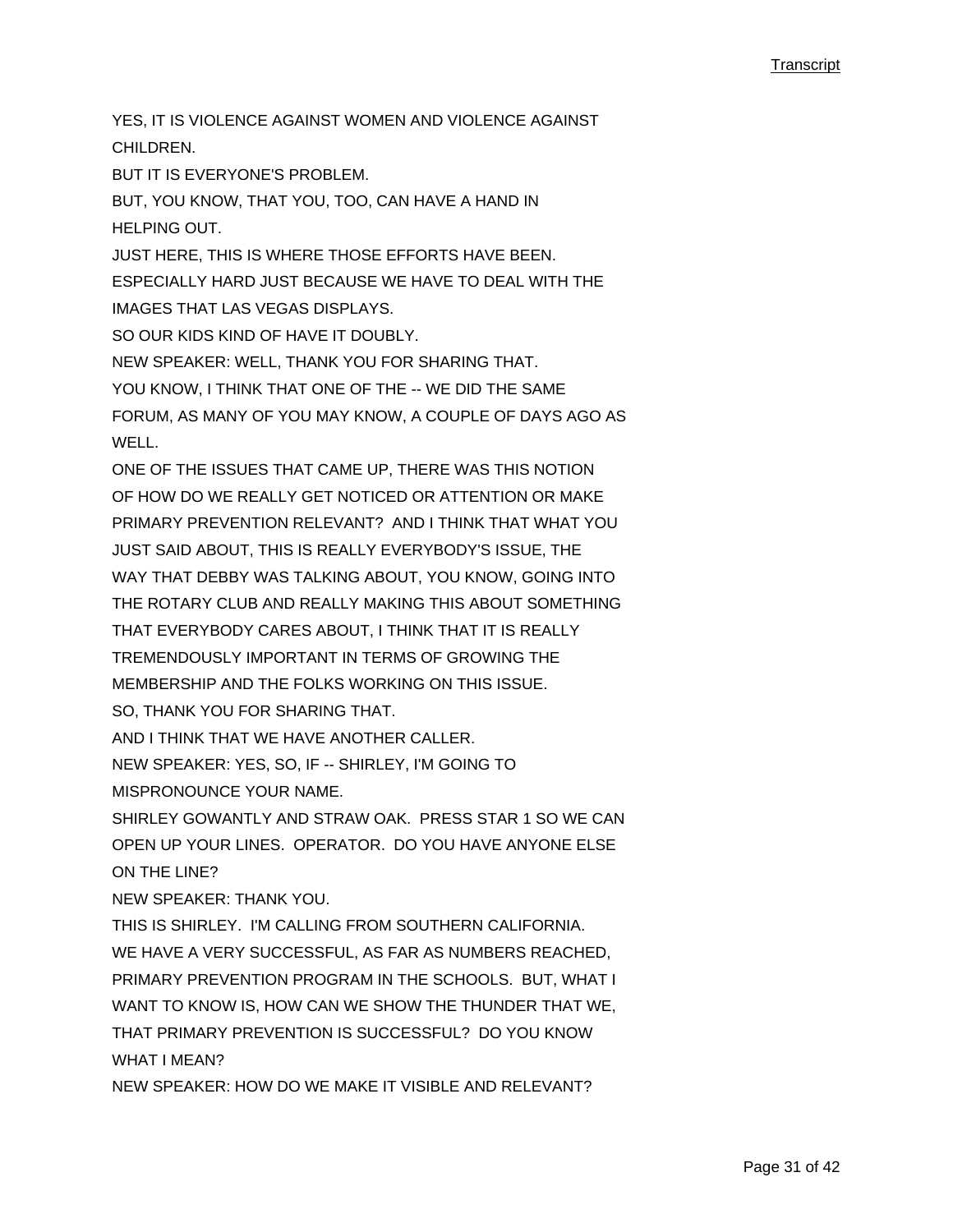YES, IT IS VIOLENCE AGAINST WOMEN AND VIOLENCE AGAINST CHILDREN.

BUT IT IS EVERYONE'S PROBLEM.

BUT, YOU KNOW, THAT YOU, TOO, CAN HAVE A HAND IN HELPING OUT.

JUST HERE, THIS IS WHERE THOSE EFFORTS HAVE BEEN.

ESPECIALLY HARD JUST BECAUSE WE HAVE TO DEAL WITH THE IMAGES THAT LAS VEGAS DISPLAYS.

SO OUR KIDS KIND OF HAVE IT DOUBLY.

NEW SPEAKER: WELL, THANK YOU FOR SHARING THAT.

YOU KNOW, I THINK THAT ONE OF THE -- WE DID THE SAME FORUM, AS MANY OF YOU MAY KNOW, A COUPLE OF DAYS AGO AS WELL.

ONE OF THE ISSUES THAT CAME UP, THERE WAS THIS NOTION OF HOW DO WE REALLY GET NOTICED OR ATTENTION OR MAKE PRIMARY PREVENTION RELEVANT? AND I THINK THAT WHAT YOU JUST SAID ABOUT, THIS IS REALLY EVERYBODY'S ISSUE, THE WAY THAT DEBBY WAS TALKING ABOUT, YOU KNOW, GOING INTO THE ROTARY CLUB AND REALLY MAKING THIS ABOUT SOMETHING THAT EVERYBODY CARES ABOUT, I THINK THAT IT IS REALLY TREMENDOUSLY IMPORTANT IN TERMS OF GROWING THE MEMBERSHIP AND THE FOLKS WORKING ON THIS ISSUE.

SO, THANK YOU FOR SHARING THAT.

AND I THINK THAT WE HAVE ANOTHER CALLER.

NEW SPEAKER: YES, SO, IF -- SHIRLEY, I'M GOING TO MISPRONOUNCE YOUR NAME.

SHIRLEY GOWANTLY AND STRAW OAK. PRESS STAR 1 SO WE CAN OPEN UP YOUR LINES. OPERATOR. DO YOU HAVE ANYONE ELSE ON THE LINE?

NEW SPEAKER: THANK YOU.

THIS IS SHIRLEY. I'M CALLING FROM SOUTHERN CALIFORNIA. WE HAVE A VERY SUCCESSFUL, AS FAR AS NUMBERS REACHED, PRIMARY PREVENTION PROGRAM IN THE SCHOOLS. BUT, WHAT I WANT TO KNOW IS, HOW CAN WE SHOW THE THUNDER THAT WE, THAT PRIMARY PREVENTION IS SUCCESSFUL? DO YOU KNOW WHAT I MEAN?

NEW SPEAKER: HOW DO WE MAKE IT VISIBLE AND RELEVANT?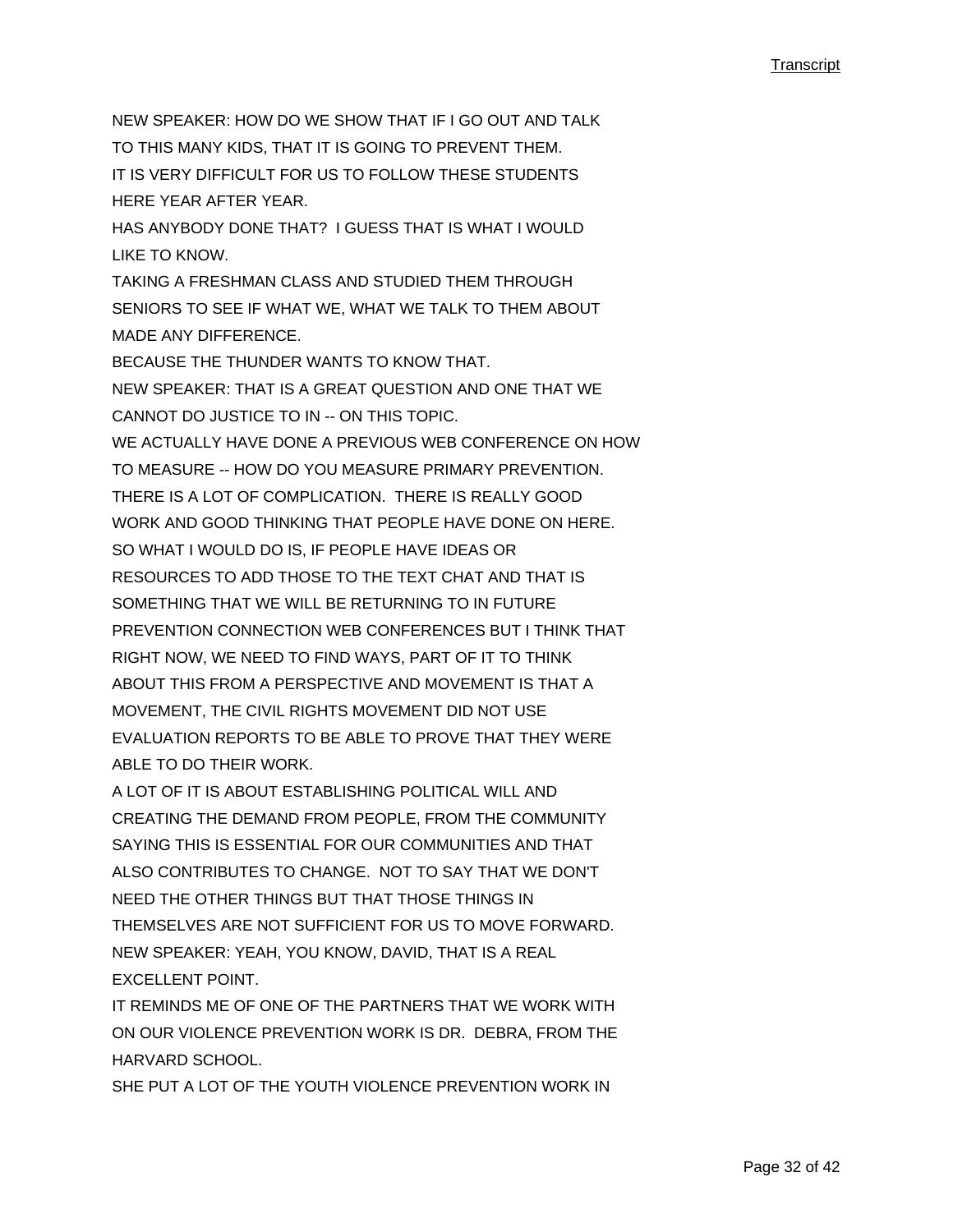NEW SPEAKER: HOW DO WE SHOW THAT IF I GO OUT AND TALK TO THIS MANY KIDS, THAT IT IS GOING TO PREVENT THEM.

IT IS VERY DIFFICULT FOR US TO FOLLOW THESE STUDENTS HERE YEAR AFTER YEAR.

HAS ANYBODY DONE THAT? I GUESS THAT IS WHAT I WOULD LIKE TO KNOW.

TAKING A FRESHMAN CLASS AND STUDIED THEM THROUGH SENIORS TO SEE IF WHAT WE, WHAT WE TALK TO THEM ABOUT MADE ANY DIFFERENCE.

BECAUSE THE THUNDER WANTS TO KNOW THAT.

NEW SPEAKER: THAT IS A GREAT QUESTION AND ONE THAT WE CANNOT DO JUSTICE TO IN -- ON THIS TOPIC.

WE ACTUALLY HAVE DONE A PREVIOUS WEB CONFERENCE ON HOW TO MEASURE -- HOW DO YOU MEASURE PRIMARY PREVENTION.

THERE IS A LOT OF COMPLICATION. THERE IS REALLY GOOD WORK AND GOOD THINKING THAT PEOPLE HAVE DONE ON HERE.

SO WHAT I WOULD DO IS, IF PEOPLE HAVE IDEAS OR RESOURCES TO ADD THOSE TO THE TEXT CHAT AND THAT IS SOMETHING THAT WE WILL BE RETURNING TO IN FUTURE PREVENTION CONNECTION WEB CONFERENCES BUT I THINK THAT RIGHT NOW, WE NEED TO FIND WAYS, PART OF IT TO THINK ABOUT THIS FROM A PERSPECTIVE AND MOVEMENT IS THAT A MOVEMENT, THE CIVIL RIGHTS MOVEMENT DID NOT USE EVALUATION REPORTS TO BE ABLE TO PROVE THAT THEY WERE ABLE TO DO THEIR WORK.

A LOT OF IT IS ABOUT ESTABLISHING POLITICAL WILL AND CREATING THE DEMAND FROM PEOPLE, FROM THE COMMUNITY SAYING THIS IS ESSENTIAL FOR OUR COMMUNITIES AND THAT ALSO CONTRIBUTES TO CHANGE. NOT TO SAY THAT WE DON'T NEED THE OTHER THINGS BUT THAT THOSE THINGS IN THEMSELVES ARE NOT SUFFICIENT FOR US TO MOVE FORWARD.

NEW SPEAKER: YEAH, YOU KNOW, DAVID, THAT IS A REAL EXCELLENT POINT.

IT REMINDS ME OF ONE OF THE PARTNERS THAT WE WORK WITH ON OUR VIOLENCE PREVENTION WORK IS DR. DEBRA, FROM THE HARVARD SCHOOL.

SHE PUT A LOT OF THE YOUTH VIOLENCE PREVENTION WORK IN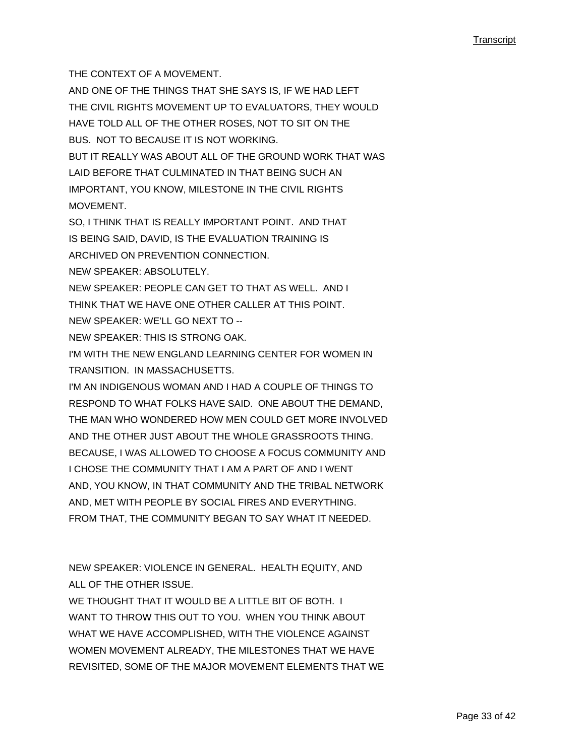THE CONTEXT OF A MOVEMENT.

AND ONE OF THE THINGS THAT SHE SAYS IS, IF WE HAD LEFT THE CIVIL RIGHTS MOVEMENT UP TO EVALUATORS, THEY WOULD HAVE TOLD ALL OF THE OTHER ROSES, NOT TO SIT ON THE BUS. NOT TO BECAUSE IT IS NOT WORKING.

BUT IT REALLY WAS ABOUT ALL OF THE GROUND WORK THAT WAS LAID BEFORE THAT CULMINATED IN THAT BEING SUCH AN IMPORTANT, YOU KNOW, MILESTONE IN THE CIVIL RIGHTS MOVEMENT.

SO, I THINK THAT IS REALLY IMPORTANT POINT. AND THAT IS BEING SAID, DAVID, IS THE EVALUATION TRAINING IS ARCHIVED ON PREVENTION CONNECTION.

NEW SPEAKER: ABSOLUTELY.

NEW SPEAKER: PEOPLE CAN GET TO THAT AS WELL. AND I THINK THAT WE HAVE ONE OTHER CALLER AT THIS POINT.

NEW SPEAKER: WE'LL GO NEXT TO --

NEW SPEAKER: THIS IS STRONG OAK.

I'M WITH THE NEW ENGLAND LEARNING CENTER FOR WOMEN IN TRANSITION. IN MASSACHUSETTS.

I'M AN INDIGENOUS WOMAN AND I HAD A COUPLE OF THINGS TO RESPOND TO WHAT FOLKS HAVE SAID. ONE ABOUT THE DEMAND, THE MAN WHO WONDERED HOW MEN COULD GET MORE INVOLVED AND THE OTHER JUST ABOUT THE WHOLE GRASSROOTS THING. BECAUSE, I WAS ALLOWED TO CHOOSE A FOCUS COMMUNITY AND I CHOSE THE COMMUNITY THAT I AM A PART OF AND I WENT AND, YOU KNOW, IN THAT COMMUNITY AND THE TRIBAL NETWORK AND, MET WITH PEOPLE BY SOCIAL FIRES AND EVERYTHING. FROM THAT, THE COMMUNITY BEGAN TO SAY WHAT IT NEEDED.

NEW SPEAKER: VIOLENCE IN GENERAL. HEALTH EQUITY, AND ALL OF THE OTHER ISSUE.

WE THOUGHT THAT IT WOULD BE A LITTLE BIT OF BOTH. I WANT TO THROW THIS OUT TO YOU. WHEN YOU THINK ABOUT WHAT WE HAVE ACCOMPLISHED, WITH THE VIOLENCE AGAINST WOMEN MOVEMENT ALREADY, THE MILESTONES THAT WE HAVE REVISITED, SOME OF THE MAJOR MOVEMENT ELEMENTS THAT WE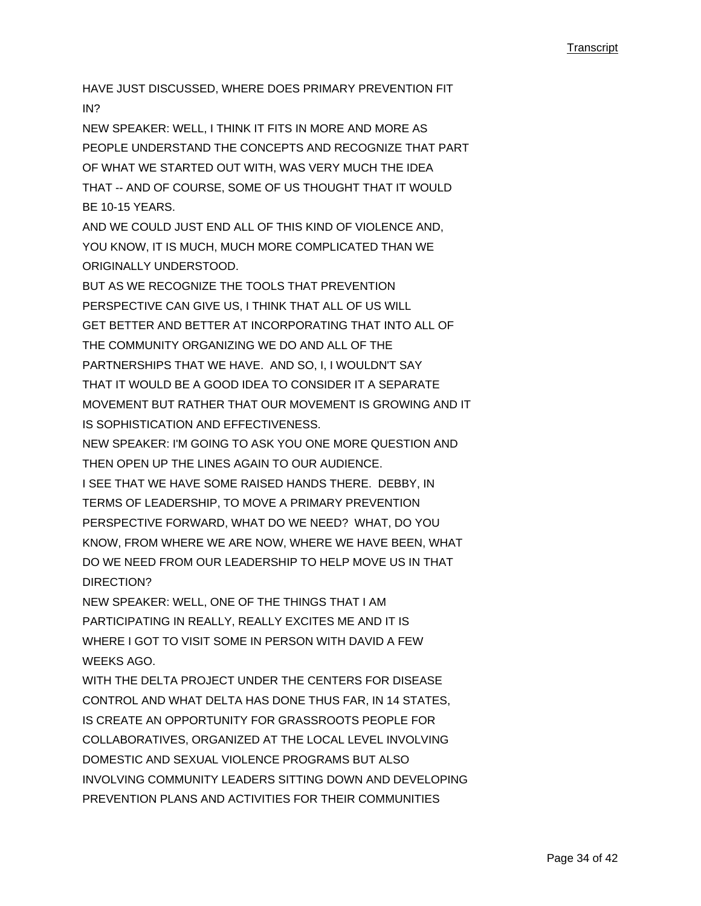HAVE JUST DISCUSSED, WHERE DOES PRIMARY PREVENTION FIT IN?

NEW SPEAKER: WELL, I THINK IT FITS IN MORE AND MORE AS PEOPLE UNDERSTAND THE CONCEPTS AND RECOGNIZE THAT PART OF WHAT WE STARTED OUT WITH, WAS VERY MUCH THE IDEA THAT -- AND OF COURSE, SOME OF US THOUGHT THAT IT WOULD BE 10-15 YEARS.

AND WE COULD JUST END ALL OF THIS KIND OF VIOLENCE AND, YOU KNOW, IT IS MUCH, MUCH MORE COMPLICATED THAN WE ORIGINALLY UNDERSTOOD.

BUT AS WE RECOGNIZE THE TOOLS THAT PREVENTION PERSPECTIVE CAN GIVE US, I THINK THAT ALL OF US WILL GET BETTER AND BETTER AT INCORPORATING THAT INTO ALL OF THE COMMUNITY ORGANIZING WE DO AND ALL OF THE PARTNERSHIPS THAT WE HAVE. AND SO, I, I WOULDN'T SAY THAT IT WOULD BE A GOOD IDEA TO CONSIDER IT A SEPARATE MOVEMENT BUT RATHER THAT OUR MOVEMENT IS GROWING AND IT IS SOPHISTICATION AND EFFECTIVENESS.

NEW SPEAKER: I'M GOING TO ASK YOU ONE MORE QUESTION AND THEN OPEN UP THE LINES AGAIN TO OUR AUDIENCE.

I SEE THAT WE HAVE SOME RAISED HANDS THERE. DEBBY, IN TERMS OF LEADERSHIP, TO MOVE A PRIMARY PREVENTION PERSPECTIVE FORWARD, WHAT DO WE NEED? WHAT, DO YOU KNOW, FROM WHERE WE ARE NOW, WHERE WE HAVE BEEN, WHAT DO WE NEED FROM OUR LEADERSHIP TO HELP MOVE US IN THAT DIRECTION?

NEW SPEAKER: WELL, ONE OF THE THINGS THAT I AM PARTICIPATING IN REALLY, REALLY EXCITES ME AND IT IS WHERE I GOT TO VISIT SOME IN PERSON WITH DAVID A FEW WEEKS AGO.

WITH THE DELTA PROJECT UNDER THE CENTERS FOR DISEASE CONTROL AND WHAT DELTA HAS DONE THUS FAR, IN 14 STATES, IS CREATE AN OPPORTUNITY FOR GRASSROOTS PEOPLE FOR COLLABORATIVES, ORGANIZED AT THE LOCAL LEVEL INVOLVING DOMESTIC AND SEXUAL VIOLENCE PROGRAMS BUT ALSO INVOLVING COMMUNITY LEADERS SITTING DOWN AND DEVELOPING PREVENTION PLANS AND ACTIVITIES FOR THEIR COMMUNITIES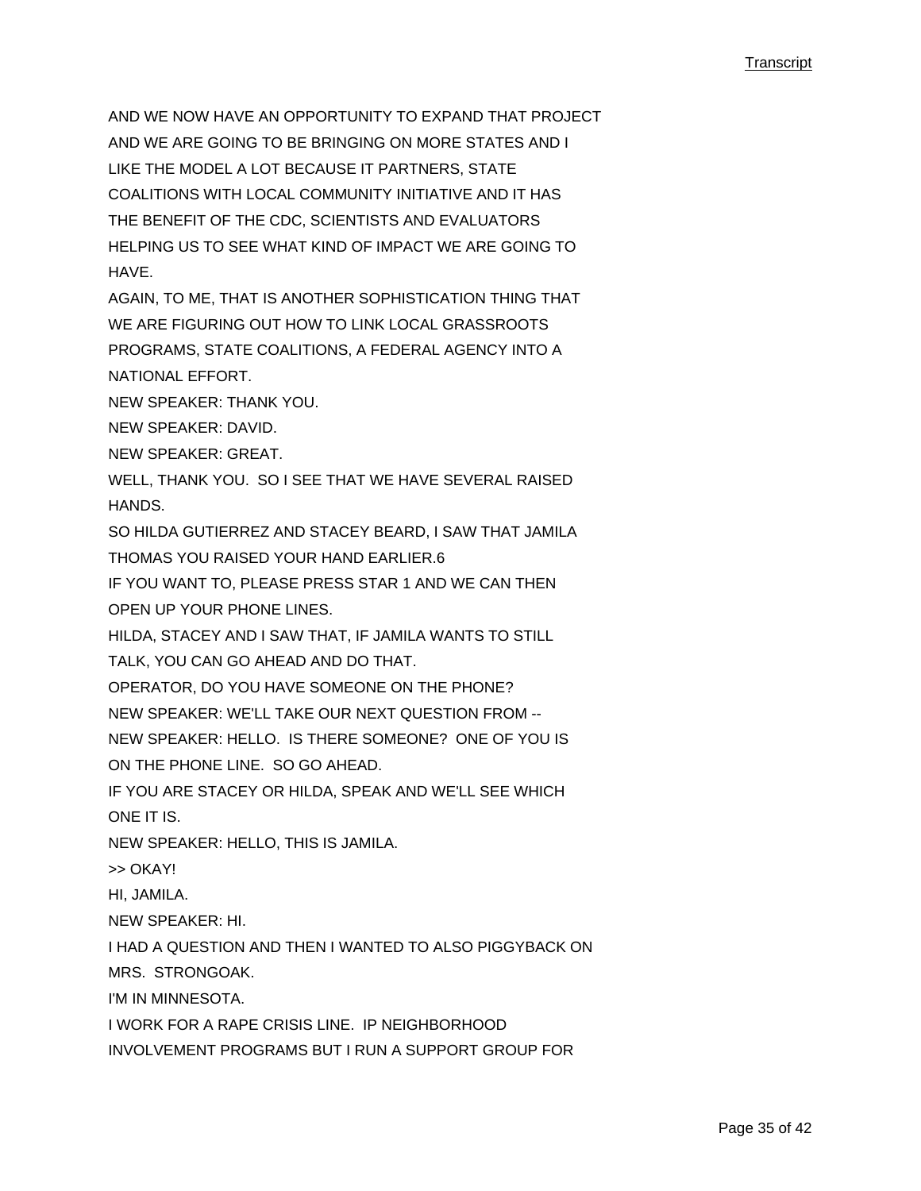AND WE NOW HAVE AN OPPORTUNITY TO EXPAND THAT PROJECT AND WE ARE GOING TO BE BRINGING ON MORE STATES AND I LIKE THE MODEL A LOT BECAUSE IT PARTNERS, STATE COALITIONS WITH LOCAL COMMUNITY INITIATIVE AND IT HAS THE BENEFIT OF THE CDC, SCIENTISTS AND EVALUATORS HELPING US TO SEE WHAT KIND OF IMPACT WE ARE GOING TO HAVE.

AGAIN, TO ME, THAT IS ANOTHER SOPHISTICATION THING THAT WE ARE FIGURING OUT HOW TO LINK LOCAL GRASSROOTS PROGRAMS, STATE COALITIONS, A FEDERAL AGENCY INTO A NATIONAL EFFORT.

NEW SPEAKER: THANK YOU.

NEW SPEAKER: DAVID.

NEW SPEAKER: GREAT.

WELL, THANK YOU. SO I SEE THAT WE HAVE SEVERAL RAISED HANDS.

SO HILDA GUTIERREZ AND STACEY BEARD, I SAW THAT JAMILA THOMAS YOU RAISED YOUR HAND EARLIER.6

IF YOU WANT TO, PLEASE PRESS STAR 1 AND WE CAN THEN OPEN UP YOUR PHONE LINES.

HILDA, STACEY AND I SAW THAT, IF JAMILA WANTS TO STILL TALK, YOU CAN GO AHEAD AND DO THAT.

OPERATOR, DO YOU HAVE SOMEONE ON THE PHONE?

NEW SPEAKER: WE'LL TAKE OUR NEXT QUESTION FROM --

NEW SPEAKER: HELLO. IS THERE SOMEONE? ONE OF YOU IS ON THE PHONE LINE. SO GO AHEAD.

IF YOU ARE STACEY OR HILDA, SPEAK AND WE'LL SEE WHICH ONE IT IS.

NEW SPEAKER: HELLO, THIS IS JAMILA.

>> OKAY!

HI, JAMILA.

NEW SPEAKER: HI.

I HAD A QUESTION AND THEN I WANTED TO ALSO PIGGYBACK ON MRS. STRONGOAK.

I'M IN MINNESOTA.

I WORK FOR A RAPE CRISIS LINE. IP NEIGHBORHOOD INVOLVEMENT PROGRAMS BUT I RUN A SUPPORT GROUP FOR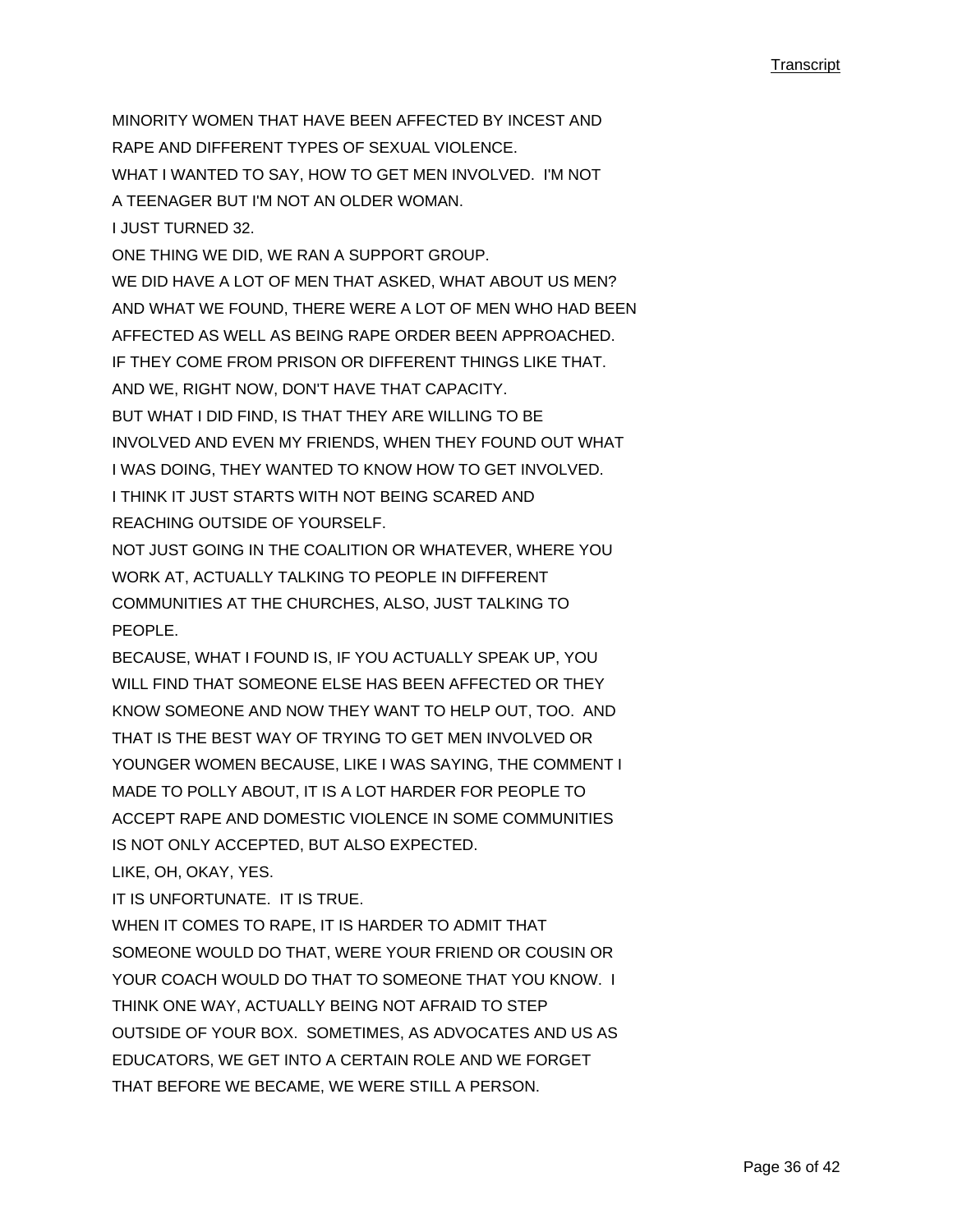MINORITY WOMEN THAT HAVE BEEN AFFECTED BY INCEST AND RAPE AND DIFFERENT TYPES OF SEXUAL VIOLENCE.

WHAT I WANTED TO SAY, HOW TO GET MEN INVOLVED. I'M NOT A TEENAGER BUT I'M NOT AN OLDER WOMAN.

I JUST TURNED 32.

ONE THING WE DID, WE RAN A SUPPORT GROUP.

WE DID HAVE A LOT OF MEN THAT ASKED, WHAT ABOUT US MEN?

AND WHAT WE FOUND, THERE WERE A LOT OF MEN WHO HAD BEEN AFFECTED AS WELL AS BEING RAPE ORDER BEEN APPROACHED.

IF THEY COME FROM PRISON OR DIFFERENT THINGS LIKE THAT.

AND WE, RIGHT NOW, DON'T HAVE THAT CAPACITY.

BUT WHAT I DID FIND, IS THAT THEY ARE WILLING TO BE INVOLVED AND EVEN MY FRIENDS, WHEN THEY FOUND OUT WHAT I WAS DOING, THEY WANTED TO KNOW HOW TO GET INVOLVED.

I THINK IT JUST STARTS WITH NOT BEING SCARED AND REACHING OUTSIDE OF YOURSELF.

NOT JUST GOING IN THE COALITION OR WHATEVER, WHERE YOU WORK AT, ACTUALLY TALKING TO PEOPLE IN DIFFERENT COMMUNITIES AT THE CHURCHES, ALSO, JUST TALKING TO PEOPLE.

BECAUSE, WHAT I FOUND IS, IF YOU ACTUALLY SPEAK UP, YOU WILL FIND THAT SOMEONE ELSE HAS BEEN AFFECTED OR THEY KNOW SOMEONE AND NOW THEY WANT TO HELP OUT, TOO. AND THAT IS THE BEST WAY OF TRYING TO GET MEN INVOLVED OR YOUNGER WOMEN BECAUSE, LIKE I WAS SAYING, THE COMMENT I MADE TO POLLY ABOUT, IT IS A LOT HARDER FOR PEOPLE TO ACCEPT RAPE AND DOMESTIC VIOLENCE IN SOME COMMUNITIES IS NOT ONLY ACCEPTED, BUT ALSO EXPECTED.

LIKE, OH, OKAY, YES.

IT IS UNFORTUNATE. IT IS TRUE.

WHEN IT COMES TO RAPE, IT IS HARDER TO ADMIT THAT SOMEONE WOULD DO THAT, WERE YOUR FRIEND OR COUSIN OR YOUR COACH WOULD DO THAT TO SOMEONE THAT YOU KNOW. I THINK ONE WAY, ACTUALLY BEING NOT AFRAID TO STEP OUTSIDE OF YOUR BOX. SOMETIMES, AS ADVOCATES AND US AS EDUCATORS, WE GET INTO A CERTAIN ROLE AND WE FORGET THAT BEFORE WE BECAME, WE WERE STILL A PERSON.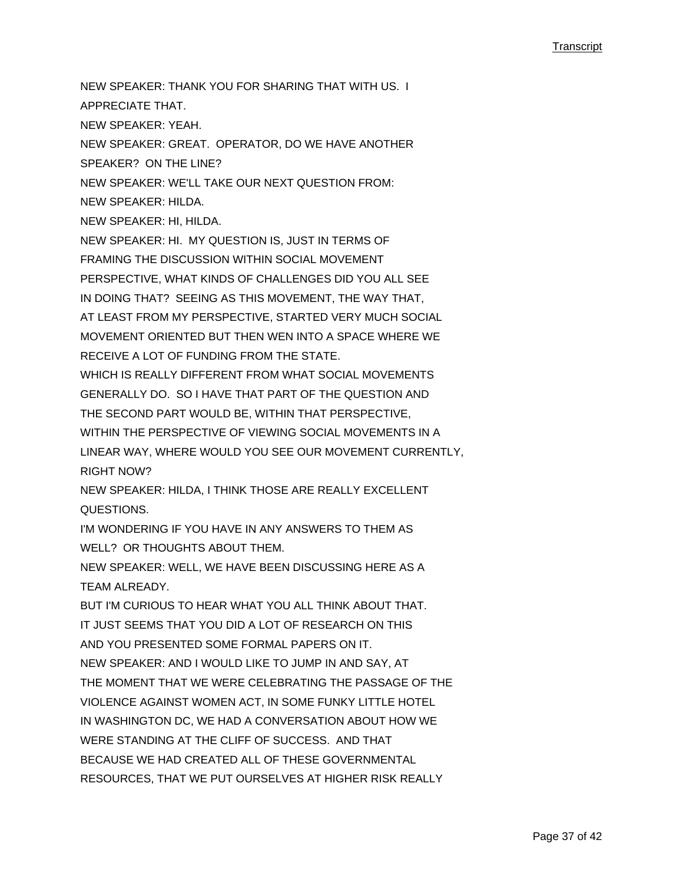NEW SPEAKER: THANK YOU FOR SHARING THAT WITH US. I APPRECIATE THAT.

NEW SPEAKER: YEAH.

NEW SPEAKER: GREAT. OPERATOR, DO WE HAVE ANOTHER SPEAKER? ON THE LINE?

NEW SPEAKER: WE'LL TAKE OUR NEXT QUESTION FROM:

NEW SPEAKER: HILDA.

NEW SPEAKER: HI, HILDA.

NEW SPEAKER: HI. MY QUESTION IS, JUST IN TERMS OF FRAMING THE DISCUSSION WITHIN SOCIAL MOVEMENT PERSPECTIVE, WHAT KINDS OF CHALLENGES DID YOU ALL SEE IN DOING THAT? SEEING AS THIS MOVEMENT, THE WAY THAT, AT LEAST FROM MY PERSPECTIVE, STARTED VERY MUCH SOCIAL MOVEMENT ORIENTED BUT THEN WEN INTO A SPACE WHERE WE RECEIVE A LOT OF FUNDING FROM THE STATE.

WHICH IS REALLY DIFFERENT FROM WHAT SOCIAL MOVEMENTS GENERALLY DO. SO I HAVE THAT PART OF THE QUESTION AND THE SECOND PART WOULD BE, WITHIN THAT PERSPECTIVE, WITHIN THE PERSPECTIVE OF VIEWING SOCIAL MOVEMENTS IN A LINEAR WAY, WHERE WOULD YOU SEE OUR MOVEMENT CURRENTLY, RIGHT NOW?

NEW SPEAKER: HILDA, I THINK THOSE ARE REALLY EXCELLENT QUESTIONS.

I'M WONDERING IF YOU HAVE IN ANY ANSWERS TO THEM AS WELL? OR THOUGHTS ABOUT THEM.

NEW SPEAKER: WELL, WE HAVE BEEN DISCUSSING HERE AS A TEAM ALREADY.

BUT I'M CURIOUS TO HEAR WHAT YOU ALL THINK ABOUT THAT.

IT JUST SEEMS THAT YOU DID A LOT OF RESEARCH ON THIS AND YOU PRESENTED SOME FORMAL PAPERS ON IT.

NEW SPEAKER: AND I WOULD LIKE TO JUMP IN AND SAY, AT THE MOMENT THAT WE WERE CELEBRATING THE PASSAGE OF THE VIOLENCE AGAINST WOMEN ACT, IN SOME FUNKY LITTLE HOTEL IN WASHINGTON DC, WE HAD A CONVERSATION ABOUT HOW WE WERE STANDING AT THE CLIFF OF SUCCESS. AND THAT BECAUSE WE HAD CREATED ALL OF THESE GOVERNMENTAL RESOURCES, THAT WE PUT OURSELVES AT HIGHER RISK REALLY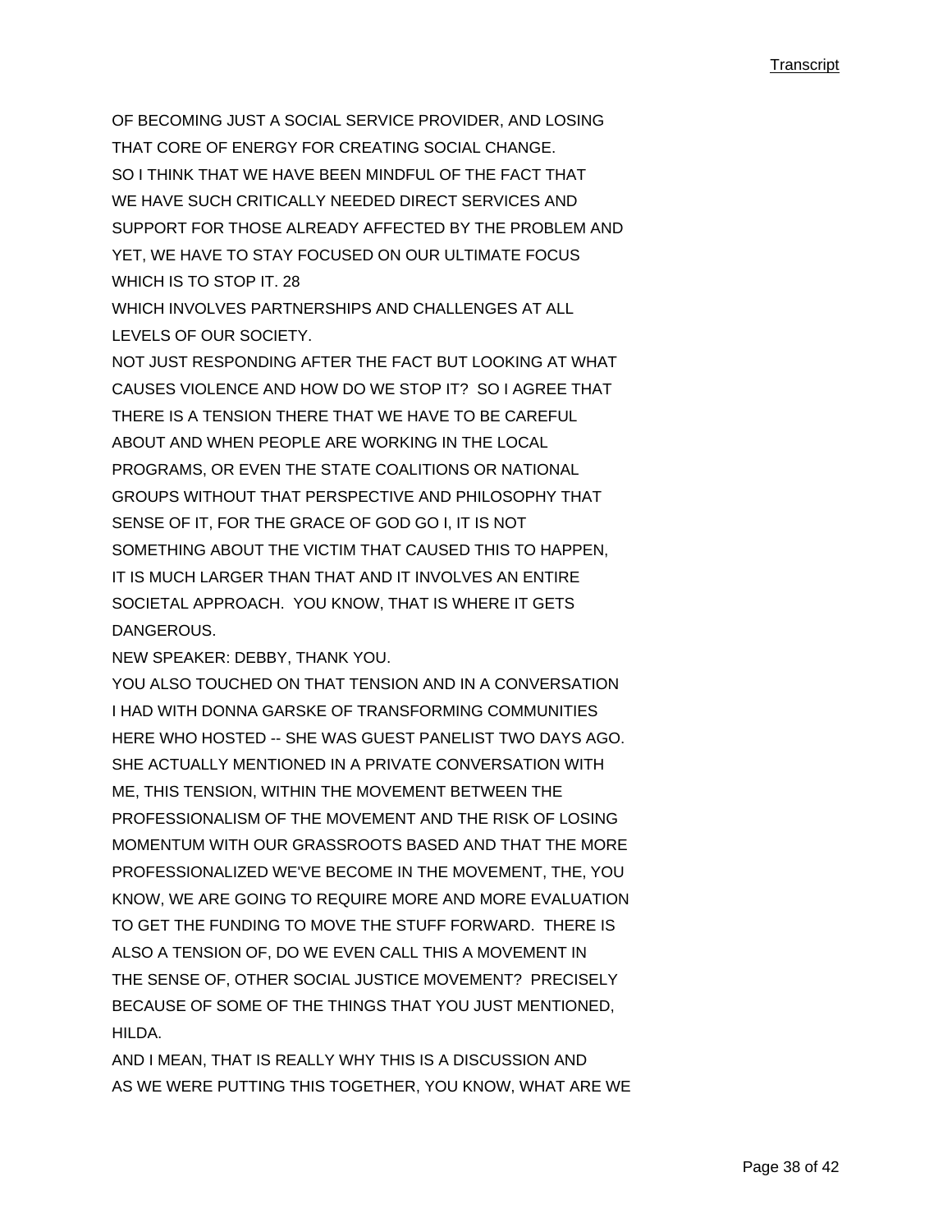OF BECOMING JUST A SOCIAL SERVICE PROVIDER, AND LOSING THAT CORE OF ENERGY FOR CREATING SOCIAL CHANGE.

SO I THINK THAT WE HAVE BEEN MINDFUL OF THE FACT THAT WE HAVE SUCH CRITICALLY NEEDED DIRECT SERVICES AND SUPPORT FOR THOSE ALREADY AFFECTED BY THE PROBLEM AND YET, WE HAVE TO STAY FOCUSED ON OUR ULTIMATE FOCUS WHICH IS TO STOP IT. 28

WHICH INVOLVES PARTNERSHIPS AND CHALLENGES AT ALL LEVELS OF OUR SOCIETY.

NOT JUST RESPONDING AFTER THE FACT BUT LOOKING AT WHAT CAUSES VIOLENCE AND HOW DO WE STOP IT? SO I AGREE THAT THERE IS A TENSION THERE THAT WE HAVE TO BE CAREFUL ABOUT AND WHEN PEOPLE ARE WORKING IN THE LOCAL PROGRAMS, OR EVEN THE STATE COALITIONS OR NATIONAL GROUPS WITHOUT THAT PERSPECTIVE AND PHILOSOPHY THAT SENSE OF IT, FOR THE GRACE OF GOD GO I, IT IS NOT SOMETHING ABOUT THE VICTIM THAT CAUSED THIS TO HAPPEN, IT IS MUCH LARGER THAN THAT AND IT INVOLVES AN ENTIRE SOCIETAL APPROACH. YOU KNOW, THAT IS WHERE IT GETS DANGEROUS.

NEW SPEAKER: DEBBY, THANK YOU.

YOU ALSO TOUCHED ON THAT TENSION AND IN A CONVERSATION I HAD WITH DONNA GARSKE OF TRANSFORMING COMMUNITIES HERE WHO HOSTED -- SHE WAS GUEST PANELIST TWO DAYS AGO. SHE ACTUALLY MENTIONED IN A PRIVATE CONVERSATION WITH ME, THIS TENSION, WITHIN THE MOVEMENT BETWEEN THE PROFESSIONALISM OF THE MOVEMENT AND THE RISK OF LOSING MOMENTUM WITH OUR GRASSROOTS BASED AND THAT THE MORE PROFESSIONALIZED WE'VE BECOME IN THE MOVEMENT, THE, YOU KNOW, WE ARE GOING TO REQUIRE MORE AND MORE EVALUATION TO GET THE FUNDING TO MOVE THE STUFF FORWARD. THERE IS ALSO A TENSION OF, DO WE EVEN CALL THIS A MOVEMENT IN THE SENSE OF, OTHER SOCIAL JUSTICE MOVEMENT? PRECISELY BECAUSE OF SOME OF THE THINGS THAT YOU JUST MENTIONED, HILDA.

AND I MEAN, THAT IS REALLY WHY THIS IS A DISCUSSION AND AS WE WERE PUTTING THIS TOGETHER, YOU KNOW, WHAT ARE WE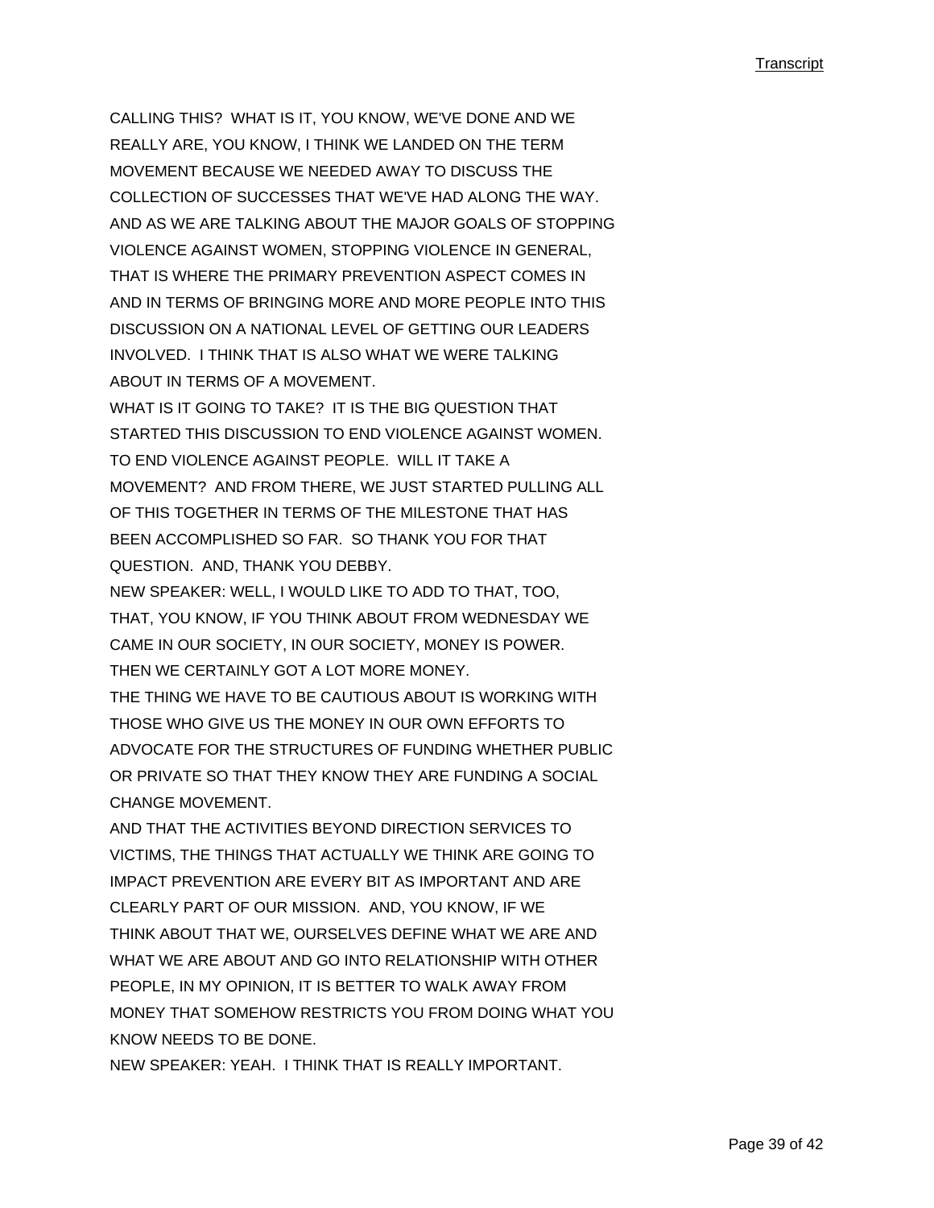CALLING THIS? WHAT IS IT, YOU KNOW, WE'VE DONE AND WE REALLY ARE, YOU KNOW, I THINK WE LANDED ON THE TERM MOVEMENT BECAUSE WE NEEDED AWAY TO DISCUSS THE COLLECTION OF SUCCESSES THAT WE'VE HAD ALONG THE WAY. AND AS WE ARE TALKING ABOUT THE MAJOR GOALS OF STOPPING VIOLENCE AGAINST WOMEN, STOPPING VIOLENCE IN GENERAL, THAT IS WHERE THE PRIMARY PREVENTION ASPECT COMES IN AND IN TERMS OF BRINGING MORE AND MORE PEOPLE INTO THIS DISCUSSION ON A NATIONAL LEVEL OF GETTING OUR LEADERS INVOLVED. I THINK THAT IS ALSO WHAT WE WERE TALKING ABOUT IN TERMS OF A MOVEMENT.

WHAT IS IT GOING TO TAKE? IT IS THE BIG QUESTION THAT STARTED THIS DISCUSSION TO END VIOLENCE AGAINST WOMEN. TO END VIOLENCE AGAINST PEOPLE. WILL IT TAKE A MOVEMENT? AND FROM THERE, WE JUST STARTED PULLING ALL OF THIS TOGETHER IN TERMS OF THE MILESTONE THAT HAS BEEN ACCOMPLISHED SO FAR. SO THANK YOU FOR THAT QUESTION. AND, THANK YOU DEBBY.

NEW SPEAKER: WELL, I WOULD LIKE TO ADD TO THAT, TOO, THAT, YOU KNOW, IF YOU THINK ABOUT FROM WEDNESDAY WE CAME IN OUR SOCIETY, IN OUR SOCIETY, MONEY IS POWER. THEN WE CERTAINLY GOT A LOT MORE MONEY.

THE THING WE HAVE TO BE CAUTIOUS ABOUT IS WORKING WITH THOSE WHO GIVE US THE MONEY IN OUR OWN EFFORTS TO ADVOCATE FOR THE STRUCTURES OF FUNDING WHETHER PUBLIC OR PRIVATE SO THAT THEY KNOW THEY ARE FUNDING A SOCIAL CHANGE MOVEMENT.

AND THAT THE ACTIVITIES BEYOND DIRECTION SERVICES TO VICTIMS, THE THINGS THAT ACTUALLY WE THINK ARE GOING TO IMPACT PREVENTION ARE EVERY BIT AS IMPORTANT AND ARE CLEARLY PART OF OUR MISSION. AND, YOU KNOW, IF WE THINK ABOUT THAT WE, OURSELVES DEFINE WHAT WE ARE AND WHAT WE ARE ABOUT AND GO INTO RELATIONSHIP WITH OTHER PEOPLE, IN MY OPINION, IT IS BETTER TO WALK AWAY FROM MONEY THAT SOMEHOW RESTRICTS YOU FROM DOING WHAT YOU KNOW NEEDS TO BE DONE.

NEW SPEAKER: YEAH. I THINK THAT IS REALLY IMPORTANT.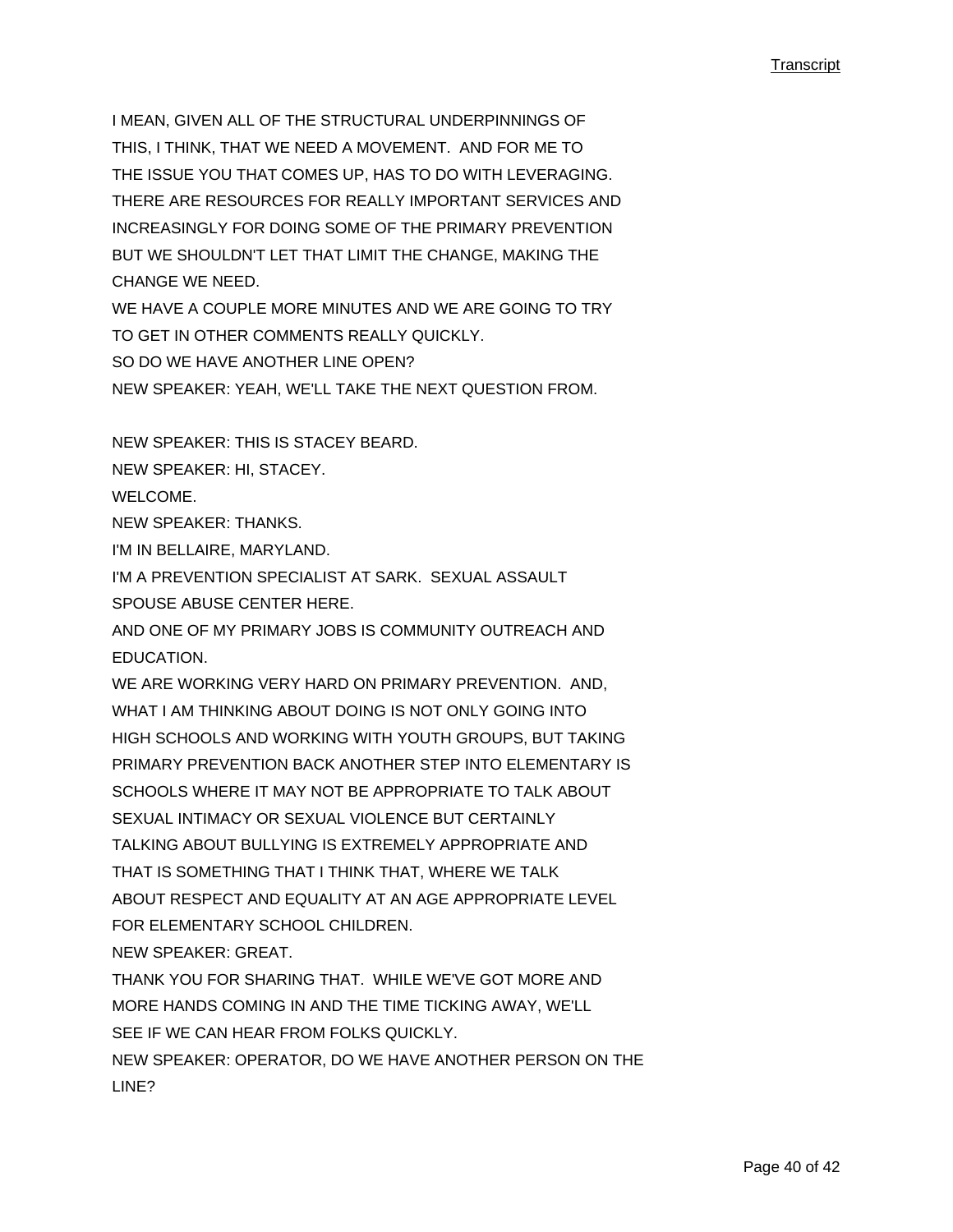I MEAN, GIVEN ALL OF THE STRUCTURAL UNDERPINNINGS OF THIS, I THINK, THAT WE NEED A MOVEMENT. AND FOR ME TO THE ISSUE YOU THAT COMES UP, HAS TO DO WITH LEVERAGING. THERE ARE RESOURCES FOR REALLY IMPORTANT SERVICES AND INCREASINGLY FOR DOING SOME OF THE PRIMARY PREVENTION BUT WE SHOULDN'T LET THAT LIMIT THE CHANGE, MAKING THE CHANGE WE NEED.

WE HAVE A COUPLE MORE MINUTES AND WE ARE GOING TO TRY TO GET IN OTHER COMMENTS REALLY QUICKLY.

SO DO WE HAVE ANOTHER LINE OPEN?

NEW SPEAKER: YEAH, WE'LL TAKE THE NEXT QUESTION FROM.

NEW SPEAKER: THIS IS STACEY BEARD.

NEW SPEAKER: HI, STACEY.

WELCOME.

NEW SPEAKER: THANKS.

I'M IN BELLAIRE, MARYLAND.

I'M A PREVENTION SPECIALIST AT SARK. SEXUAL ASSAULT SPOUSE ABUSE CENTER HERE.

AND ONE OF MY PRIMARY JOBS IS COMMUNITY OUTREACH AND EDUCATION.

WE ARE WORKING VERY HARD ON PRIMARY PREVENTION. AND, WHAT I AM THINKING ABOUT DOING IS NOT ONLY GOING INTO HIGH SCHOOLS AND WORKING WITH YOUTH GROUPS, BUT TAKING PRIMARY PREVENTION BACK ANOTHER STEP INTO ELEMENTARY IS SCHOOLS WHERE IT MAY NOT BE APPROPRIATE TO TALK ABOUT SEXUAL INTIMACY OR SEXUAL VIOLENCE BUT CERTAINLY TALKING ABOUT BULLYING IS EXTREMELY APPROPRIATE AND THAT IS SOMETHING THAT I THINK THAT, WHERE WE TALK ABOUT RESPECT AND EQUALITY AT AN AGE APPROPRIATE LEVEL FOR ELEMENTARY SCHOOL CHILDREN.

NEW SPEAKER: GREAT.

THANK YOU FOR SHARING THAT. WHILE WE'VE GOT MORE AND MORE HANDS COMING IN AND THE TIME TICKING AWAY, WE'LL SEE IF WE CAN HEAR FROM FOLKS QUICKLY.

NEW SPEAKER: OPERATOR, DO WE HAVE ANOTHER PERSON ON THE LINE?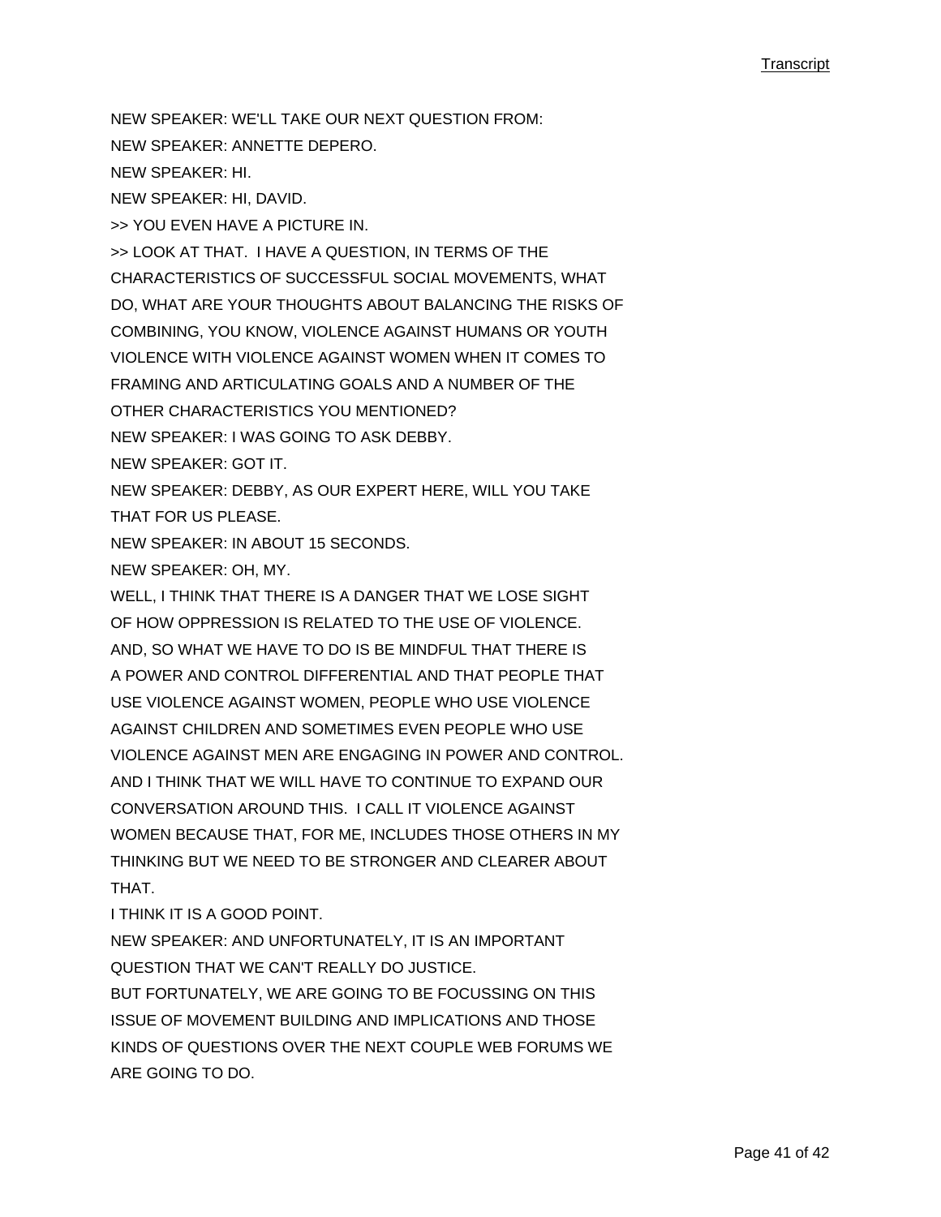NEW SPEAKER: WE'LL TAKE OUR NEXT QUESTION FROM:

NEW SPEAKER: ANNETTE DEPERO.

NEW SPEAKER: HI.

NEW SPEAKER: HI, DAVID.

>> YOU EVEN HAVE A PICTURE IN.

>> LOOK AT THAT. I HAVE A QUESTION, IN TERMS OF THE CHARACTERISTICS OF SUCCESSFUL SOCIAL MOVEMENTS, WHAT DO, WHAT ARE YOUR THOUGHTS ABOUT BALANCING THE RISKS OF COMBINING, YOU KNOW, VIOLENCE AGAINST HUMANS OR YOUTH VIOLENCE WITH VIOLENCE AGAINST WOMEN WHEN IT COMES TO FRAMING AND ARTICULATING GOALS AND A NUMBER OF THE OTHER CHARACTERISTICS YOU MENTIONED?

NEW SPEAKER: I WAS GOING TO ASK DEBBY.

NEW SPEAKER: GOT IT.

NEW SPEAKER: DEBBY, AS OUR EXPERT HERE, WILL YOU TAKE THAT FOR US PLEASE.

NEW SPEAKER: IN ABOUT 15 SECONDS.

NEW SPEAKER: OH, MY.

WELL, I THINK THAT THERE IS A DANGER THAT WE LOSE SIGHT OF HOW OPPRESSION IS RELATED TO THE USE OF VIOLENCE. AND, SO WHAT WE HAVE TO DO IS BE MINDFUL THAT THERE IS A POWER AND CONTROL DIFFERENTIAL AND THAT PEOPLE THAT USE VIOLENCE AGAINST WOMEN, PEOPLE WHO USE VIOLENCE AGAINST CHILDREN AND SOMETIMES EVEN PEOPLE WHO USE VIOLENCE AGAINST MEN ARE ENGAGING IN POWER AND CONTROL. AND I THINK THAT WE WILL HAVE TO CONTINUE TO EXPAND OUR CONVERSATION AROUND THIS. I CALL IT VIOLENCE AGAINST WOMEN BECAUSE THAT, FOR ME, INCLUDES THOSE OTHERS IN MY THINKING BUT WE NEED TO BE STRONGER AND CLEARER ABOUT THAT.

I THINK IT IS A GOOD POINT.

NEW SPEAKER: AND UNFORTUNATELY, IT IS AN IMPORTANT QUESTION THAT WE CAN'T REALLY DO JUSTICE.

BUT FORTUNATELY, WE ARE GOING TO BE FOCUSSING ON THIS ISSUE OF MOVEMENT BUILDING AND IMPLICATIONS AND THOSE KINDS OF QUESTIONS OVER THE NEXT COUPLE WEB FORUMS WE ARE GOING TO DO.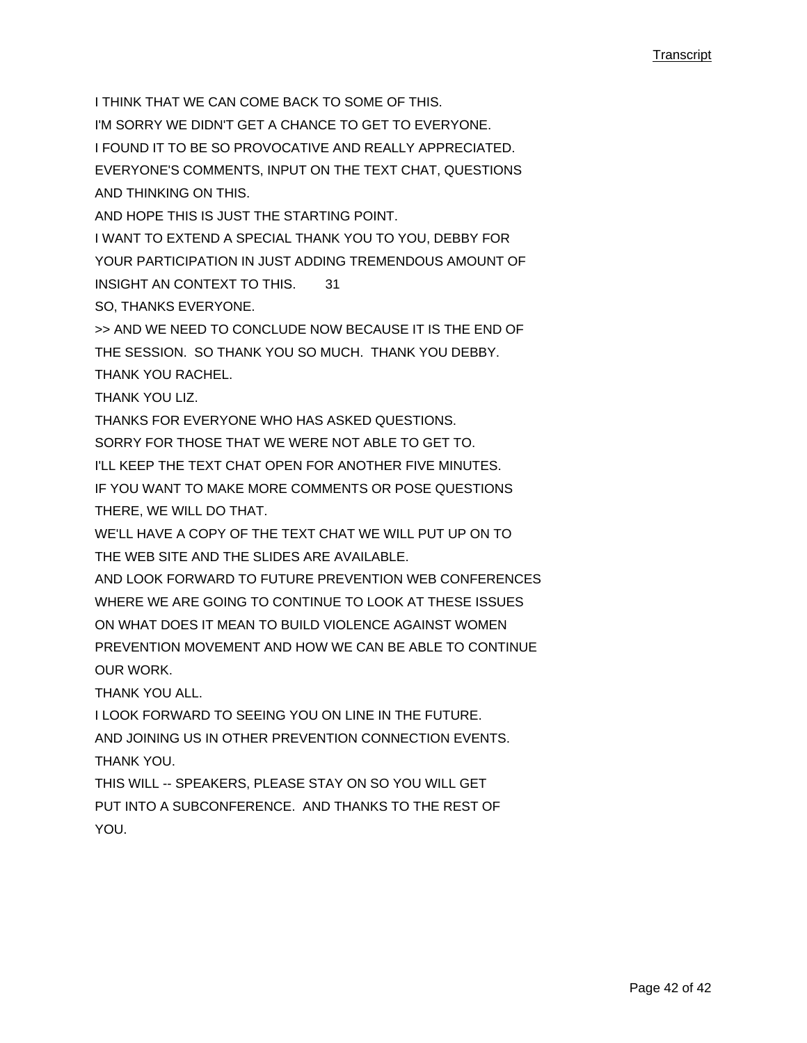I THINK THAT WE CAN COME BACK TO SOME OF THIS.
I'M SORRY WE DIDN'T GET A CHANCE TO GET TO EVERYONE.
I FOUND IT TO BE SO PROVOCATIVE AND REALLY APPRECIATED.
EVERYONE'S COMMENTS, INPUT ON THE TEXT CHAT, QUESTIONS
AND THINKING ON THIS.
AND HOPE THIS IS JUST THE STARTING POINT.
I WANT TO EXTEND A SPECIAL THANK YOU TO YOU, DEBBY FOR
YOUR PARTICIPATION IN JUST ADDING TREMENDOUS AMOUNT OF
INSIGHT AN CONTEXT TO THIS. 31
SO, THANKS EVERYONE.
>> AND WE NEED TO CONCLUDE NOW BECAUSE IT IS THE END OF
THE SESSION. SO THANK YOU SO MUCH. THANK YOU DEBBY.
THANK YOU RACHEL.
THANK YOU LIZ.
THANKS FOR EVERYONE WHO HAS ASKED QUESTIONS.
SORRY FOR THOSE THAT WE WERE NOT ABLE TO GET TO.
I'LL KEEP THE TEXT CHAT OPEN FOR ANOTHER FIVE MINUTES.
IF YOU WANT TO MAKE MORE COMMENTS OR POSE QUESTIONS
THERE, WE WILL DO THAT.
WE'LL HAVE A COPY OF THE TEXT CHAT WE WILL PUT UP ON TO
THE WEB SITE AND THE SLIDES ARE AVAILABLE.
AND LOOK FORWARD TO FUTURE PREVENTION WEB CONFERENCES
WHERE WE ARE GOING TO CONTINUE TO LOOK AT THESE ISSUES
ON WHAT DOES IT MEAN TO BUILD VIOLENCE AGAINST WOMEN
PREVENTION MOVEMENT AND HOW WE CAN BE ABLE TO CONTINUE
OUR WORK.
THANK YOU ALL.
I LOOK FORWARD TO SEEING YOU ON LINE IN THE FUTURE.
AND JOINING US IN OTHER PREVENTION CONNECTION EVENTS.
THANK YOU.
THIS WILL -- SPEAKERS, PLEASE STAY ON SO YOU WILL GET
PUT INTO A SUBCONFERENCE. AND THANKS TO THE REST OF
YOU.